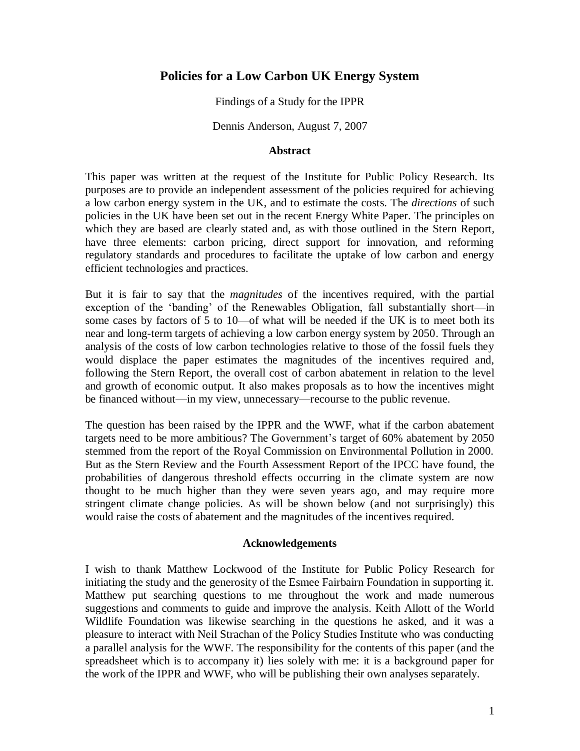# Policies for a Low Carbon UK Energy System

Findings of a Study for the IPPR

Dennis Anderson, August 7, 2007

## Abstract

This paper was written at the request of the Institute for Public Policy Research. Its purposes are to provide an independent assessment of the policies required for achieving a low carbon energy system in the UK, and to estimate the costs. The *directions* of such policies in the UK have been set out in the recent Energy White Paper. The principles on which they are based are clearly stated and, as with those outlined in the Stern Report, have three elements: carbon pricing, direct support for innovation, and reforming regulatory standards and procedures to facilitate the uptake of low carbon and energy efficient technologies and practices.

But it is fair to say that the *magnitudes* of the incentives required, with the partial exception of the 'banding' of the Renewables Obligation, fall substantially short—in some cases by factors of 5 to 10—of what will be needed if the UK is to meet both its near and long-term targets of achieving a low carbon energy system by 2050. Through an analysis of the costs of low carbon technologies relative to those of the fossil fuels they would displace the paper estimates the magnitudes of the incentives required and, following the Stern Report, the overall cost of carbon abatement in relation to the level and growth of economic output. It also makes proposals as to how the incentives might be financed without—in my view, unnecessary—recourse to the public revenue.

The question has been raised by the IPPR and the WWF, what if the carbon abatement targets need to be more ambitious? The Government's target of 60% abatement by 2050 stemmed from the report of the Royal Commission on Environmental Pollution in 2000. But as the Stern Review and the Fourth Assessment Report of the IPCC have found, the probabilities of dangerous threshold effects occurring in the climate system are now thought to be much higher than they were seven years ago, and may require more stringent climate change policies. As will be shown below (and not surprisingly) this would raise the costs of abatement and the magnitudes of the incentives required.

## Acknowledgements

I wish to thank Matthew Lockwood of the Institute for Public Policy Research for initiating the study and the generosity of the Esmee Fairbairn Foundation in supporting it. Matthew put searching questions to me throughout the work and made numerous suggestions and comments to guide and improve the analysis. Keith Allott of the World Wildlife Foundation was likewise searching in the questions he asked, and it was a pleasure to interact with Neil Strachan of the Policy Studies Institute who was conducting a parallel analysis for the WWF. The responsibility for the contents of this paper (and the spreadsheet which is to accompany it) lies solely with me: it is a background paper for the work of the IPPR and WWF, who will be publishing their own analyses separately.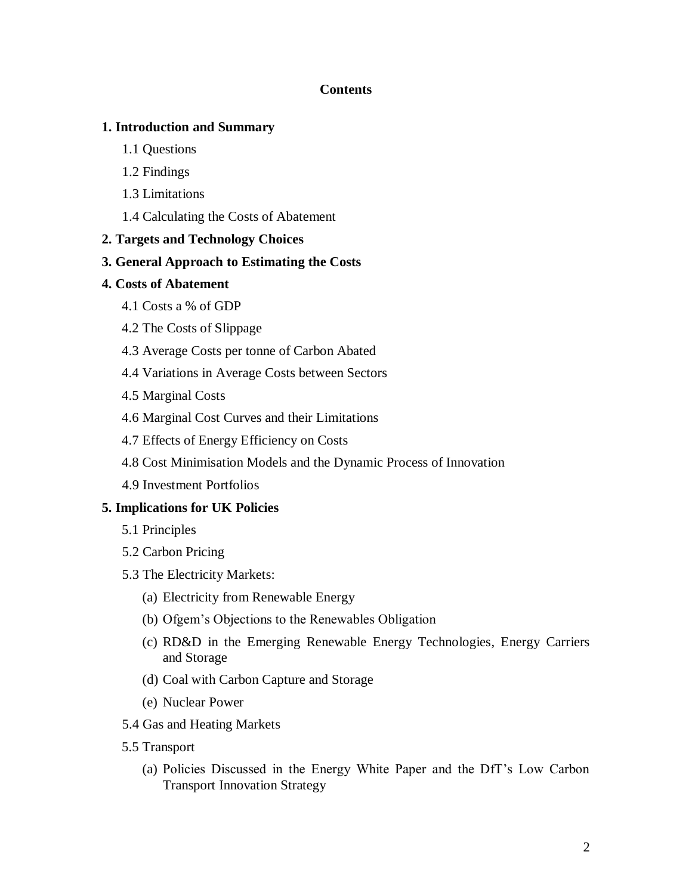**Contents**

**1. Introduction and Summary**

- 1.1 Questions
- 1.2 Findings
- 1.3 Limitations
- 1.4 Calculating the Costs of Abatement

**2. Targets and Technology Choices**

**3. General Approach to Estimating the Costs**

**4. Costs of Abatement**

- 4.1 Costs a % of GDP
- 4.2 The Costs of Slippage
- 4.3 Average Costs per tonne of Carbon Abated
- 4.4 Variations in Average Costs between Sectors
- 4.5 Marginal Costs
- 4.6 Marginal Cost Curves and their Limitations
- 4.7 Effects of Energy Efficiency on Costs
- 4.8 Cost Minimisation Models and the Dynamic Process of Innovation
- 4.9 Investment Portfolios

**5. Implications for UK Policies**

- 5.1 Principles
- 5.2 Carbon Pricing
- 5.3 The Electricity Markets:
  - (a) Electricity from Renewable Energy
  - (b) Ofgem's Objections to the Renewables Obligation
  - (c) RD&D in the Emerging Renewable Energy Technologies, Energy Carriers and Storage
  - (d) Coal with Carbon Capture and Storage
  - (e) Nuclear Power
- 5.4 Gas and Heating Markets
- 5.5 Transport
  - (a) Policies Discussed in the Energy White Paper and the DfT's Low Carbon Transport Innovation Strategy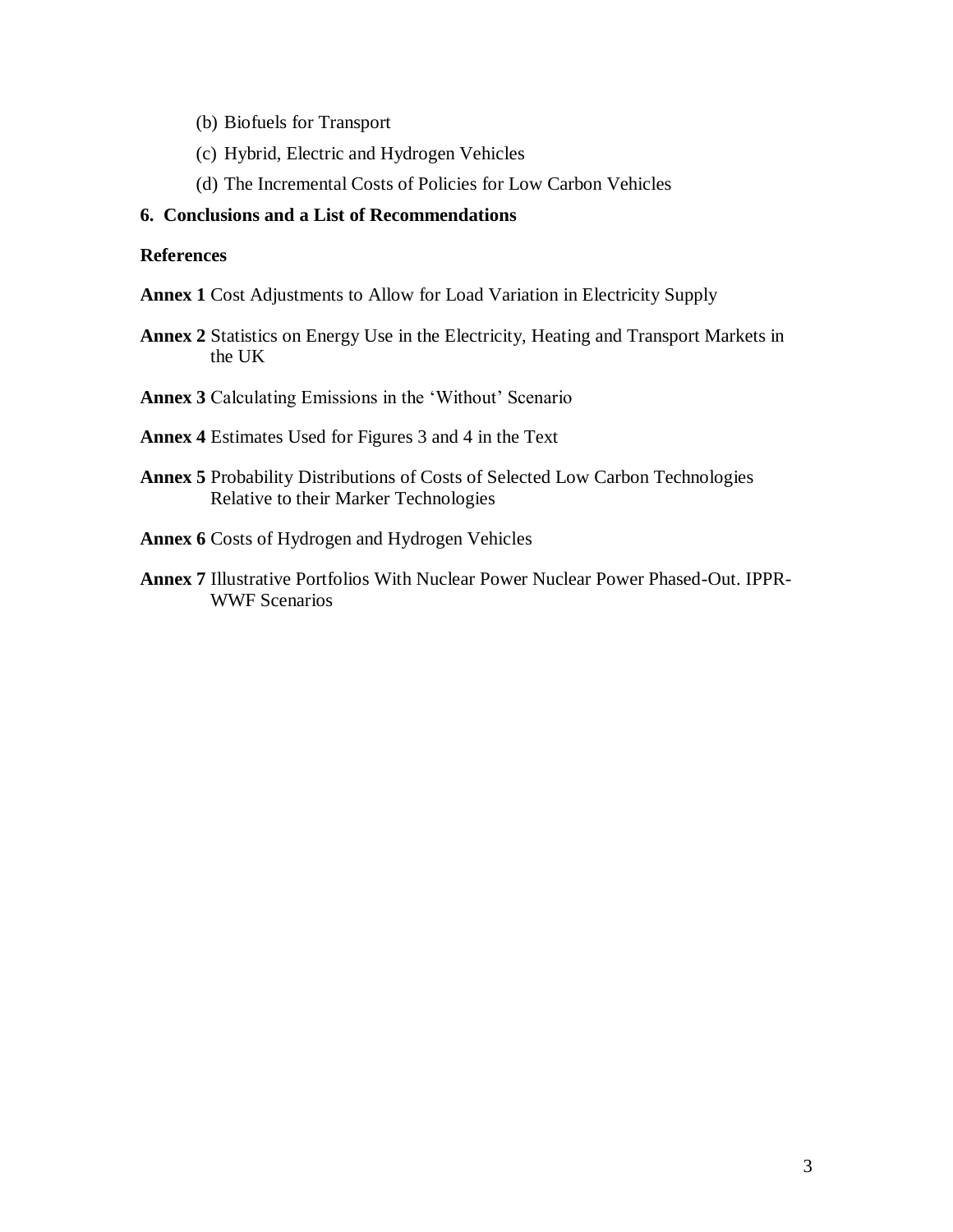(b) Biofuels for Transport

(c) Hybrid, Electric and Hydrogen Vehicles

(d) The Incremental Costs of Policies for Low Carbon Vehicles

**6. Conclusions and a List of Recommendations**

**References**

**Annex 1** Cost Adjustments to Allow for Load Variation in Electricity Supply

**Annex 2** Statistics on Energy Use in the Electricity, Heating and Transport Markets in the UK

**Annex 3** Calculating Emissions in the 'Without' Scenario

**Annex 4** Estimates Used for Figures 3 and 4 in the Text

**Annex 5** Probability Distributions of Costs of Selected Low Carbon Technologies Relative to their Marker Technologies

**Annex 6** Costs of Hydrogen and Hydrogen Vehicles

**Annex 7** Illustrative Portfolios With Nuclear Power Nuclear Power Phased-Out. IPPR-WWF Scenarios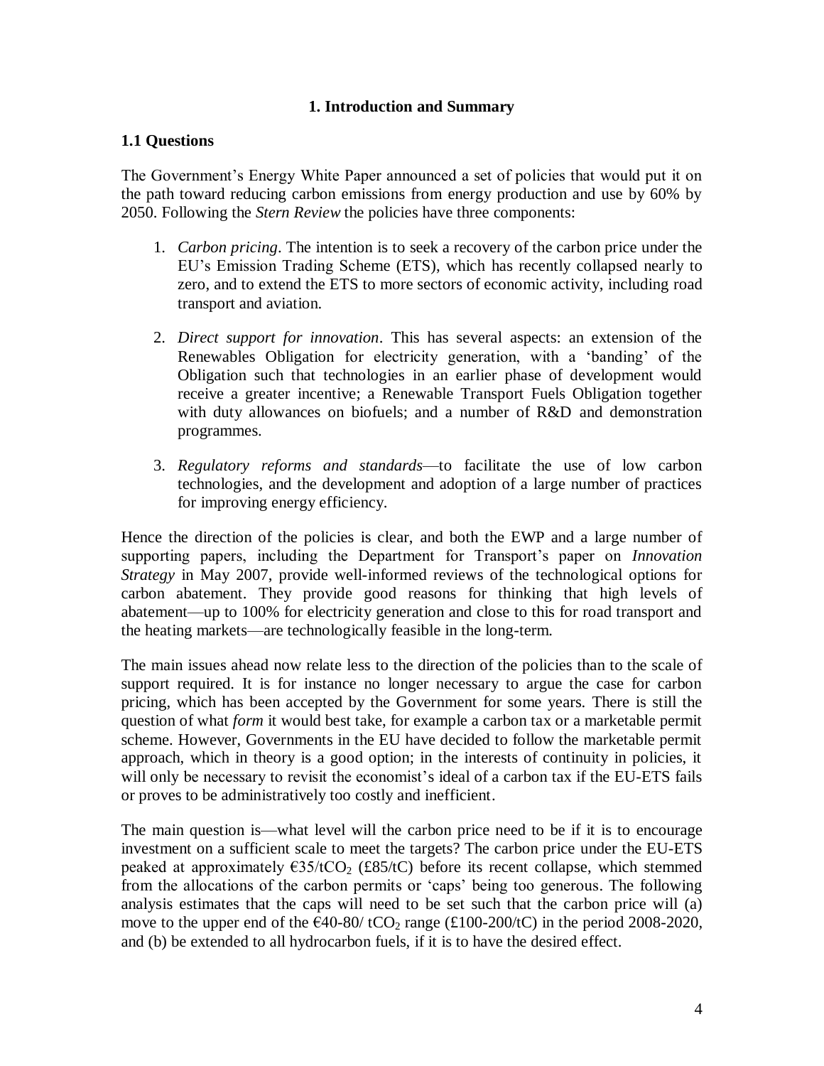# 1. Introduction and Summary

## 1.1 Questions

The Government's Energy White Paper announced a set of policies that would put it on the path toward reducing carbon emissions from energy production and use by 60% by 2050. Following the *Stern Review* the policies have three components:

1. *Carbon pricing*. The intention is to seek a recovery of the carbon price under the EU's Emission Trading Scheme (ETS), which has recently collapsed nearly to zero, and to extend the ETS to more sectors of economic activity, including road transport and aviation.

2. *Direct support for innovation*. This has several aspects: an extension of the Renewables Obligation for electricity generation, with a 'banding' of the Obligation such that technologies in an earlier phase of development would receive a greater incentive; a Renewable Transport Fuels Obligation together with duty allowances on biofuels; and a number of R&D and demonstration programmes.

3. *Regulatory reforms and standards*—to facilitate the use of low carbon technologies, and the development and adoption of a large number of practices for improving energy efficiency.

Hence the direction of the policies is clear, and both the EWP and a large number of supporting papers, including the Department for Transport's paper on *Innovation Strategy* in May 2007, provide well-informed reviews of the technological options for carbon abatement. They provide good reasons for thinking that high levels of abatement—up to 100% for electricity generation and close to this for road transport and the heating markets—are technologically feasible in the long-term.

The main issues ahead now relate less to the direction of the policies than to the scale of support required. It is for instance no longer necessary to argue the case for carbon pricing, which has been accepted by the Government for some years. There is still the question of what *form* it would best take, for example a carbon tax or a marketable permit scheme. However, Governments in the EU have decided to follow the marketable permit approach, which in theory is a good option; in the interests of continuity in policies, it will only be necessary to revisit the economist's ideal of a carbon tax if the EU-ETS fails or proves to be administratively too costly and inefficient.

The main question is—what level will the carbon price need to be if it is to encourage investment on a sufficient scale to meet the targets? The carbon price under the EU-ETS peaked at approximately €35/t$CO_2$ (£85/tC) before its recent collapse, which stemmed from the allocations of the carbon permits or 'caps' being too generous. The following analysis estimates that the caps will need to be set such that the carbon price will (a) move to the upper end of the €40-80/ t$CO_2$ range (£100-200/tC) in the period 2008-2020, and (b) be extended to all hydrocarbon fuels, if it is to have the desired effect.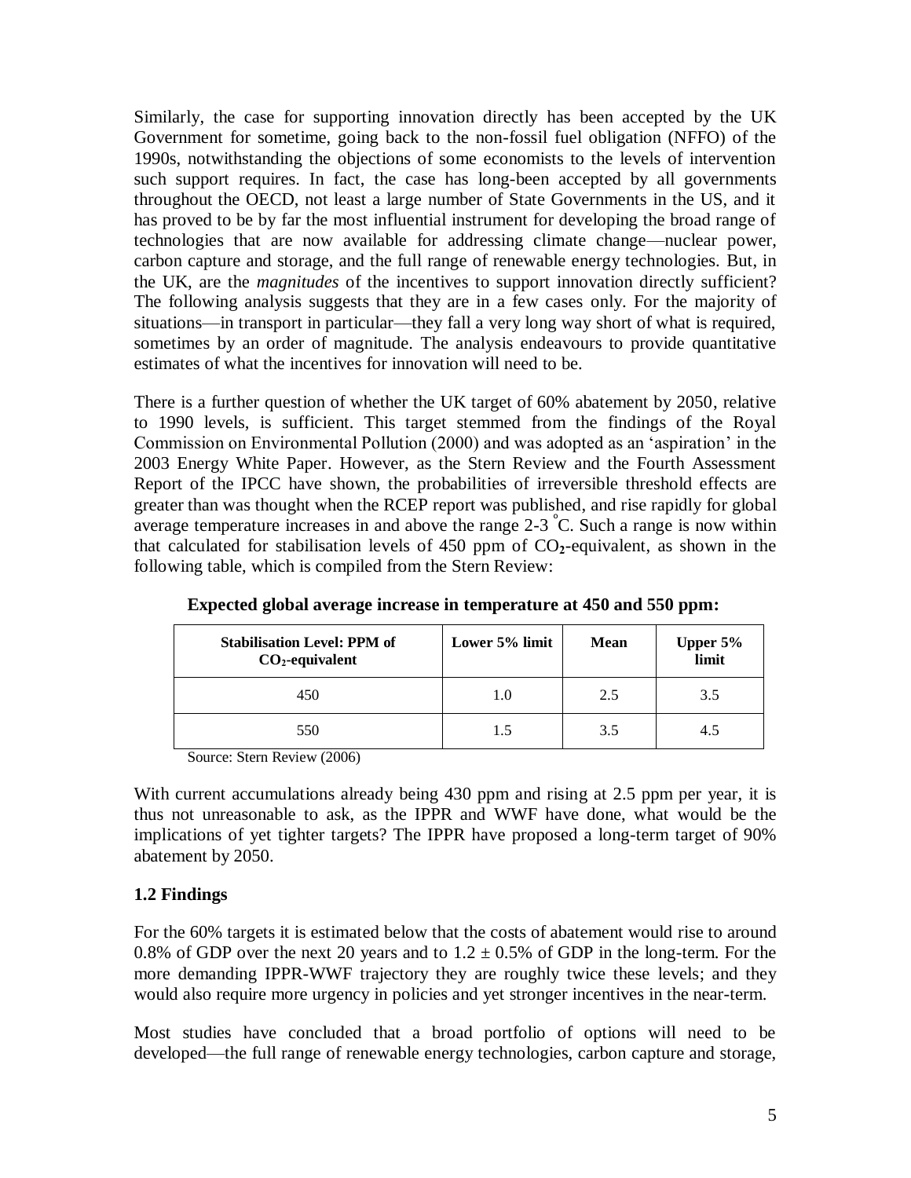Similarly, the case for supporting innovation directly has been accepted by the UK Government for sometime, going back to the non-fossil fuel obligation (NFFO) of the 1990s, notwithstanding the objections of some economists to the levels of intervention such support requires. In fact, the case has long-been accepted by all governments throughout the OECD, not least a large number of State Governments in the US, and it has proved to be by far the most influential instrument for developing the broad range of technologies that are now available for addressing climate change—nuclear power, carbon capture and storage, and the full range of renewable energy technologies. But, in the UK, are the *magnitudes* of the incentives to support innovation directly sufficient? The following analysis suggests that they are in a few cases only. For the majority of situations—in transport in particular—they fall a very long way short of what is required, sometimes by an order of magnitude. The analysis endeavours to provide quantitative estimates of what the incentives for innovation will need to be.

There is a further question of whether the UK target of 60% abatement by 2050, relative to 1990 levels, is sufficient. This target stemmed from the findings of the Royal Commission on Environmental Pollution (2000) and was adopted as an 'aspiration' in the 2003 Energy White Paper. However, as the Stern Review and the Fourth Assessment Report of the IPCC have shown, the probabilities of irreversible threshold effects are greater than was thought when the RCEP report was published, and rise rapidly for global average temperature increases in and above the range 2-3 °C. Such a range is now within that calculated for stabilisation levels of 450 ppm of $CO_2$-equivalent, as shown in the following table, which is compiled from the Stern Review:

**Expected global average increase in temperature at 450 and 550 ppm:**

| Stabilisation Level: PPM of $CO_2$-equivalent | Lower 5% limit | Mean | Upper 5% limit |
|---|---|---|---|
| 450 | 1.0 | 2.5 | 3.5 |
| 550 | 1.5 | 3.5 | 4.5 |

Source: Stern Review (2006)

With current accumulations already being 430 ppm and rising at 2.5 ppm per year, it is thus not unreasonable to ask, as the IPPR and WWF have done, what would be the implications of yet tighter targets? The IPPR have proposed a long-term target of 90% abatement by 2050.

### 1.2 Findings

For the 60% targets it is estimated below that the costs of abatement would rise to around 0.8% of GDP over the next 20 years and to $1.2 \pm 0.5\%$ of GDP in the long-term. For the more demanding IPPR-WWF trajectory they are roughly twice these levels; and they would also require more urgency in policies and yet stronger incentives in the near-term.

Most studies have concluded that a broad portfolio of options will need to be developed—the full range of renewable energy technologies, carbon capture and storage,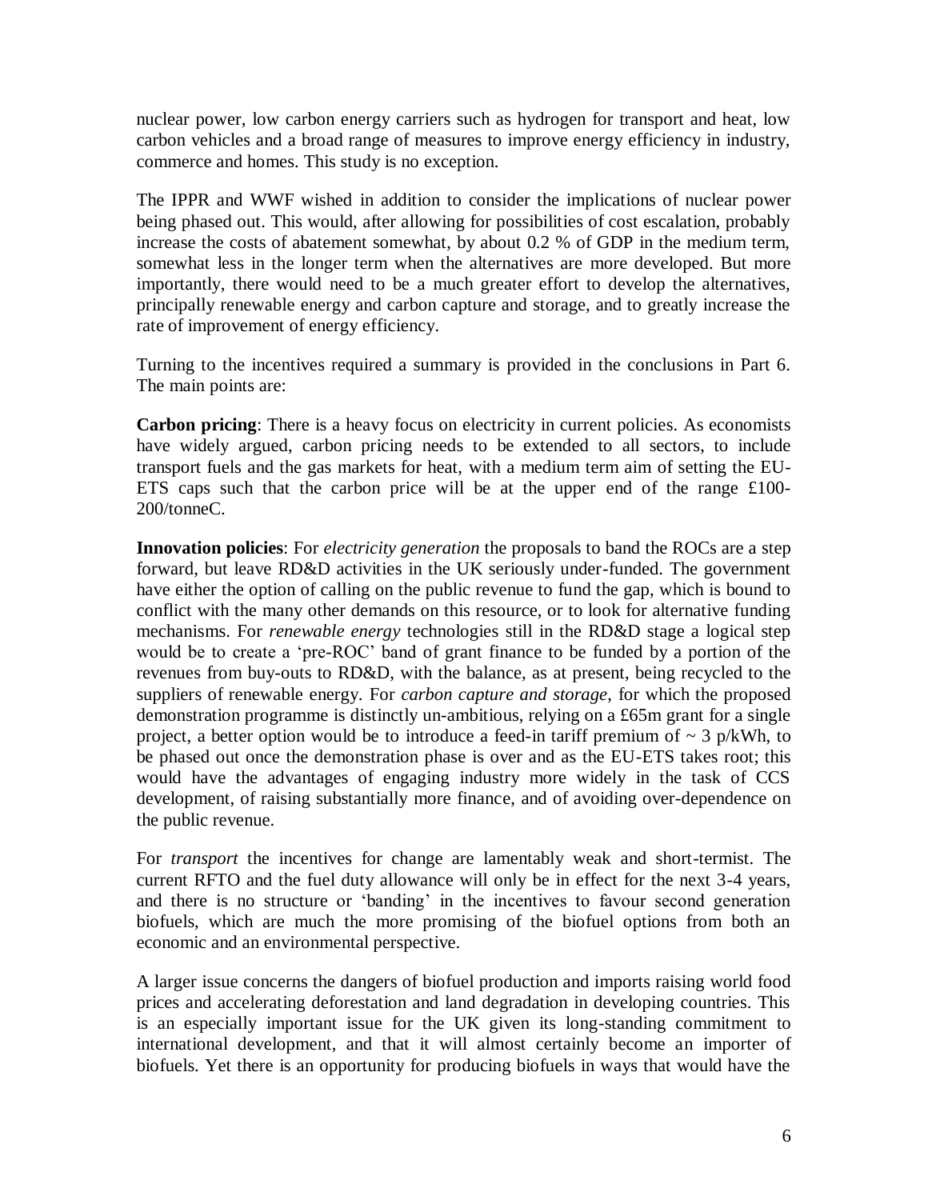nuclear power, low carbon energy carriers such as hydrogen for transport and heat, low carbon vehicles and a broad range of measures to improve energy efficiency in industry, commerce and homes. This study is no exception.

The IPPR and WWF wished in addition to consider the implications of nuclear power being phased out. This would, after allowing for possibilities of cost escalation, probably increase the costs of abatement somewhat, by about 0.2 % of GDP in the medium term, somewhat less in the longer term when the alternatives are more developed. But more importantly, there would need to be a much greater effort to develop the alternatives, principally renewable energy and carbon capture and storage, and to greatly increase the rate of improvement of energy efficiency.

Turning to the incentives required a summary is provided in the conclusions in Part 6. The main points are:

**Carbon pricing**: There is a heavy focus on electricity in current policies. As economists have widely argued, carbon pricing needs to be extended to all sectors, to include transport fuels and the gas markets for heat, with a medium term aim of setting the EU-ETS caps such that the carbon price will be at the upper end of the range £100-200/tonneC.

**Innovation policies**: For *electricity generation* the proposals to band the ROCs are a step forward, but leave RD&D activities in the UK seriously under-funded. The government have either the option of calling on the public revenue to fund the gap, which is bound to conflict with the many other demands on this resource, or to look for alternative funding mechanisms. For *renewable energy* technologies still in the RD&D stage a logical step would be to create a 'pre-ROC' band of grant finance to be funded by a portion of the revenues from buy-outs to RD&D, with the balance, as at present, being recycled to the suppliers of renewable energy. For *carbon capture and storage*, for which the proposed demonstration programme is distinctly un-ambitious, relying on a £65m grant for a single project, a better option would be to introduce a feed-in tariff premium of ~ 3 p/kWh, to be phased out once the demonstration phase is over and as the EU-ETS takes root; this would have the advantages of engaging industry more widely in the task of CCS development, of raising substantially more finance, and of avoiding over-dependence on the public revenue.

For *transport* the incentives for change are lamentably weak and short-termist. The current RFTO and the fuel duty allowance will only be in effect for the next 3-4 years, and there is no structure or 'banding' in the incentives to favour second generation biofuels, which are much the more promising of the biofuel options from both an economic and an environmental perspective.

A larger issue concerns the dangers of biofuel production and imports raising world food prices and accelerating deforestation and land degradation in developing countries. This is an especially important issue for the UK given its long-standing commitment to international development, and that it will almost certainly become an importer of biofuels. Yet there is an opportunity for producing biofuels in ways that would have the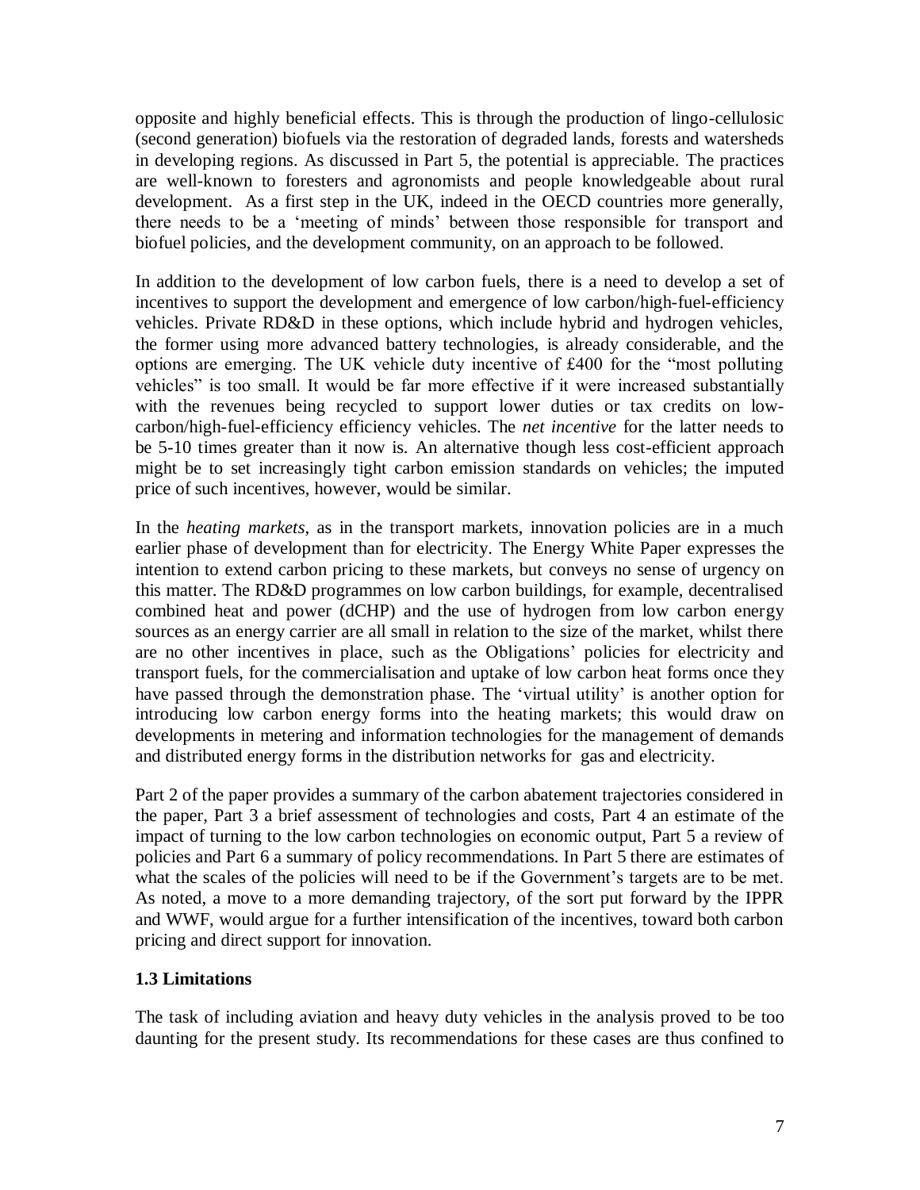opposite and highly beneficial effects. This is through the production of lingo-cellulosic (second generation) biofuels via the restoration of degraded lands, forests and watersheds in developing regions. As discussed in Part 5, the potential is appreciable. The practices are well-known to foresters and agronomists and people knowledgeable about rural development. As a first step in the UK, indeed in the OECD countries more generally, there needs to be a 'meeting of minds' between those responsible for transport and biofuel policies, and the development community, on an approach to be followed.

In addition to the development of low carbon fuels, there is a need to develop a set of incentives to support the development and emergence of low carbon/high-fuel-efficiency vehicles. Private RD&D in these options, which include hybrid and hydrogen vehicles, the former using more advanced battery technologies, is already considerable, and the options are emerging. The UK vehicle duty incentive of £400 for the "most polluting vehicles" is too small. It would be far more effective if it were increased substantially with the revenues being recycled to support lower duties or tax credits on low-carbon/high-fuel-efficiency efficiency vehicles. The *net incentive* for the latter needs to be 5-10 times greater than it now is. An alternative though less cost-efficient approach might be to set increasingly tight carbon emission standards on vehicles; the imputed price of such incentives, however, would be similar.

In the *heating markets*, as in the transport markets, innovation policies are in a much earlier phase of development than for electricity. The Energy White Paper expresses the intention to extend carbon pricing to these markets, but conveys no sense of urgency on this matter. The RD&D programmes on low carbon buildings, for example, decentralised combined heat and power (dCHP) and the use of hydrogen from low carbon energy sources as an energy carrier are all small in relation to the size of the market, whilst there are no other incentives in place, such as the Obligations' policies for electricity and transport fuels, for the commercialisation and uptake of low carbon heat forms once they have passed through the demonstration phase. The 'virtual utility' is another option for introducing low carbon energy forms into the heating markets; this would draw on developments in metering and information technologies for the management of demands and distributed energy forms in the distribution networks for gas and electricity.

Part 2 of the paper provides a summary of the carbon abatement trajectories considered in the paper, Part 3 a brief assessment of technologies and costs, Part 4 an estimate of the impact of turning to the low carbon technologies on economic output, Part 5 a review of policies and Part 6 a summary of policy recommendations. In Part 5 there are estimates of what the scales of the policies will need to be if the Government's targets are to be met. As noted, a move to a more demanding trajectory, of the sort put forward by the IPPR and WWF, would argue for a further intensification of the incentives, toward both carbon pricing and direct support for innovation.

### 1.3 Limitations

The task of including aviation and heavy duty vehicles in the analysis proved to be too daunting for the present study. Its recommendations for these cases are thus confined to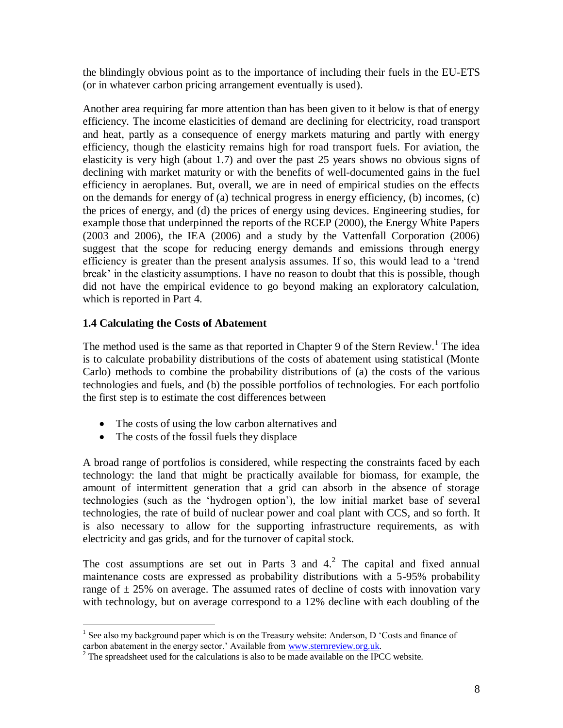the blindingly obvious point as to the importance of including their fuels in the EU-ETS (or in whatever carbon pricing arrangement eventually is used).

Another area requiring far more attention than has been given to it below is that of energy efficiency. The income elasticities of demand are declining for electricity, road transport and heat, partly as a consequence of energy markets maturing and partly with energy efficiency, though the elasticity remains high for road transport fuels. For aviation, the elasticity is very high (about 1.7) and over the past 25 years shows no obvious signs of declining with market maturity or with the benefits of well-documented gains in the fuel efficiency in aeroplanes. But, overall, we are in need of empirical studies on the effects on the demands for energy of (a) technical progress in energy efficiency, (b) incomes, (c) the prices of energy, and (d) the prices of energy using devices. Engineering studies, for example those that underpinned the reports of the RCEP (2000), the Energy White Papers (2003 and 2006), the IEA (2006) and a study by the Vattenfall Corporation (2006) suggest that the scope for reducing energy demands and emissions through energy efficiency is greater than the present analysis assumes. If so, this would lead to a 'trend break' in the elasticity assumptions. I have no reason to doubt that this is possible, though did not have the empirical evidence to go beyond making an exploratory calculation, which is reported in Part 4.

### 1.4 Calculating the Costs of Abatement

The method used is the same as that reported in Chapter 9 of the Stern Review.[1] The idea is to calculate probability distributions of the costs of abatement using statistical (Monte Carlo) methods to combine the probability distributions of (a) the costs of the various technologies and fuels, and (b) the possible portfolios of technologies. For each portfolio the first step is to estimate the cost differences between

- The costs of using the low carbon alternatives and
- The costs of the fossil fuels they displace

A broad range of portfolios is considered, while respecting the constraints faced by each technology: the land that might be practically available for biomass, for example, the amount of intermittent generation that a grid can absorb in the absence of storage technologies (such as the 'hydrogen option'), the low initial market base of several technologies, the rate of build of nuclear power and coal plant with CCS, and so forth. It is also necessary to allow for the supporting infrastructure requirements, as with electricity and gas grids, and for the turnover of capital stock.

The cost assumptions are set out in Parts 3 and 4.[2] The capital and fixed annual maintenance costs are expressed as probability distributions with a 5-95% probability range of ± 25% on average. The assumed rates of decline of costs with innovation vary with technology, but on average correspond to a 12% decline with each doubling of the

[1] See also my background paper which is on the Treasury website: Anderson, D 'Costs and finance of carbon abatement in the energy sector.' Available from www.sternreview.org.uk.

[2] The spreadsheet used for the calculations is also to be made available on the IPCC website.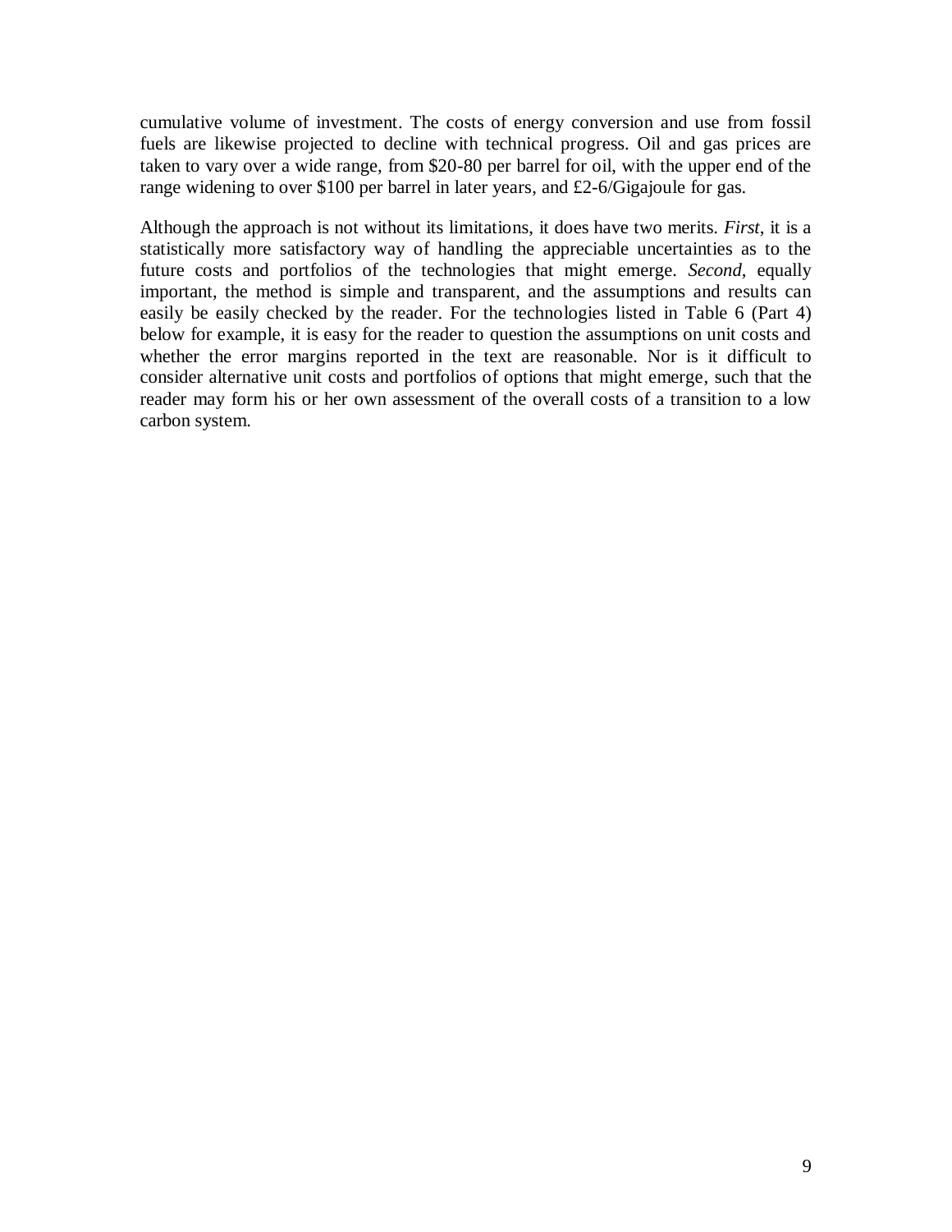cumulative volume of investment. The costs of energy conversion and use from fossil fuels are likewise projected to decline with technical progress. Oil and gas prices are taken to vary over a wide range, from $20-80 per barrel for oil, with the upper end of the range widening to over $100 per barrel in later years, and £2-6/Gigajoule for gas.

Although the approach is not without its limitations, it does have two merits. *First*, it is a statistically more satisfactory way of handling the appreciable uncertainties as to the future costs and portfolios of the technologies that might emerge. *Second*, equally important, the method is simple and transparent, and the assumptions and results can easily be easily checked by the reader. For the technologies listed in Table 6 (Part 4) below for example, it is easy for the reader to question the assumptions on unit costs and whether the error margins reported in the text are reasonable. Nor is it difficult to consider alternative unit costs and portfolios of options that might emerge, such that the reader may form his or her own assessment of the overall costs of a transition to a low carbon system.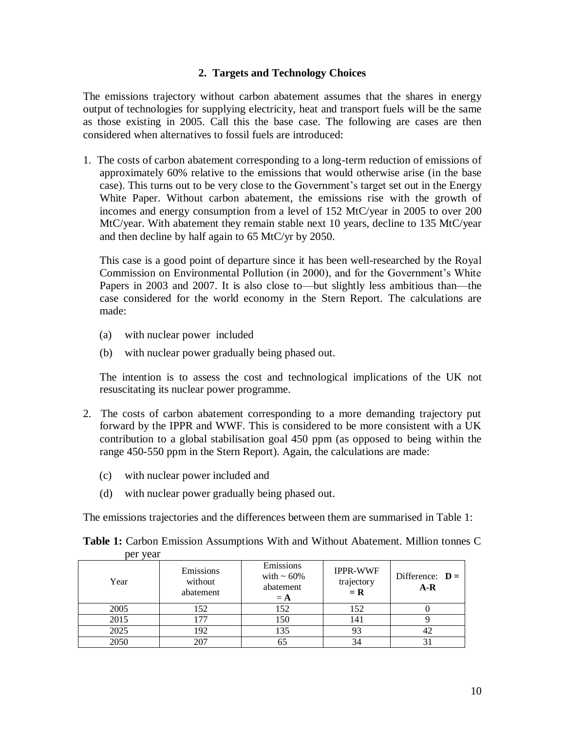## 2. Targets and Technology Choices

The emissions trajectory without carbon abatement assumes that the shares in energy output of technologies for supplying electricity, heat and transport fuels will be the same as those existing in 2005. Call this the base case. The following are cases are then considered when alternatives to fossil fuels are introduced:

1. The costs of carbon abatement corresponding to a long-term reduction of emissions of approximately 60% relative to the emissions that would otherwise arise (in the base case). This turns out to be very close to the Government's target set out in the Energy White Paper. Without carbon abatement, the emissions rise with the growth of incomes and energy consumption from a level of 152 MtC/year in 2005 to over 200 MtC/year. With abatement they remain stable next 10 years, decline to 135 MtC/year and then decline by half again to 65 MtC/yr by 2050.

   This case is a good point of departure since it has been well-researched by the Royal Commission on Environmental Pollution (in 2000), and for the Government's White Papers in 2003 and 2007. It is also close to—but slightly less ambitious than—the case considered for the world economy in the Stern Report. The calculations are made:

   (a) with nuclear power included

   (b) with nuclear power gradually being phased out.

   The intention is to assess the cost and technological implications of the UK not resuscitating its nuclear power programme.

2. The costs of carbon abatement corresponding to a more demanding trajectory put forward by the IPPR and WWF. This is considered to be more consistent with a UK contribution to a global stabilisation goal 450 ppm (as opposed to being within the range 450-550 ppm in the Stern Report). Again, the calculations are made:

   (c) with nuclear power included and

   (d) with nuclear power gradually being phased out.

The emissions trajectories and the differences between them are summarised in Table 1:

**Table 1:** Carbon Emission Assumptions With and Without Abatement. Million tonnes C per year

| Year | Emissions without abatement | Emissions with ~ 60% abatement = **A** | IPPR-WWF trajectory = **R** | Difference: **D = A-R** |
|---|---|---|---|---|
| 2005 | 152 | 152 | 152 | 0 |
| 2015 | 177 | 150 | 141 | 9 |
| 2025 | 192 | 135 | 93 | 42 |
| 2050 | 207 | 65 | 34 | 31 |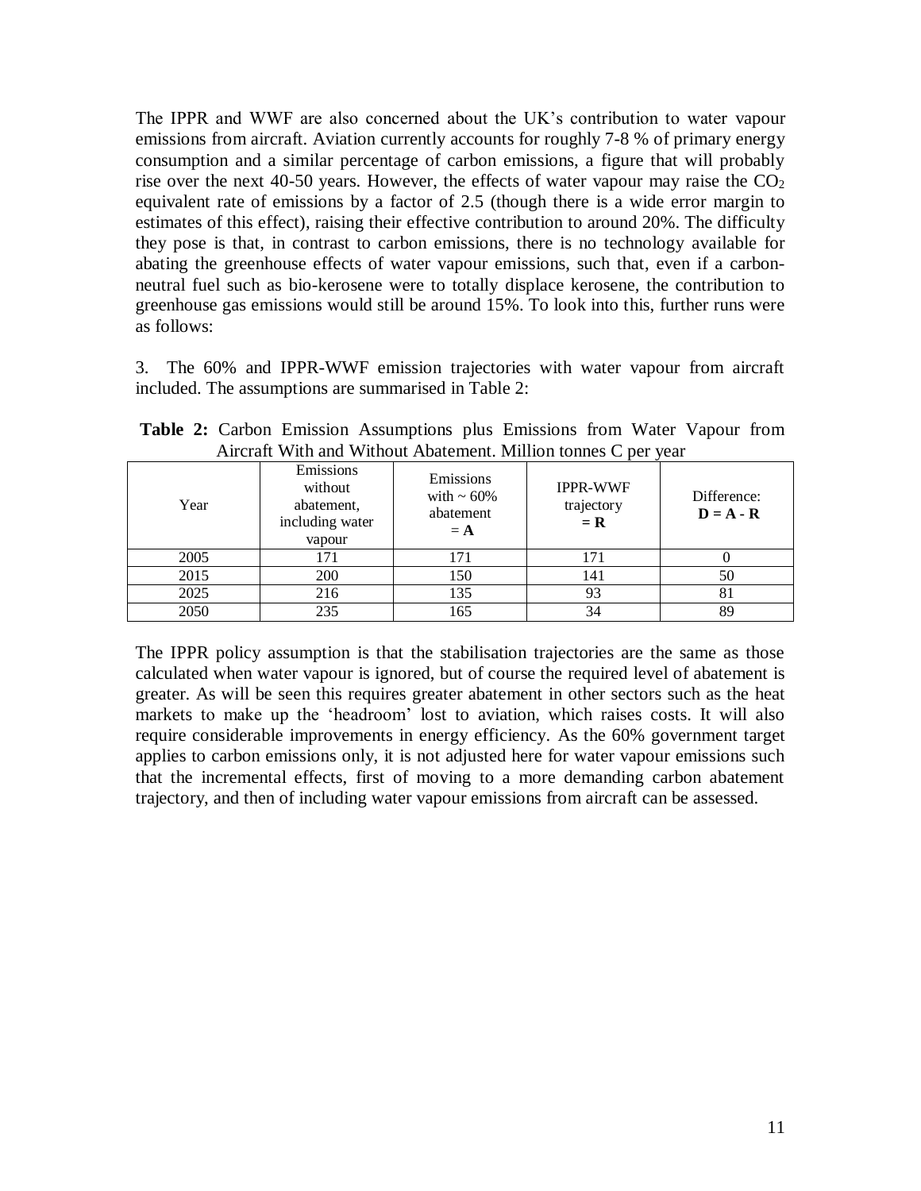The IPPR and WWF are also concerned about the UK's contribution to water vapour emissions from aircraft. Aviation currently accounts for roughly 7-8 % of primary energy consumption and a similar percentage of carbon emissions, a figure that will probably rise over the next 40-50 years. However, the effects of water vapour may raise the $CO_2$ equivalent rate of emissions by a factor of 2.5 (though there is a wide error margin to estimates of this effect), raising their effective contribution to around 20%. The difficulty they pose is that, in contrast to carbon emissions, there is no technology available for abating the greenhouse effects of water vapour emissions, such that, even if a carbon-neutral fuel such as bio-kerosene were to totally displace kerosene, the contribution to greenhouse gas emissions would still be around 15%. To look into this, further runs were as follows:

3. The 60% and IPPR-WWF emission trajectories with water vapour from aircraft included. The assumptions are summarised in Table 2:

**Table 2:** Carbon Emission Assumptions plus Emissions from Water Vapour from Aircraft With and Without Abatement. Million tonnes C per year

| Year | Emissions without abatement, including water vapour | Emissions with ~ 60% abatement = **A** | IPPR-WWF trajectory **= R** | Difference: **D = A - R** |
|---|---|---|---|---|
| 2005 | 171 | 171 | 171 | 0 |
| 2015 | 200 | 150 | 141 | 50 |
| 2025 | 216 | 135 | 93 | 81 |
| 2050 | 235 | 165 | 34 | 89 |

The IPPR policy assumption is that the stabilisation trajectories are the same as those calculated when water vapour is ignored, but of course the required level of abatement is greater. As will be seen this requires greater abatement in other sectors such as the heat markets to make up the 'headroom' lost to aviation, which raises costs. It will also require considerable improvements in energy efficiency. As the 60% government target applies to carbon emissions only, it is not adjusted here for water vapour emissions such that the incremental effects, first of moving to a more demanding carbon abatement trajectory, and then of including water vapour emissions from aircraft can be assessed.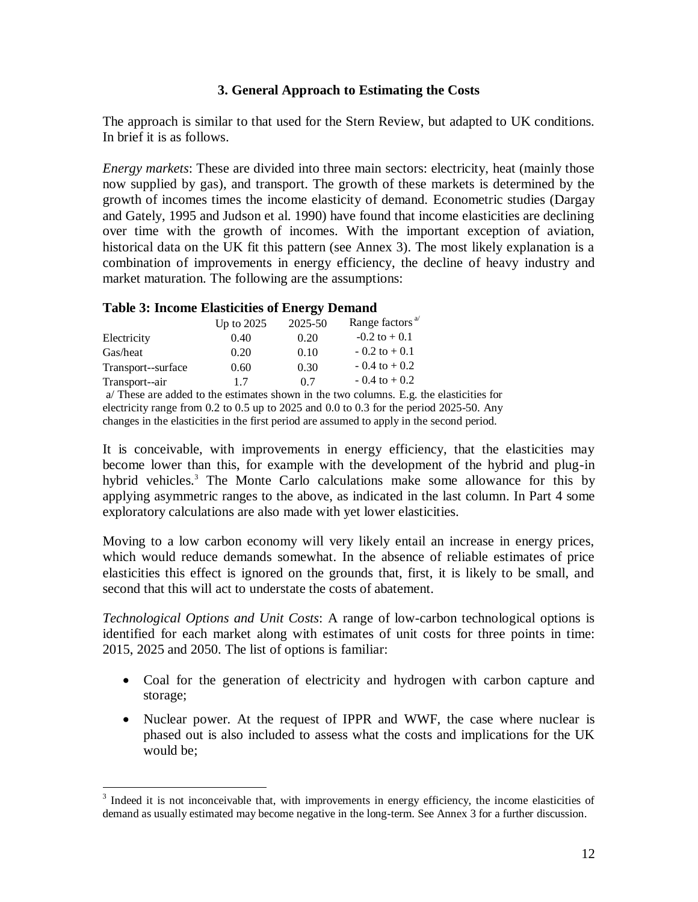### 3. General Approach to Estimating the Costs

The approach is similar to that used for the Stern Review, but adapted to UK conditions. In brief it is as follows.

*Energy markets*: These are divided into three main sectors: electricity, heat (mainly those now supplied by gas), and transport. The growth of these markets is determined by the growth of incomes times the income elasticity of demand. Econometric studies (Dargay and Gately, 1995 and Judson et al. 1990) have found that income elasticities are declining over time with the growth of incomes. With the important exception of aviation, historical data on the UK fit this pattern (see Annex 3). The most likely explanation is a combination of improvements in energy efficiency, the decline of heavy industry and market maturation. The following are the assumptions:

**Table 3: Income Elasticities of Energy Demand**

| | Up to 2025 | 2025-50 | Range factors [a/] |
|---|---|---|---|
| Electricity | 0.40 | 0.20 | -0.2 to + 0.1 |
| Gas/heat | 0.20 | 0.10 | - 0.2 to + 0.1 |
| Transport--surface | 0.60 | 0.30 | - 0.4 to + 0.2 |
| Transport--air | 1.7 | 0.7 | - 0.4 to + 0.2 |

a/ These are added to the estimates shown in the two columns. E.g. the elasticities for electricity range from 0.2 to 0.5 up to 2025 and 0.0 to 0.3 for the period 2025-50. Any changes in the elasticities in the first period are assumed to apply in the second period.

It is conceivable, with improvements in energy efficiency, that the elasticities may become lower than this, for example with the development of the hybrid and plug-in hybrid vehicles.[3] The Monte Carlo calculations make some allowance for this by applying asymmetric ranges to the above, as indicated in the last column. In Part 4 some exploratory calculations are also made with yet lower elasticities.

Moving to a low carbon economy will very likely entail an increase in energy prices, which would reduce demands somewhat. In the absence of reliable estimates of price elasticities this effect is ignored on the grounds that, first, it is likely to be small, and second that this will act to understate the costs of abatement.

*Technological Options and Unit Costs*: A range of low-carbon technological options is identified for each market along with estimates of unit costs for three points in time: 2015, 2025 and 2050. The list of options is familiar:

- Coal for the generation of electricity and hydrogen with carbon capture and storage;
- Nuclear power. At the request of IPPR and WWF, the case where nuclear is phased out is also included to assess what the costs and implications for the UK would be;

[3] Indeed it is not inconceivable that, with improvements in energy efficiency, the income elasticities of demand as usually estimated may become negative in the long-term. See Annex 3 for a further discussion.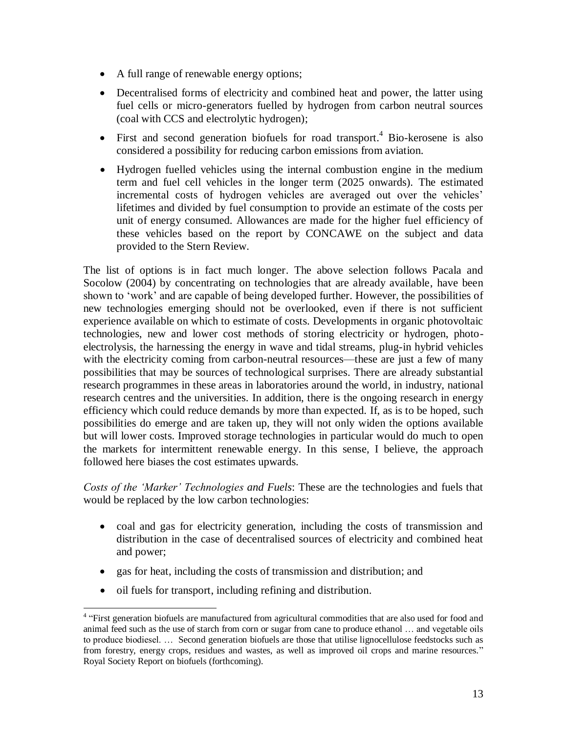- A full range of renewable energy options;
- Decentralised forms of electricity and combined heat and power, the latter using fuel cells or micro-generators fuelled by hydrogen from carbon neutral sources (coal with CCS and electrolytic hydrogen);
- First and second generation biofuels for road transport.[4] Bio-kerosene is also considered a possibility for reducing carbon emissions from aviation.
- Hydrogen fuelled vehicles using the internal combustion engine in the medium term and fuel cell vehicles in the longer term (2025 onwards). The estimated incremental costs of hydrogen vehicles are averaged out over the vehicles' lifetimes and divided by fuel consumption to provide an estimate of the costs per unit of energy consumed. Allowances are made for the higher fuel efficiency of these vehicles based on the report by CONCAWE on the subject and data provided to the Stern Review.

The list of options is in fact much longer. The above selection follows Pacala and Socolow (2004) by concentrating on technologies that are already available, have been shown to 'work' and are capable of being developed further. However, the possibilities of new technologies emerging should not be overlooked, even if there is not sufficient experience available on which to estimate of costs. Developments in organic photovoltaic technologies, new and lower cost methods of storing electricity or hydrogen, photo-electrolysis, the harnessing the energy in wave and tidal streams, plug-in hybrid vehicles with the electricity coming from carbon-neutral resources—these are just a few of many possibilities that may be sources of technological surprises. There are already substantial research programmes in these areas in laboratories around the world, in industry, national research centres and the universities. In addition, there is the ongoing research in energy efficiency which could reduce demands by more than expected. If, as is to be hoped, such possibilities do emerge and are taken up, they will not only widen the options available but will lower costs. Improved storage technologies in particular would do much to open the markets for intermittent renewable energy. In this sense, I believe, the approach followed here biases the cost estimates upwards.

*Costs of the 'Marker' Technologies and Fuels*: These are the technologies and fuels that would be replaced by the low carbon technologies:

- coal and gas for electricity generation, including the costs of transmission and distribution in the case of decentralised sources of electricity and combined heat and power;
- gas for heat, including the costs of transmission and distribution; and
- oil fuels for transport, including refining and distribution.

[4] "First generation biofuels are manufactured from agricultural commodities that are also used for food and animal feed such as the use of starch from corn or sugar from cane to produce ethanol … and vegetable oils to produce biodiesel. … Second generation biofuels are those that utilise lignocellulose feedstocks such as from forestry, energy crops, residues and wastes, as well as improved oil crops and marine resources." Royal Society Report on biofuels (forthcoming).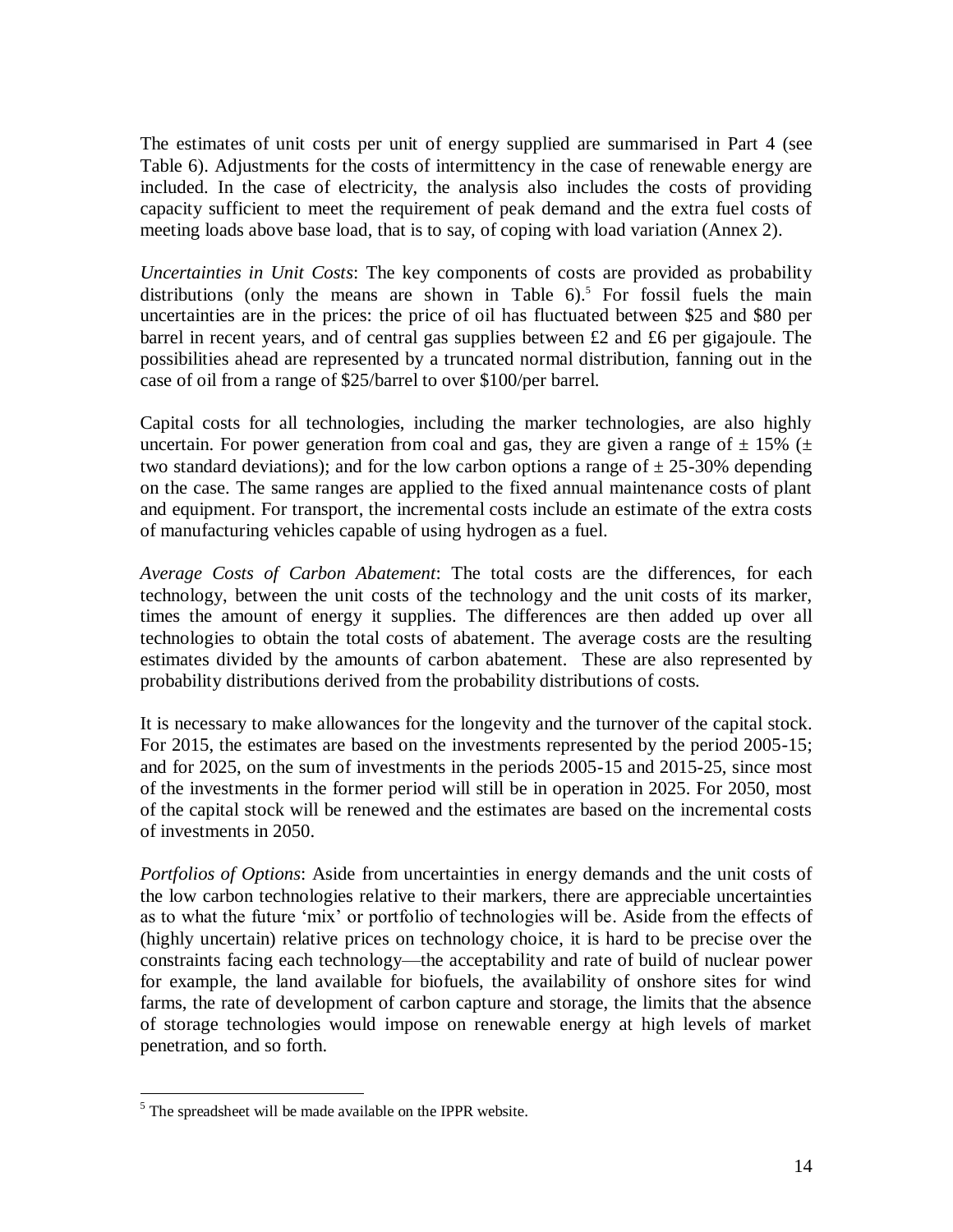The estimates of unit costs per unit of energy supplied are summarised in Part 4 (see Table 6). Adjustments for the costs of intermittency in the case of renewable energy are included. In the case of electricity, the analysis also includes the costs of providing capacity sufficient to meet the requirement of peak demand and the extra fuel costs of meeting loads above base load, that is to say, of coping with load variation (Annex 2).

*Uncertainties in Unit Costs*: The key components of costs are provided as probability distributions (only the means are shown in Table 6).[5] For fossil fuels the main uncertainties are in the prices: the price of oil has fluctuated between \$25 and \$80 per barrel in recent years, and of central gas supplies between £2 and £6 per gigajoule. The possibilities ahead are represented by a truncated normal distribution, fanning out in the case of oil from a range of \$25/barrel to over \$100/per barrel.

Capital costs for all technologies, including the marker technologies, are also highly uncertain. For power generation from coal and gas, they are given a range of ± 15% (± two standard deviations); and for the low carbon options a range of ± 25-30% depending on the case. The same ranges are applied to the fixed annual maintenance costs of plant and equipment. For transport, the incremental costs include an estimate of the extra costs of manufacturing vehicles capable of using hydrogen as a fuel.

*Average Costs of Carbon Abatement*: The total costs are the differences, for each technology, between the unit costs of the technology and the unit costs of its marker, times the amount of energy it supplies. The differences are then added up over all technologies to obtain the total costs of abatement. The average costs are the resulting estimates divided by the amounts of carbon abatement. These are also represented by probability distributions derived from the probability distributions of costs.

It is necessary to make allowances for the longevity and the turnover of the capital stock. For 2015, the estimates are based on the investments represented by the period 2005-15; and for 2025, on the sum of investments in the periods 2005-15 and 2015-25, since most of the investments in the former period will still be in operation in 2025. For 2050, most of the capital stock will be renewed and the estimates are based on the incremental costs of investments in 2050.

*Portfolios of Options*: Aside from uncertainties in energy demands and the unit costs of the low carbon technologies relative to their markers, there are appreciable uncertainties as to what the future 'mix' or portfolio of technologies will be. Aside from the effects of (highly uncertain) relative prices on technology choice, it is hard to be precise over the constraints facing each technology—the acceptability and rate of build of nuclear power for example, the land available for biofuels, the availability of onshore sites for wind farms, the rate of development of carbon capture and storage, the limits that the absence of storage technologies would impose on renewable energy at high levels of market penetration, and so forth.

[5] The spreadsheet will be made available on the IPPR website.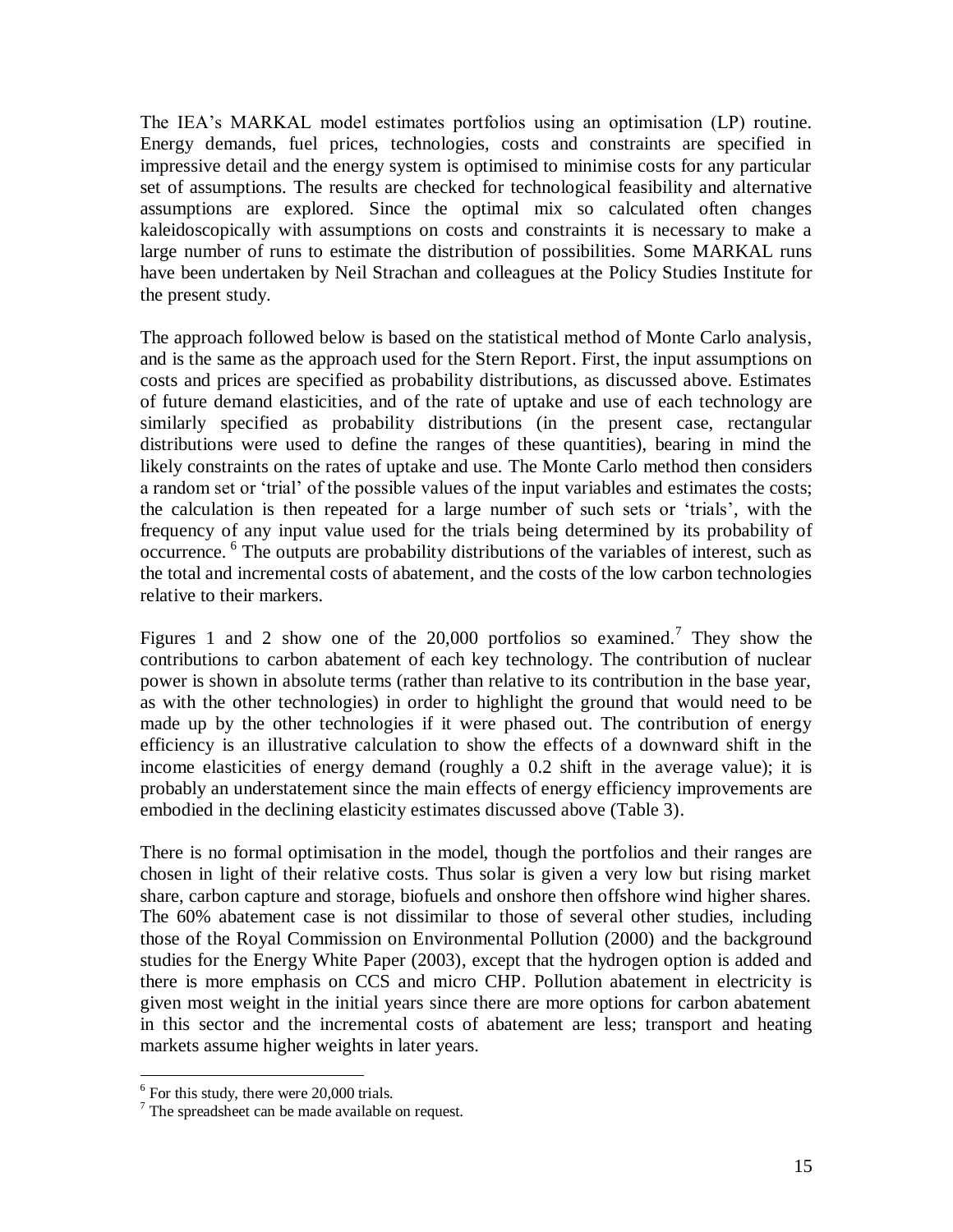The IEA's MARKAL model estimates portfolios using an optimisation (LP) routine. Energy demands, fuel prices, technologies, costs and constraints are specified in impressive detail and the energy system is optimised to minimise costs for any particular set of assumptions. The results are checked for technological feasibility and alternative assumptions are explored. Since the optimal mix so calculated often changes kaleidoscopically with assumptions on costs and constraints it is necessary to make a large number of runs to estimate the distribution of possibilities. Some MARKAL runs have been undertaken by Neil Strachan and colleagues at the Policy Studies Institute for the present study.

The approach followed below is based on the statistical method of Monte Carlo analysis, and is the same as the approach used for the Stern Report. First, the input assumptions on costs and prices are specified as probability distributions, as discussed above. Estimates of future demand elasticities, and of the rate of uptake and use of each technology are similarly specified as probability distributions (in the present case, rectangular distributions were used to define the ranges of these quantities), bearing in mind the likely constraints on the rates of uptake and use. The Monte Carlo method then considers a random set or 'trial' of the possible values of the input variables and estimates the costs; the calculation is then repeated for a large number of such sets or 'trials', with the frequency of any input value used for the trials being determined by its probability of occurrence. [6] The outputs are probability distributions of the variables of interest, such as the total and incremental costs of abatement, and the costs of the low carbon technologies relative to their markers.

Figures 1 and 2 show one of the 20,000 portfolios so examined.[7] They show the contributions to carbon abatement of each key technology. The contribution of nuclear power is shown in absolute terms (rather than relative to its contribution in the base year, as with the other technologies) in order to highlight the ground that would need to be made up by the other technologies if it were phased out. The contribution of energy efficiency is an illustrative calculation to show the effects of a downward shift in the income elasticities of energy demand (roughly a 0.2 shift in the average value); it is probably an understatement since the main effects of energy efficiency improvements are embodied in the declining elasticity estimates discussed above (Table 3).

There is no formal optimisation in the model, though the portfolios and their ranges are chosen in light of their relative costs. Thus solar is given a very low but rising market share, carbon capture and storage, biofuels and onshore then offshore wind higher shares. The 60% abatement case is not dissimilar to those of several other studies, including those of the Royal Commission on Environmental Pollution (2000) and the background studies for the Energy White Paper (2003), except that the hydrogen option is added and there is more emphasis on CCS and micro CHP. Pollution abatement in electricity is given most weight in the initial years since there are more options for carbon abatement in this sector and the incremental costs of abatement are less; transport and heating markets assume higher weights in later years.

[6] For this study, there were 20,000 trials.

[7] The spreadsheet can be made available on request.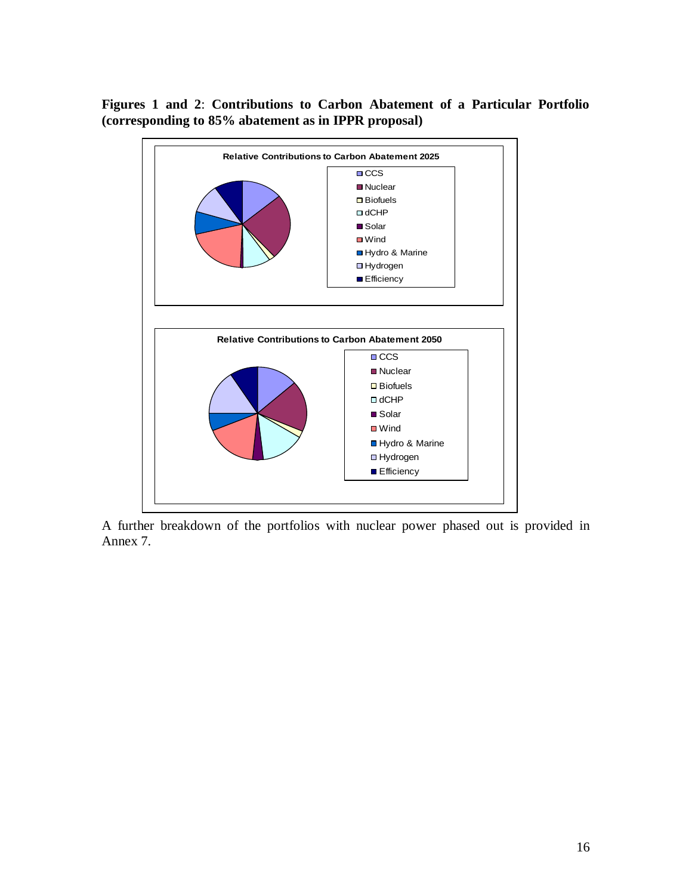**Figures 1 and 2: Contributions to Carbon Abatement of a Particular Portfolio (corresponding to 85% abatement as in IPPR proposal)**

Relative Contributions to Carbon Abatement 2025

- CCS
- Nuclear
- Biofuels
- dCHP
- Solar
- Wind
- Hydro & Marine
- Hydrogen
- Efficiency

Relative Contributions to Carbon Abatement 2050

- CCS
- Nuclear
- Biofuels
- dCHP
- Solar
- Wind
- Hydro & Marine
- Hydrogen
- Efficiency

A further breakdown of the portfolios with nuclear power phased out is provided in Annex 7.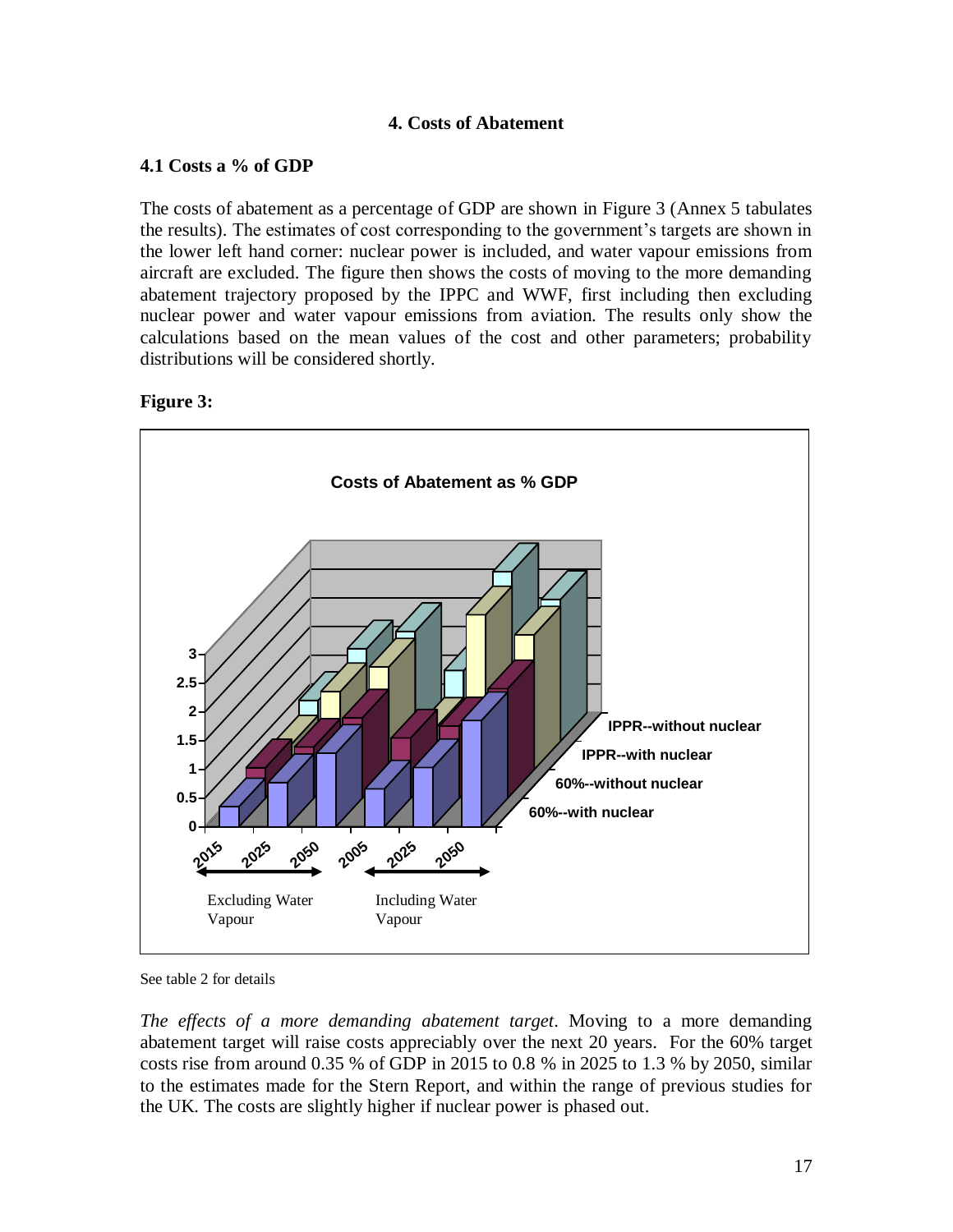## 4. Costs of Abatement

### 4.1 Costs a % of GDP

The costs of abatement as a percentage of GDP are shown in Figure 3 (Annex 5 tabulates the results). The estimates of cost corresponding to the government's targets are shown in the lower left hand corner: nuclear power is included, and water vapour emissions from aircraft are excluded. The figure then shows the costs of moving to the more demanding abatement trajectory proposed by the IPPC and WWF, first including then excluding nuclear power and water vapour emissions from aviation. The results only show the calculations based on the mean values of the cost and other parameters; probability distributions will be considered shortly.

**Figure 3:**

See table 2 for details

*The effects of a more demanding abatement target*. Moving to a more demanding abatement target will raise costs appreciably over the next 20 years. For the 60% target costs rise from around 0.35 % of GDP in 2015 to 0.8 % in 2025 to 1.3 % by 2050, similar to the estimates made for the Stern Report, and within the range of previous studies for the UK. The costs are slightly higher if nuclear power is phased out.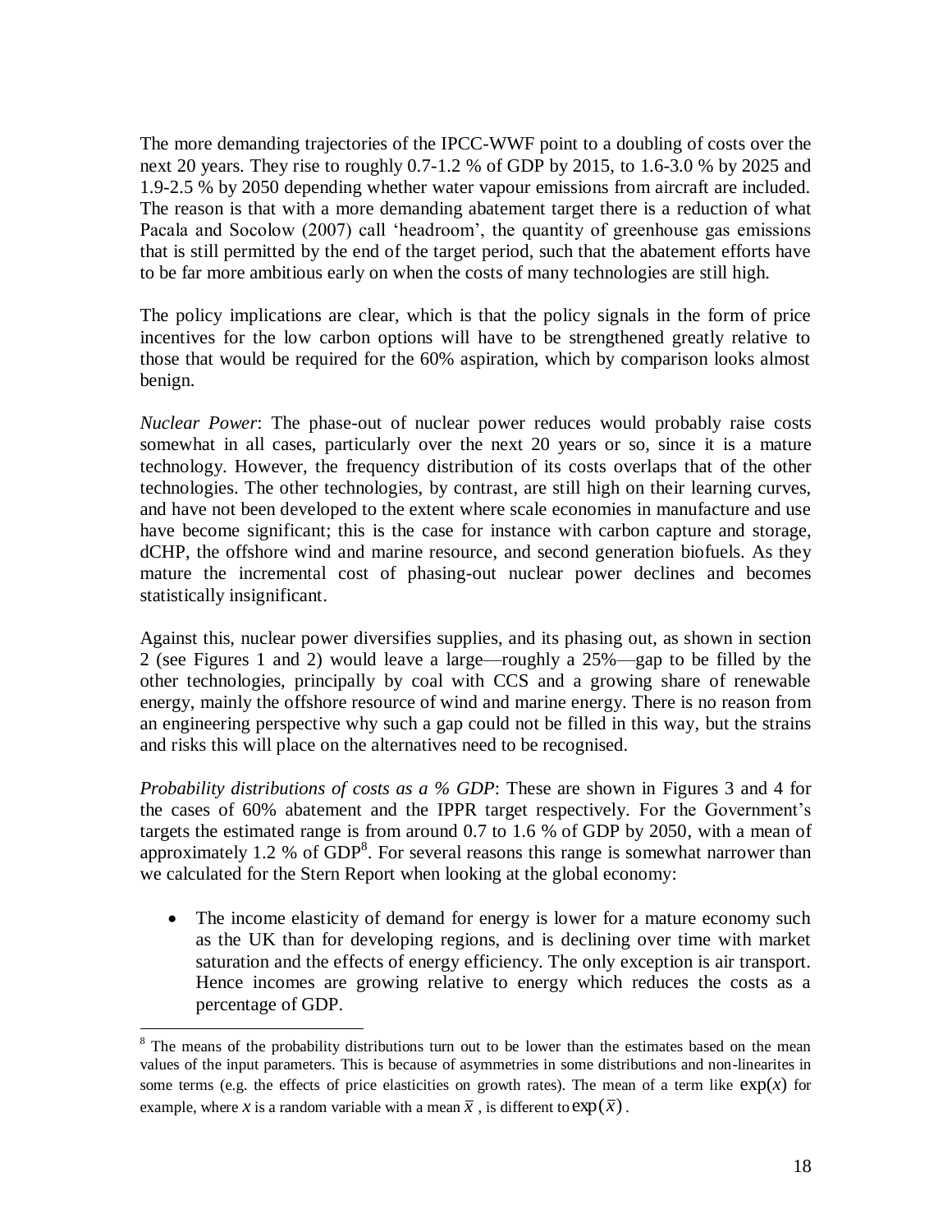The more demanding trajectories of the IPCC-WWF point to a doubling of costs over the next 20 years. They rise to roughly 0.7-1.2 % of GDP by 2015, to 1.6-3.0 % by 2025 and 1.9-2.5 % by 2050 depending whether water vapour emissions from aircraft are included. The reason is that with a more demanding abatement target there is a reduction of what Pacala and Socolow (2007) call 'headroom', the quantity of greenhouse gas emissions that is still permitted by the end of the target period, such that the abatement efforts have to be far more ambitious early on when the costs of many technologies are still high.

The policy implications are clear, which is that the policy signals in the form of price incentives for the low carbon options will have to be strengthened greatly relative to those that would be required for the 60% aspiration, which by comparison looks almost benign.

*Nuclear Power*: The phase-out of nuclear power reduces would probably raise costs somewhat in all cases, particularly over the next 20 years or so, since it is a mature technology. However, the frequency distribution of its costs overlaps that of the other technologies. The other technologies, by contrast, are still high on their learning curves, and have not been developed to the extent where scale economies in manufacture and use have become significant; this is the case for instance with carbon capture and storage, dCHP, the offshore wind and marine resource, and second generation biofuels. As they mature the incremental cost of phasing-out nuclear power declines and becomes statistically insignificant.

Against this, nuclear power diversifies supplies, and its phasing out, as shown in section 2 (see Figures 1 and 2) would leave a large—roughly a 25%—gap to be filled by the other technologies, principally by coal with CCS and a growing share of renewable energy, mainly the offshore resource of wind and marine energy. There is no reason from an engineering perspective why such a gap could not be filled in this way, but the strains and risks this will place on the alternatives need to be recognised.

*Probability distributions of costs as a % GDP*: These are shown in Figures 3 and 4 for the cases of 60% abatement and the IPPR target respectively. For the Government's targets the estimated range is from around 0.7 to 1.6 % of GDP by 2050, with a mean of approximately 1.2 % of GDP[8]. For several reasons this range is somewhat narrower than we calculated for the Stern Report when looking at the global economy:

- The income elasticity of demand for energy is lower for a mature economy such as the UK than for developing regions, and is declining over time with market saturation and the effects of energy efficiency. The only exception is air transport. Hence incomes are growing relative to energy which reduces the costs as a percentage of GDP.

[8] The means of the probability distributions turn out to be lower than the estimates based on the mean values of the input parameters. This is because of asymmetries in some distributions and non-linearites in some terms (e.g. the effects of price elasticities on growth rates). The mean of a term like $\exp(x)$ for example, where $x$ is a random variable with a mean $\bar{x}$ , is different to $\exp(\bar{x})$ .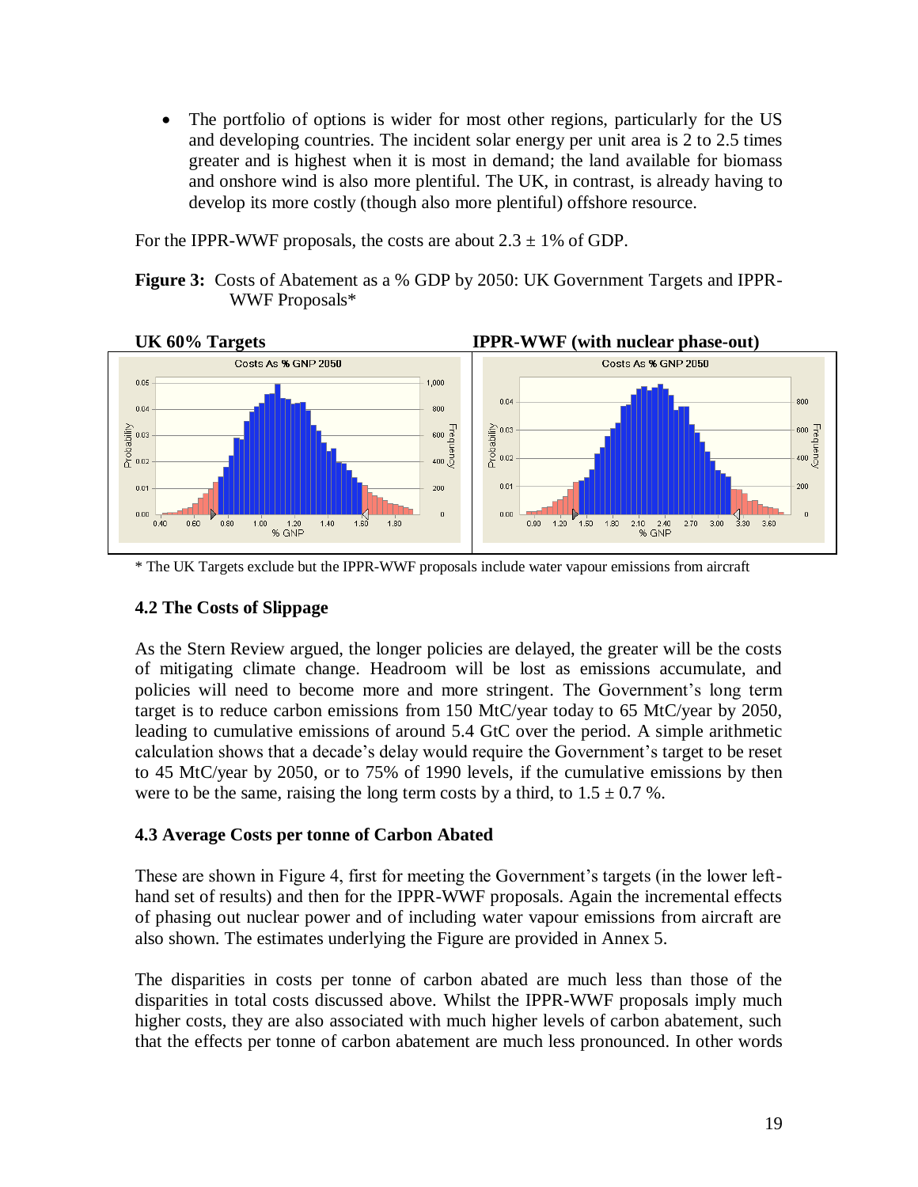- The portfolio of options is wider for most other regions, particularly for the US and developing countries. The incident solar energy per unit area is 2 to 2.5 times greater and is highest when it is most in demand; the land available for biomass and onshore wind is also more plentiful. The UK, in contrast, is already having to develop its more costly (though also more plentiful) offshore resource.

For the IPPR-WWF proposals, the costs are about 2.3 ± 1% of GDP.

**Figure 3:** Costs of Abatement as a % GDP by 2050: UK Government Targets and IPPR-WWF Proposals*

**UK 60% Targets** | **IPPR-WWF (with nuclear phase-out)**

\* The UK Targets exclude but the IPPR-WWF proposals include water vapour emissions from aircraft

### 4.2 The Costs of Slippage

As the Stern Review argued, the longer policies are delayed, the greater will be the costs of mitigating climate change. Headroom will be lost as emissions accumulate, and policies will need to become more and more stringent. The Government's long term target is to reduce carbon emissions from 150 MtC/year today to 65 MtC/year by 2050, leading to cumulative emissions of around 5.4 GtC over the period. A simple arithmetic calculation shows that a decade's delay would require the Government's target to be reset to 45 MtC/year by 2050, or to 75% of 1990 levels, if the cumulative emissions by then were to be the same, raising the long term costs by a third, to 1.5 ± 0.7 %.

### 4.3 Average Costs per tonne of Carbon Abated

These are shown in Figure 4, first for meeting the Government's targets (in the lower left-hand set of results) and then for the IPPR-WWF proposals. Again the incremental effects of phasing out nuclear power and of including water vapour emissions from aircraft are also shown. The estimates underlying the Figure are provided in Annex 5.

The disparities in costs per tonne of carbon abated are much less than those of the disparities in total costs discussed above. Whilst the IPPR-WWF proposals imply much higher costs, they are also associated with much higher levels of carbon abatement, such that the effects per tonne of carbon abatement are much less pronounced. In other words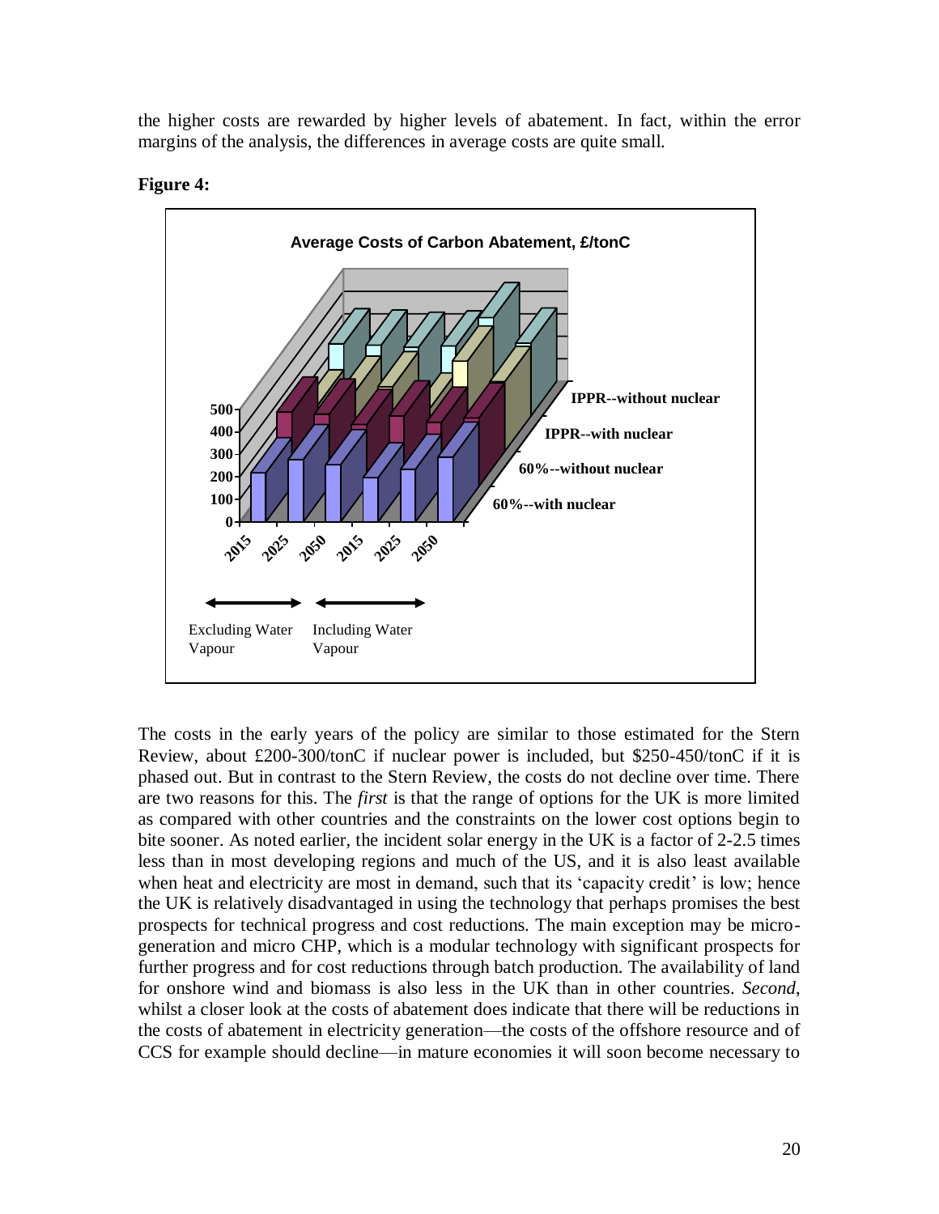the higher costs are rewarded by higher levels of abatement. In fact, within the error margins of the analysis, the differences in average costs are quite small.

**Figure 4:**

**Average Costs of Carbon Abatement, £/tonC**

500
400
300
200
100
0

2015 2025 2050 2015 2025 2050

IPPR--without nuclear
IPPR--with nuclear
60%--without nuclear
60%--with nuclear

Excluding Water Vapour    Including Water Vapour

The costs in the early years of the policy are similar to those estimated for the Stern Review, about £200-300/tonC if nuclear power is included, but $250-450/tonC if it is phased out. But in contrast to the Stern Review, the costs do not decline over time. There are two reasons for this. The *first* is that the range of options for the UK is more limited as compared with other countries and the constraints on the lower cost options begin to bite sooner. As noted earlier, the incident solar energy in the UK is a factor of 2-2.5 times less than in most developing regions and much of the US, and it is also least available when heat and electricity are most in demand, such that its 'capacity credit' is low; hence the UK is relatively disadvantaged in using the technology that perhaps promises the best prospects for technical progress and cost reductions. The main exception may be micro-generation and micro CHP, which is a modular technology with significant prospects for further progress and for cost reductions through batch production. The availability of land for onshore wind and biomass is also less in the UK than in other countries. *Second*, whilst a closer look at the costs of abatement does indicate that there will be reductions in the costs of abatement in electricity generation—the costs of the offshore resource and of CCS for example should decline—in mature economies it will soon become necessary to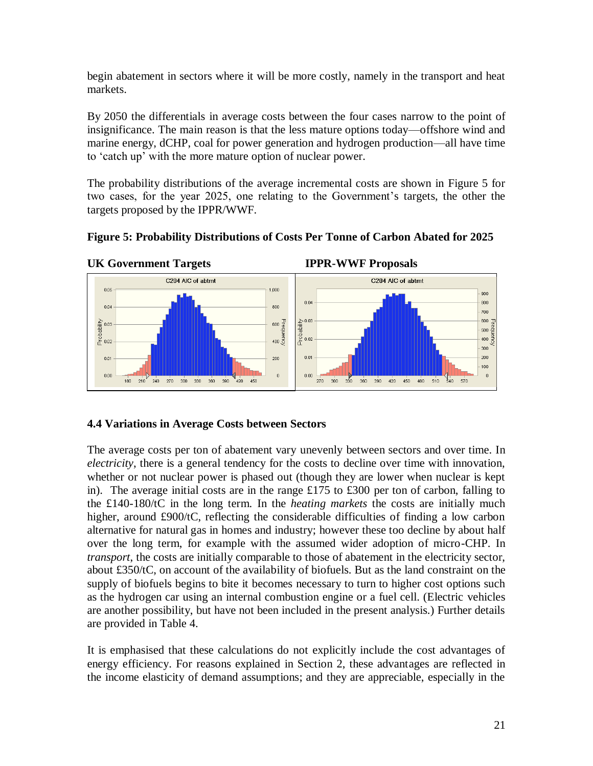begin abatement in sectors where it will be more costly, namely in the transport and heat markets.

By 2050 the differentials in average costs between the four cases narrow to the point of insignificance. The main reason is that the less mature options today—offshore wind and marine energy, dCHP, coal for power generation and hydrogen production—all have time to 'catch up' with the more mature option of nuclear power.

The probability distributions of the average incremental costs are shown in Figure 5 for two cases, for the year 2025, one relating to the Government's targets, the other the targets proposed by the IPPR/WWF.

**Figure 5: Probability Distributions of Costs Per Tonne of Carbon Abated for 2025**

**UK Government Targets** **IPPR-WWF Proposals**

### 4.4 Variations in Average Costs between Sectors

The average costs per ton of abatement vary unevenly between sectors and over time. In *electricity*, there is a general tendency for the costs to decline over time with innovation, whether or not nuclear power is phased out (though they are lower when nuclear is kept in). The average initial costs are in the range £175 to £300 per ton of carbon, falling to the £140-180/tC in the long term. In the *heating markets* the costs are initially much higher, around £900/tC, reflecting the considerable difficulties of finding a low carbon alternative for natural gas in homes and industry; however these too decline by about half over the long term, for example with the assumed wider adoption of micro-CHP. In *transport*, the costs are initially comparable to those of abatement in the electricity sector, about £350/tC, on account of the availability of biofuels. But as the land constraint on the supply of biofuels begins to bite it becomes necessary to turn to higher cost options such as the hydrogen car using an internal combustion engine or a fuel cell. (Electric vehicles are another possibility, but have not been included in the present analysis.) Further details are provided in Table 4.

It is emphasised that these calculations do not explicitly include the cost advantages of energy efficiency. For reasons explained in Section 2, these advantages are reflected in the income elasticity of demand assumptions; and they are appreciable, especially in the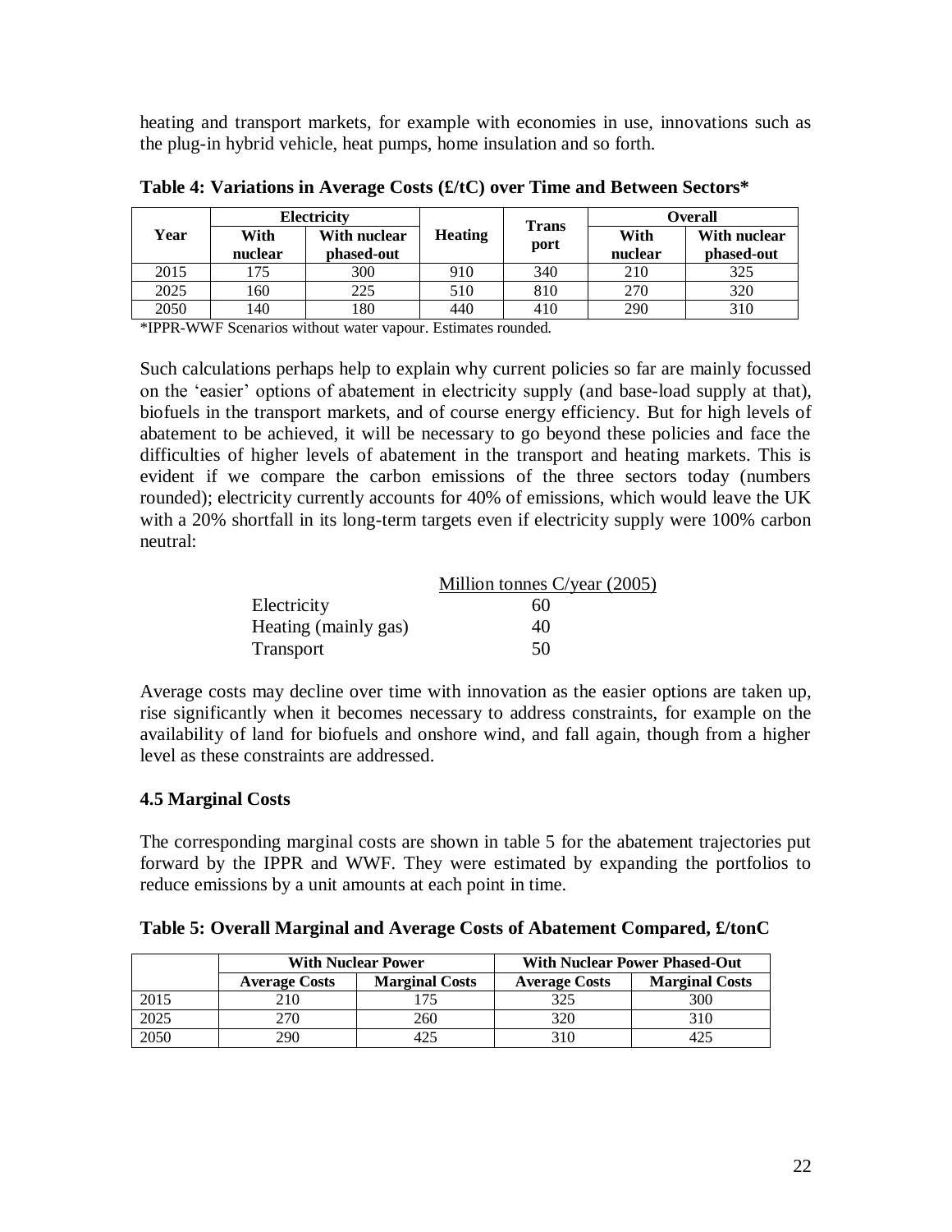heating and transport markets, for example with economies in use, innovations such as the plug-in hybrid vehicle, heat pumps, home insulation and so forth.

**Table 4: Variations in Average Costs (£/tC) over Time and Between Sectors***

| Year | Electricity | | Heating | Transport | Overall | |
|---|---|---|---|---|---|---|
| | With nuclear | With nuclear phased-out | | | With nuclear | With nuclear phased-out |
| 2015 | 175 | 300 | 910 | 340 | 210 | 325 |
| 2025 | 160 | 225 | 510 | 810 | 270 | 320 |
| 2050 | 140 | 180 | 440 | 410 | 290 | 310 |

*IPPR-WWF Scenarios without water vapour. Estimates rounded.

Such calculations perhaps help to explain why current policies so far are mainly focussed on the 'easier' options of abatement in electricity supply (and base-load supply at that), biofuels in the transport markets, and of course energy efficiency. But for high levels of abatement to be achieved, it will be necessary to go beyond these policies and face the difficulties of higher levels of abatement in the transport and heating markets. This is evident if we compare the carbon emissions of the three sectors today (numbers rounded); electricity currently accounts for 40% of emissions, which would leave the UK with a 20% shortfall in its long-term targets even if electricity supply were 100% carbon neutral:

| | Million tonnes C/year (2005) |
|---|---|
| Electricity | 60 |
| Heating (mainly gas) | 40 |
| Transport | 50 |

Average costs may decline over time with innovation as the easier options are taken up, rise significantly when it becomes necessary to address constraints, for example on the availability of land for biofuels and onshore wind, and fall again, though from a higher level as these constraints are addressed.

### 4.5 Marginal Costs

The corresponding marginal costs are shown in table 5 for the abatement trajectories put forward by the IPPR and WWF. They were estimated by expanding the portfolios to reduce emissions by a unit amounts at each point in time.

**Table 5: Overall Marginal and Average Costs of Abatement Compared, £/tonC**

| | With Nuclear Power | | With Nuclear Power Phased-Out | |
|---|---|---|---|---|
| | Average Costs | Marginal Costs | Average Costs | Marginal Costs |
| 2015 | 210 | 175 | 325 | 300 |
| 2025 | 270 | 260 | 320 | 310 |
| 2050 | 290 | 425 | 310 | 425 |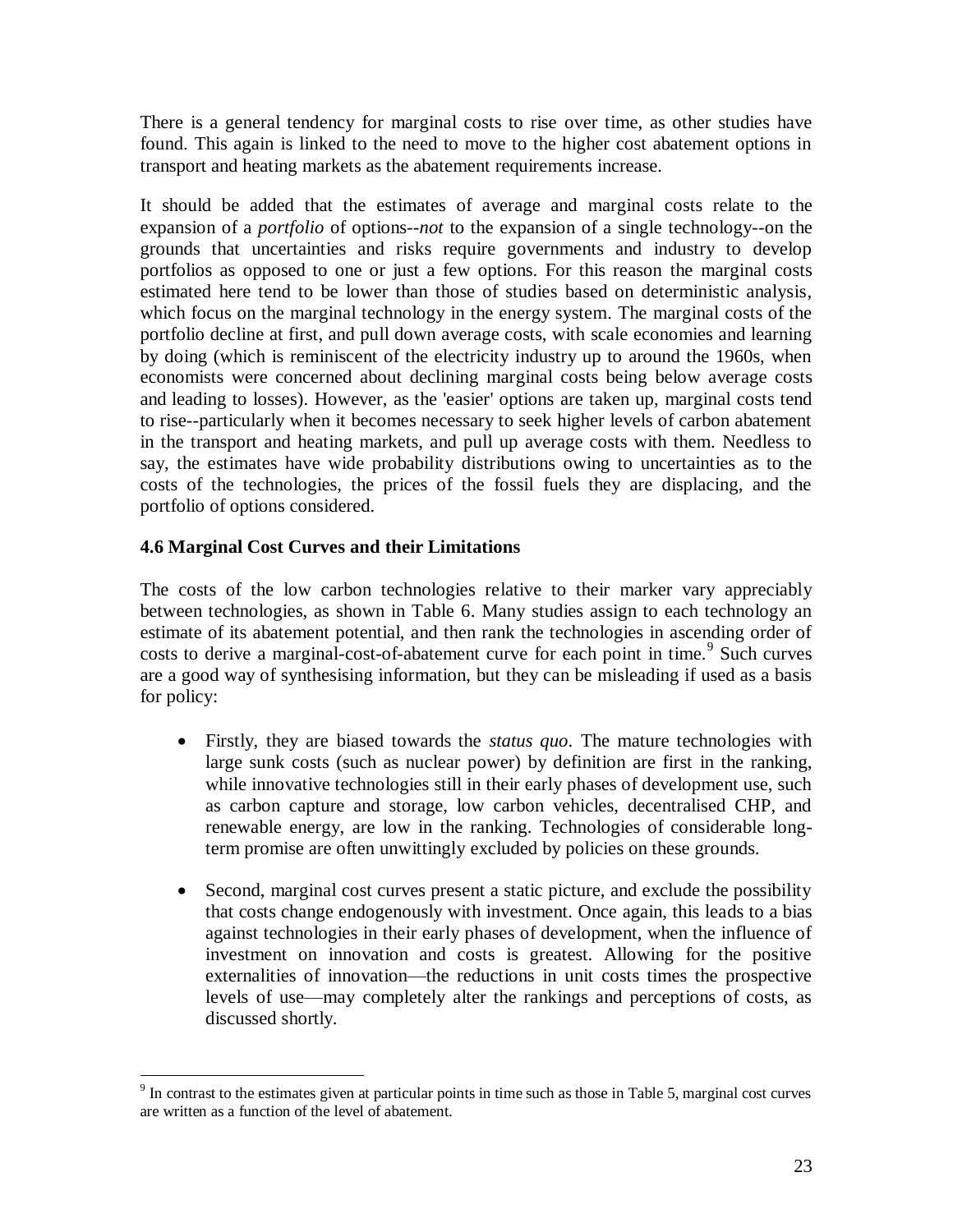There is a general tendency for marginal costs to rise over time, as other studies have found. This again is linked to the need to move to the higher cost abatement options in transport and heating markets as the abatement requirements increase.

It should be added that the estimates of average and marginal costs relate to the expansion of a *portfolio* of options--*not* to the expansion of a single technology--on the grounds that uncertainties and risks require governments and industry to develop portfolios as opposed to one or just a few options. For this reason the marginal costs estimated here tend to be lower than those of studies based on deterministic analysis, which focus on the marginal technology in the energy system. The marginal costs of the portfolio decline at first, and pull down average costs, with scale economies and learning by doing (which is reminiscent of the electricity industry up to around the 1960s, when economists were concerned about declining marginal costs being below average costs and leading to losses). However, as the 'easier' options are taken up, marginal costs tend to rise--particularly when it becomes necessary to seek higher levels of carbon abatement in the transport and heating markets, and pull up average costs with them. Needless to say, the estimates have wide probability distributions owing to uncertainties as to the costs of the technologies, the prices of the fossil fuels they are displacing, and the portfolio of options considered.

### 4.6 Marginal Cost Curves and their Limitations

The costs of the low carbon technologies relative to their marker vary appreciably between technologies, as shown in Table 6. Many studies assign to each technology an estimate of its abatement potential, and then rank the technologies in ascending order of costs to derive a marginal-cost-of-abatement curve for each point in time.[9] Such curves are a good way of synthesising information, but they can be misleading if used as a basis for policy:

- Firstly, they are biased towards the *status quo*. The mature technologies with large sunk costs (such as nuclear power) by definition are first in the ranking, while innovative technologies still in their early phases of development use, such as carbon capture and storage, low carbon vehicles, decentralised CHP, and renewable energy, are low in the ranking. Technologies of considerable long-term promise are often unwittingly excluded by policies on these grounds.

- Second, marginal cost curves present a static picture, and exclude the possibility that costs change endogenously with investment. Once again, this leads to a bias against technologies in their early phases of development, when the influence of investment on innovation and costs is greatest. Allowing for the positive externalities of innovation—the reductions in unit costs times the prospective levels of use—may completely alter the rankings and perceptions of costs, as discussed shortly.

---

[9] In contrast to the estimates given at particular points in time such as those in Table 5, marginal cost curves are written as a function of the level of abatement.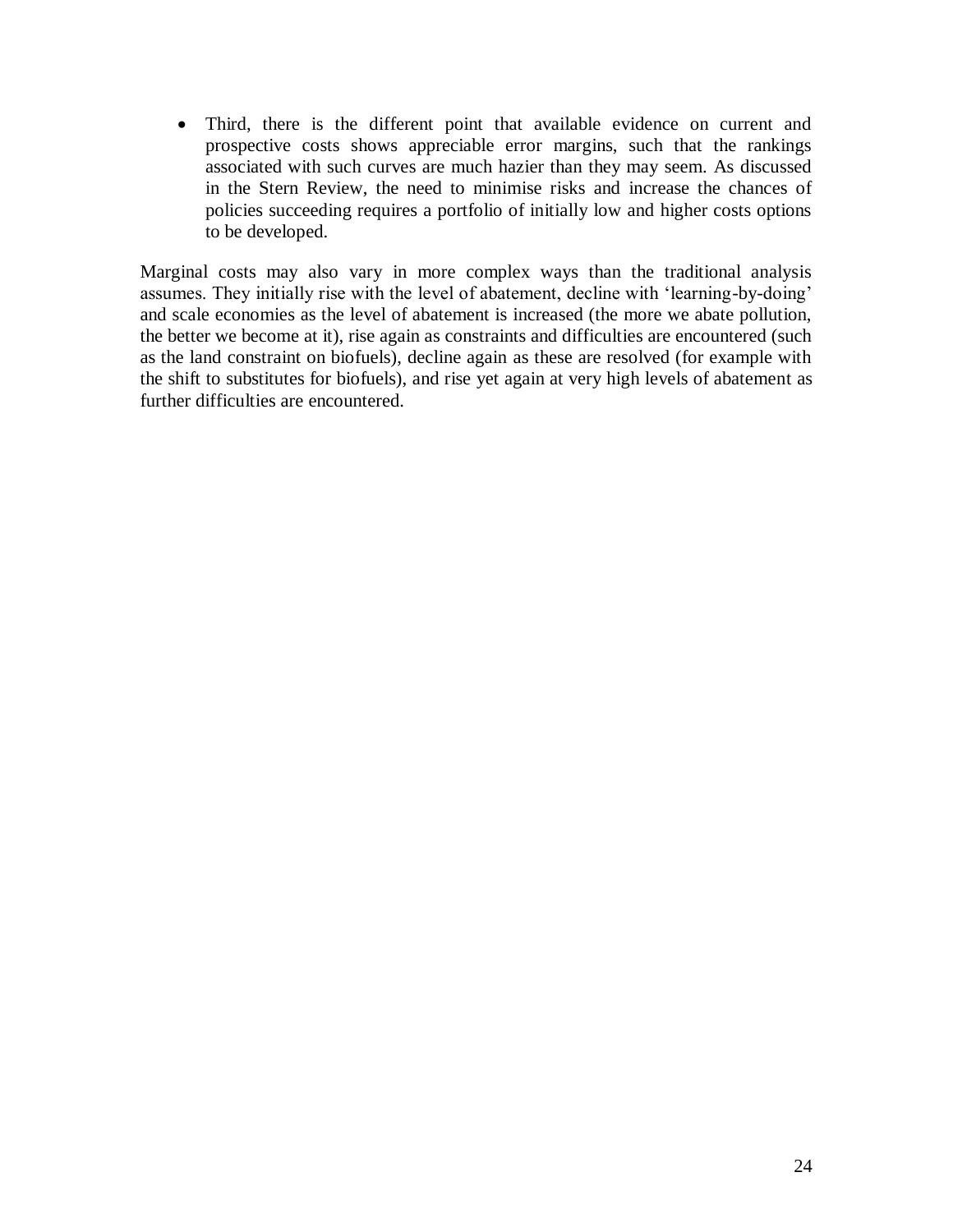- Third, there is the different point that available evidence on current and prospective costs shows appreciable error margins, such that the rankings associated with such curves are much hazier than they may seem. As discussed in the Stern Review, the need to minimise risks and increase the chances of policies succeeding requires a portfolio of initially low and higher costs options to be developed.

Marginal costs may also vary in more complex ways than the traditional analysis assumes. They initially rise with the level of abatement, decline with 'learning-by-doing' and scale economies as the level of abatement is increased (the more we abate pollution, the better we become at it), rise again as constraints and difficulties are encountered (such as the land constraint on biofuels), decline again as these are resolved (for example with the shift to substitutes for biofuels), and rise yet again at very high levels of abatement as further difficulties are encountered.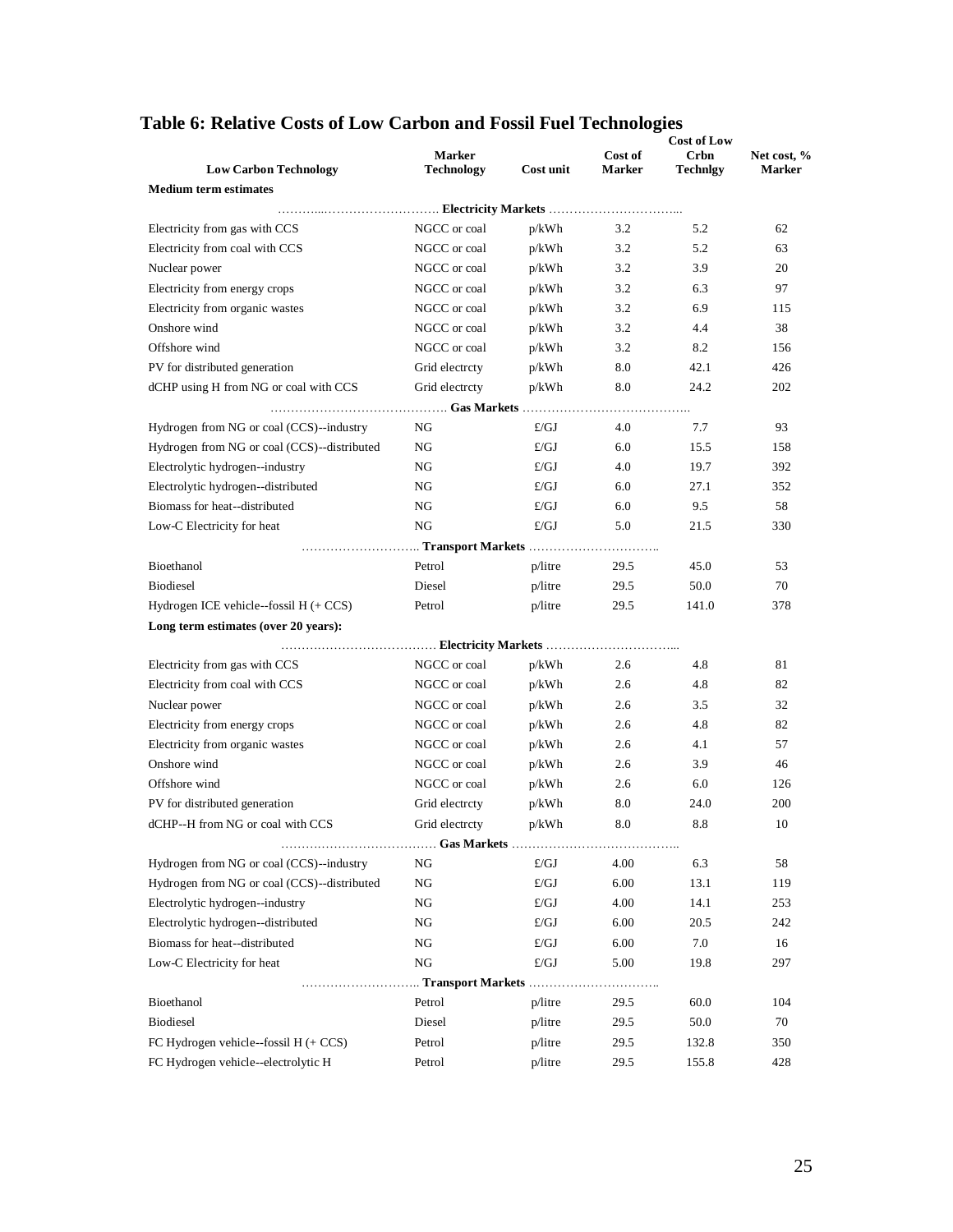## Table 6: Relative Costs of Low Carbon and Fossil Fuel Technologies

| Low Carbon Technology | Marker Technology | Cost unit | Cost of Marker | Cost of Low Crbn Technlgy | Net cost, % Marker |
|---|---|---|---|---|---|
| **Medium term estimates** | | | | | |
| **Electricity Markets** | | | | | |
| Electricity from gas with CCS | NGCC or coal | p/kWh | 3.2 | 5.2 | 62 |
| Electricity from coal with CCS | NGCC or coal | p/kWh | 3.2 | 5.2 | 63 |
| Nuclear power | NGCC or coal | p/kWh | 3.2 | 3.9 | 20 |
| Electricity from energy crops | NGCC or coal | p/kWh | 3.2 | 6.3 | 97 |
| Electricity from organic wastes | NGCC or coal | p/kWh | 3.2 | 6.9 | 115 |
| Onshore wind | NGCC or coal | p/kWh | 3.2 | 4.4 | 38 |
| Offshore wind | NGCC or coal | p/kWh | 3.2 | 8.2 | 156 |
| PV for distributed generation | Grid electrcty | p/kWh | 8.0 | 42.1 | 426 |
| dCHP using H from NG or coal with CCS | Grid electrcty | p/kWh | 8.0 | 24.2 | 202 |
| **Gas Markets** | | | | | |
| Hydrogen from NG or coal (CCS)--industry | NG | £/GJ | 4.0 | 7.7 | 93 |
| Hydrogen from NG or coal (CCS)--distributed | NG | £/GJ | 6.0 | 15.5 | 158 |
| Electrolytic hydrogen--industry | NG | £/GJ | 4.0 | 19.7 | 392 |
| Electrolytic hydrogen--distributed | NG | £/GJ | 6.0 | 27.1 | 352 |
| Biomass for heat--distributed | NG | £/GJ | 6.0 | 9.5 | 58 |
| Low-C Electricity for heat | NG | £/GJ | 5.0 | 21.5 | 330 |
| **Transport Markets** | | | | | |
| Bioethanol | Petrol | p/litre | 29.5 | 45.0 | 53 |
| Biodiesel | Diesel | p/litre | 29.5 | 50.0 | 70 |
| Hydrogen ICE vehicle--fossil H (+ CCS) | Petrol | p/litre | 29.5 | 141.0 | 378 |
| **Long term estimates (over 20 years):** | | | | | |
| **Electricity Markets** | | | | | |
| Electricity from gas with CCS | NGCC or coal | p/kWh | 2.6 | 4.8 | 81 |
| Electricity from coal with CCS | NGCC or coal | p/kWh | 2.6 | 4.8 | 82 |
| Nuclear power | NGCC or coal | p/kWh | 2.6 | 3.5 | 32 |
| Electricity from energy crops | NGCC or coal | p/kWh | 2.6 | 4.8 | 82 |
| Electricity from organic wastes | NGCC or coal | p/kWh | 2.6 | 4.1 | 57 |
| Onshore wind | NGCC or coal | p/kWh | 2.6 | 3.9 | 46 |
| Offshore wind | NGCC or coal | p/kWh | 2.6 | 6.0 | 126 |
| PV for distributed generation | Grid electrcty | p/kWh | 8.0 | 24.0 | 200 |
| dCHP--H from NG or coal with CCS | Grid electrcty | p/kWh | 8.0 | 8.8 | 10 |
| **Gas Markets** | | | | | |
| Hydrogen from NG or coal (CCS)--industry | NG | £/GJ | 4.00 | 6.3 | 58 |
| Hydrogen from NG or coal (CCS)--distributed | NG | £/GJ | 6.00 | 13.1 | 119 |
| Electrolytic hydrogen--industry | NG | £/GJ | 4.00 | 14.1 | 253 |
| Electrolytic hydrogen--distributed | NG | £/GJ | 6.00 | 20.5 | 242 |
| Biomass for heat--distributed | NG | £/GJ | 6.00 | 7.0 | 16 |
| Low-C Electricity for heat | NG | £/GJ | 5.00 | 19.8 | 297 |
| **Transport Markets** | | | | | |
| Bioethanol | Petrol | p/litre | 29.5 | 60.0 | 104 |
| Biodiesel | Diesel | p/litre | 29.5 | 50.0 | 70 |
| FC Hydrogen vehicle--fossil H (+ CCS) | Petrol | p/litre | 29.5 | 132.8 | 350 |
| FC Hydrogen vehicle--electrolytic H | Petrol | p/litre | 29.5 | 155.8 | 428 |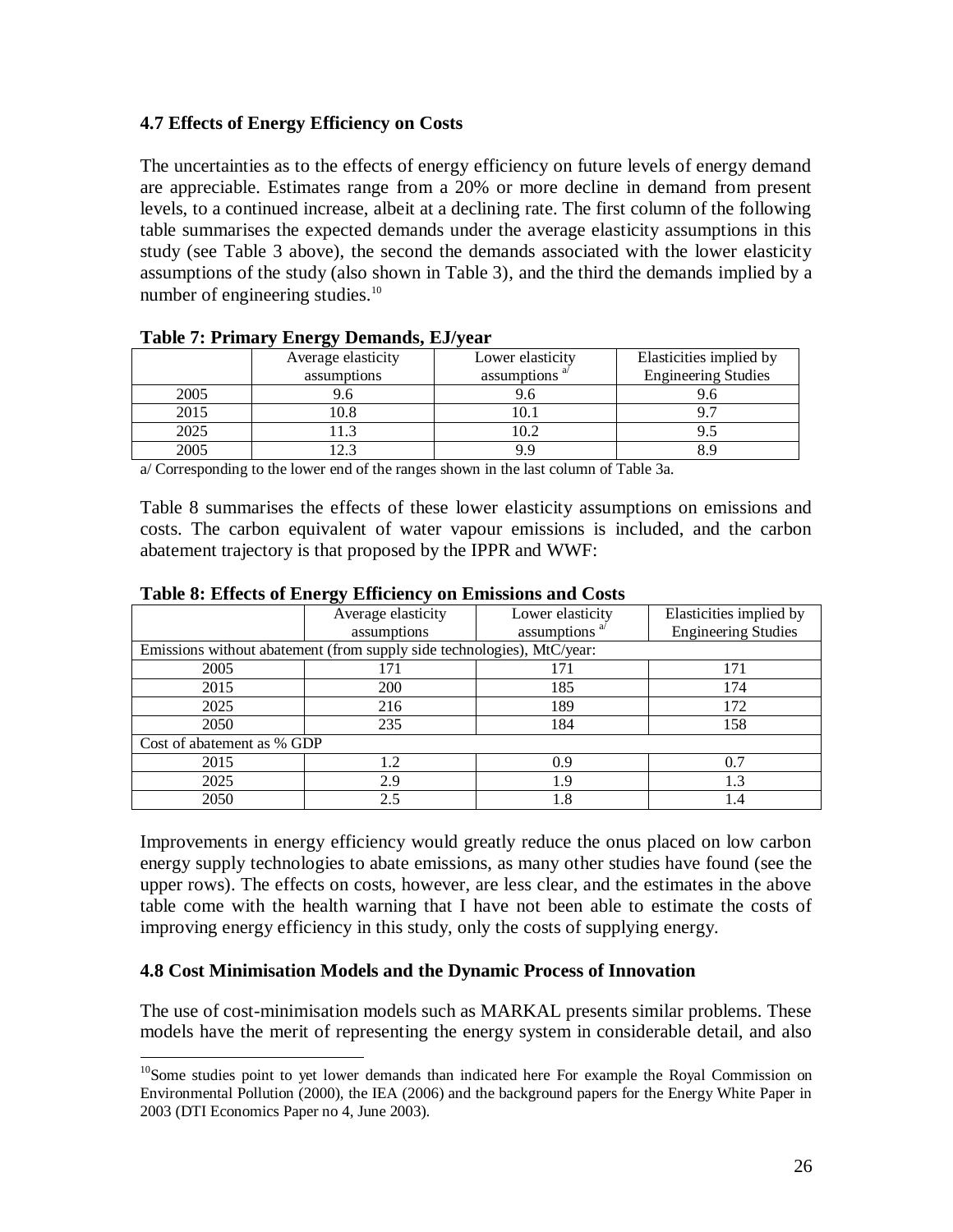### 4.7 Effects of Energy Efficiency on Costs

The uncertainties as to the effects of energy efficiency on future levels of energy demand are appreciable. Estimates range from a 20% or more decline in demand from present levels, to a continued increase, albeit at a declining rate. The first column of the following table summarises the expected demands under the average elasticity assumptions in this study (see Table 3 above), the second the demands associated with the lower elasticity assumptions of the study (also shown in Table 3), and the third the demands implied by a number of engineering studies.[10]

**Table 7: Primary Energy Demands, EJ/year**

| | Average elasticity assumptions | Lower elasticity assumptions [a/] | Elasticities implied by Engineering Studies |
|---|---|---|---|
| 2005 | 9.6 | 9.6 | 9.6 |
| 2015 | 10.8 | 10.1 | 9.7 |
| 2025 | 11.3 | 10.2 | 9.5 |
| 2005 | 12.3 | 9.9 | 8.9 |

a/ Corresponding to the lower end of the ranges shown in the last column of Table 3a.

Table 8 summarises the effects of these lower elasticity assumptions on emissions and costs. The carbon equivalent of water vapour emissions is included, and the carbon abatement trajectory is that proposed by the IPPR and WWF:

**Table 8: Effects of Energy Efficiency on Emissions and Costs**

| | Average elasticity assumptions | Lower elasticity assumptions [a/] | Elasticities implied by Engineering Studies |
|---|---|---|---|
| Emissions without abatement (from supply side technologies), MtC/year: | | | |
| 2005 | 171 | 171 | 171 |
| 2015 | 200 | 185 | 174 |
| 2025 | 216 | 189 | 172 |
| 2050 | 235 | 184 | 158 |
| Cost of abatement as % GDP | | | |
| 2015 | 1.2 | 0.9 | 0.7 |
| 2025 | 2.9 | 1.9 | 1.3 |
| 2050 | 2.5 | 1.8 | 1.4 |

Improvements in energy efficiency would greatly reduce the onus placed on low carbon energy supply technologies to abate emissions, as many other studies have found (see the upper rows). The effects on costs, however, are less clear, and the estimates in the above table come with the health warning that I have not been able to estimate the costs of improving energy efficiency in this study, only the costs of supplying energy.

### 4.8 Cost Minimisation Models and the Dynamic Process of Innovation

The use of cost-minimisation models such as MARKAL presents similar problems. These models have the merit of representing the energy system in considerable detail, and also

[10] Some studies point to yet lower demands than indicated here For example the Royal Commission on Environmental Pollution (2000), the IEA (2006) and the background papers for the Energy White Paper in 2003 (DTI Economics Paper no 4, June 2003).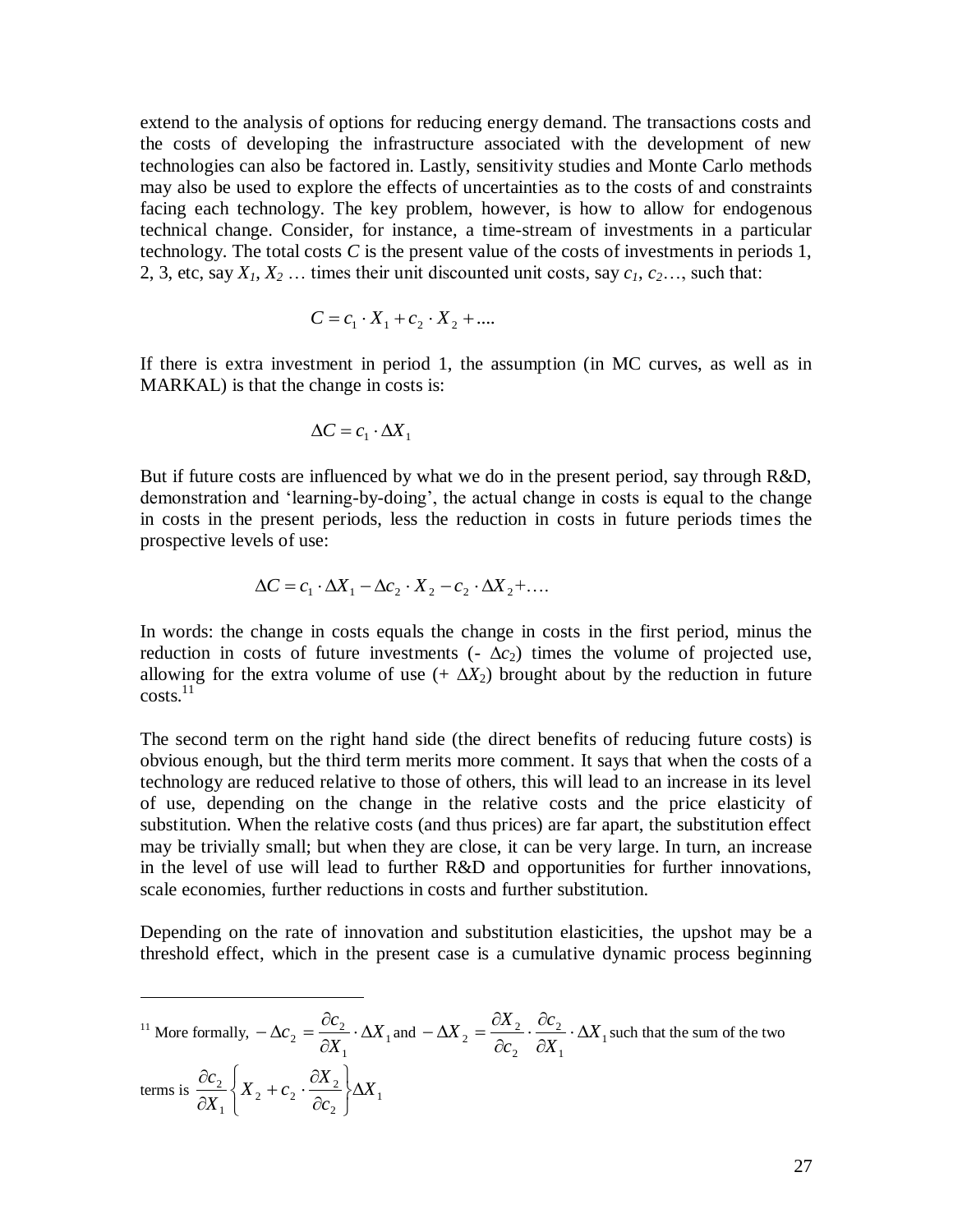extend to the analysis of options for reducing energy demand. The transactions costs and the costs of developing the infrastructure associated with the development of new technologies can also be factored in. Lastly, sensitivity studies and Monte Carlo methods may also be used to explore the effects of uncertainties as to the costs of and constraints facing each technology. The key problem, however, is how to allow for endogenous technical change. Consider, for instance, a time-stream of investments in a particular technology. The total costs $C$ is the present value of the costs of investments in periods 1, 2, 3, etc, say $X_1$, $X_2$ … times their unit discounted unit costs, say $c_1$, $c_2$…, such that:

$$C = c_1 \cdot X_1 + c_2 \cdot X_2 + ....$$

If there is extra investment in period 1, the assumption (in MC curves, as well as in MARKAL) is that the change in costs is:

$$\Delta C = c_1 \cdot \Delta X_1$$

But if future costs are influenced by what we do in the present period, say through R&D, demonstration and 'learning-by-doing', the actual change in costs is equal to the change in costs in the present periods, less the reduction in costs in future periods times the prospective levels of use:

$$\Delta C = c_1 \cdot \Delta X_1 - \Delta c_2 \cdot X_2 - c_2 \cdot \Delta X_2 + ....$$

In words: the change in costs equals the change in costs in the first period, minus the reduction in costs of future investments ($- \Delta c_2$) times the volume of projected use, allowing for the extra volume of use ($+ \Delta X_2$) brought about by the reduction in future costs.[11]

The second term on the right hand side (the direct benefits of reducing future costs) is obvious enough, but the third term merits more comment. It says that when the costs of a technology are reduced relative to those of others, this will lead to an increase in its level of use, depending on the change in the relative costs and the price elasticity of substitution. When the relative costs (and thus prices) are far apart, the substitution effect may be trivially small; but when they are close, it can be very large. In turn, an increase in the level of use will lead to further R&D and opportunities for further innovations, scale economies, further reductions in costs and further substitution.

Depending on the rate of innovation and substitution elasticities, the upshot may be a threshold effect, which in the present case is a cumulative dynamic process beginning

---

[11] More formally, $-\Delta c_2 = \frac{\partial c_2}{\partial X_1} \cdot \Delta X_1$ and $-\Delta X_2 = \frac{\partial X_2}{\partial c_2} \cdot \frac{\partial c_2}{\partial X_1} \cdot \Delta X_1$ such that the sum of the two terms is $\frac{\partial c_2}{\partial X_1} \left\{ X_2 + c_2 \cdot \frac{\partial X_2}{\partial c_2} \right\} \Delta X_1$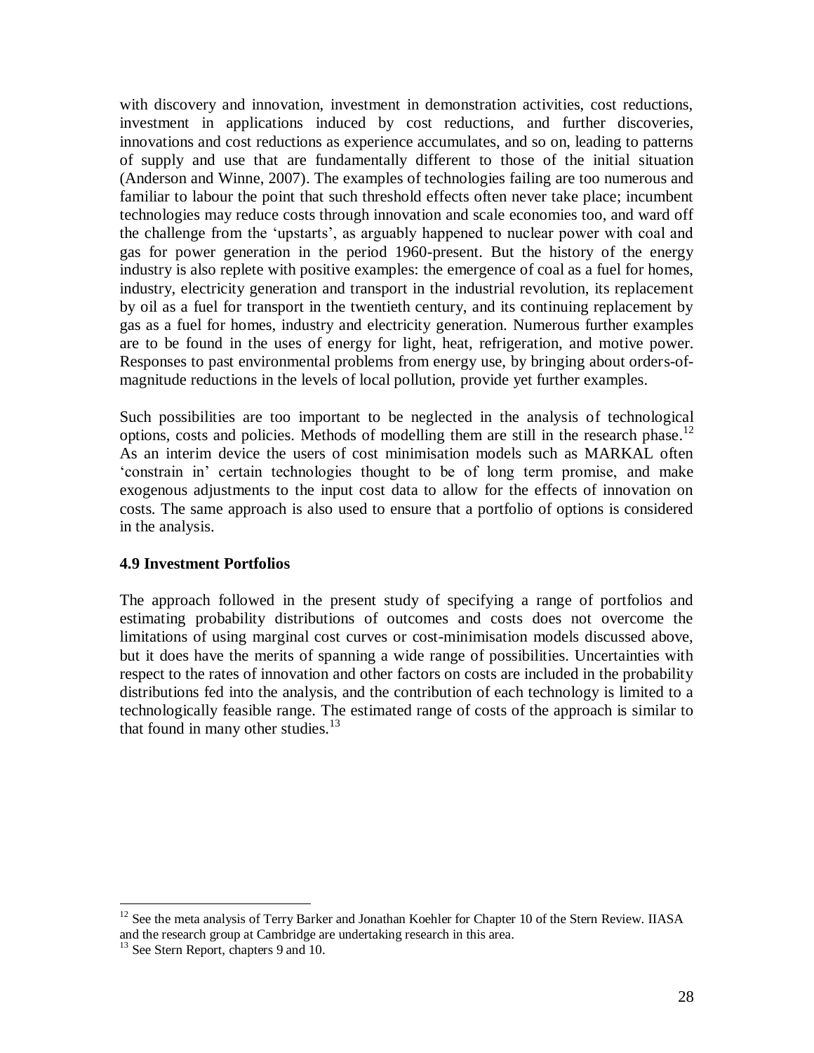with discovery and innovation, investment in demonstration activities, cost reductions, investment in applications induced by cost reductions, and further discoveries, innovations and cost reductions as experience accumulates, and so on, leading to patterns of supply and use that are fundamentally different to those of the initial situation (Anderson and Winne, 2007). The examples of technologies failing are too numerous and familiar to labour the point that such threshold effects often never take place; incumbent technologies may reduce costs through innovation and scale economies too, and ward off the challenge from the 'upstarts', as arguably happened to nuclear power with coal and gas for power generation in the period 1960-present. But the history of the energy industry is also replete with positive examples: the emergence of coal as a fuel for homes, industry, electricity generation and transport in the industrial revolution, its replacement by oil as a fuel for transport in the twentieth century, and its continuing replacement by gas as a fuel for homes, industry and electricity generation. Numerous further examples are to be found in the uses of energy for light, heat, refrigeration, and motive power. Responses to past environmental problems from energy use, by bringing about orders-of-magnitude reductions in the levels of local pollution, provide yet further examples.

Such possibilities are too important to be neglected in the analysis of technological options, costs and policies. Methods of modelling them are still in the research phase.[12] As an interim device the users of cost minimisation models such as MARKAL often 'constrain in' certain technologies thought to be of long term promise, and make exogenous adjustments to the input cost data to allow for the effects of innovation on costs. The same approach is also used to ensure that a portfolio of options is considered in the analysis.

### 4.9 Investment Portfolios

The approach followed in the present study of specifying a range of portfolios and estimating probability distributions of outcomes and costs does not overcome the limitations of using marginal cost curves or cost-minimisation models discussed above, but it does have the merits of spanning a wide range of possibilities. Uncertainties with respect to the rates of innovation and other factors on costs are included in the probability distributions fed into the analysis, and the contribution of each technology is limited to a technologically feasible range. The estimated range of costs of the approach is similar to that found in many other studies.[13]

---

[12] See the meta analysis of Terry Barker and Jonathan Koehler for Chapter 10 of the Stern Review. IIASA and the research group at Cambridge are undertaking research in this area.

[13] See Stern Report, chapters 9 and 10.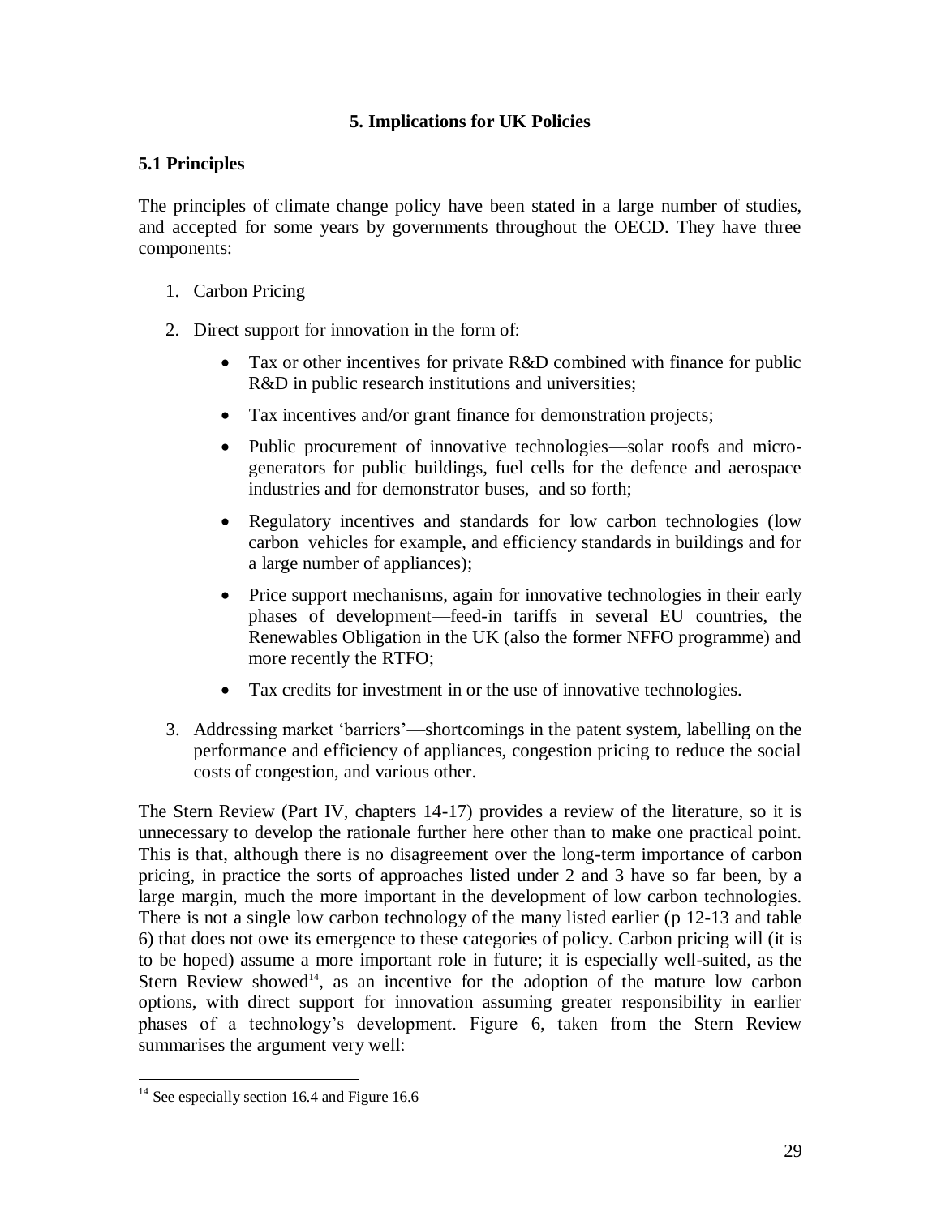## 5. Implications for UK Policies

### 5.1 Principles

The principles of climate change policy have been stated in a large number of studies, and accepted for some years by governments throughout the OECD. They have three components:

1. Carbon Pricing

2. Direct support for innovation in the form of:

   - Tax or other incentives for private R&D combined with finance for public R&D in public research institutions and universities;
   - Tax incentives and/or grant finance for demonstration projects;
   - Public procurement of innovative technologies—solar roofs and micro-generators for public buildings, fuel cells for the defence and aerospace industries and for demonstrator buses, and so forth;
   - Regulatory incentives and standards for low carbon technologies (low carbon vehicles for example, and efficiency standards in buildings and for a large number of appliances);
   - Price support mechanisms, again for innovative technologies in their early phases of development—feed-in tariffs in several EU countries, the Renewables Obligation in the UK (also the former NFFO programme) and more recently the RTFO;
   - Tax credits for investment in or the use of innovative technologies.

3. Addressing market 'barriers'—shortcomings in the patent system, labelling on the performance and efficiency of appliances, congestion pricing to reduce the social costs of congestion, and various other.

The Stern Review (Part IV, chapters 14-17) provides a review of the literature, so it is unnecessary to develop the rationale further here other than to make one practical point. This is that, although there is no disagreement over the long-term importance of carbon pricing, in practice the sorts of approaches listed under 2 and 3 have so far been, by a large margin, much the more important in the development of low carbon technologies. There is not a single low carbon technology of the many listed earlier (p 12-13 and table 6) that does not owe its emergence to these categories of policy. Carbon pricing will (it is to be hoped) assume a more important role in future; it is especially well-suited, as the Stern Review showed[14], as an incentive for the adoption of the mature low carbon options, with direct support for innovation assuming greater responsibility in earlier phases of a technology's development. Figure 6, taken from the Stern Review summarises the argument very well:

---

[14] See especially section 16.4 and Figure 16.6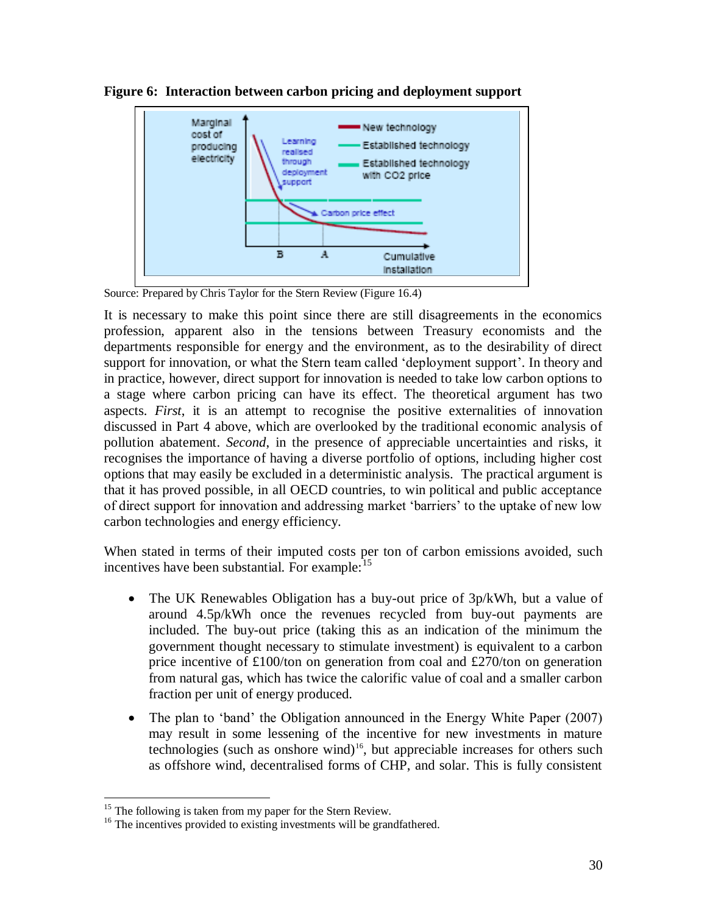**Figure 6: Interaction between carbon pricing and deployment support**

Source: Prepared by Chris Taylor for the Stern Review (Figure 16.4)

It is necessary to make this point since there are still disagreements in the economics profession, apparent also in the tensions between Treasury economists and the departments responsible for energy and the environment, as to the desirability of direct support for innovation, or what the Stern team called 'deployment support'. In theory and in practice, however, direct support for innovation is needed to take low carbon options to a stage where carbon pricing can have its effect. The theoretical argument has two aspects. *First*, it is an attempt to recognise the positive externalities of innovation discussed in Part 4 above, which are overlooked by the traditional economic analysis of pollution abatement. *Second*, in the presence of appreciable uncertainties and risks, it recognises the importance of having a diverse portfolio of options, including higher cost options that may easily be excluded in a deterministic analysis. The practical argument is that it has proved possible, in all OECD countries, to win political and public acceptance of direct support for innovation and addressing market 'barriers' to the uptake of new low carbon technologies and energy efficiency.

When stated in terms of their imputed costs per ton of carbon emissions avoided, such incentives have been substantial. For example:[15]

- The UK Renewables Obligation has a buy-out price of 3p/kWh, but a value of around 4.5p/kWh once the revenues recycled from buy-out payments are included. The buy-out price (taking this as an indication of the minimum the government thought necessary to stimulate investment) is equivalent to a carbon price incentive of £100/ton on generation from coal and £270/ton on generation from natural gas, which has twice the calorific value of coal and a smaller carbon fraction per unit of energy produced.
- The plan to 'band' the Obligation announced in the Energy White Paper (2007) may result in some lessening of the incentive for new investments in mature technologies (such as onshore wind)[16], but appreciable increases for others such as offshore wind, decentralised forms of CHP, and solar. This is fully consistent

[15] The following is taken from my paper for the Stern Review.

[16] The incentives provided to existing investments will be grandfathered.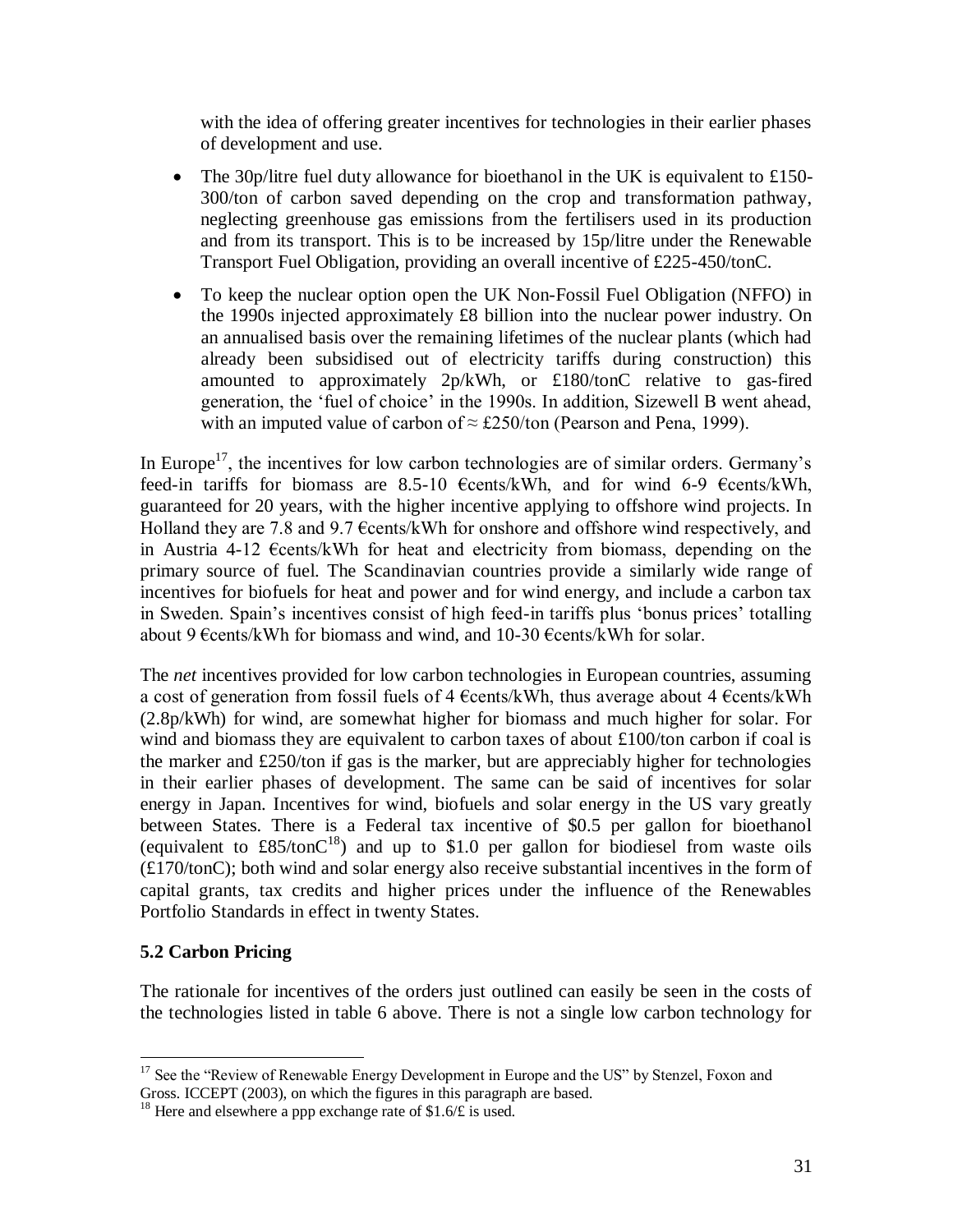with the idea of offering greater incentives for technologies in their earlier phases of development and use.

- The 30p/litre fuel duty allowance for bioethanol in the UK is equivalent to £150-300/ton of carbon saved depending on the crop and transformation pathway, neglecting greenhouse gas emissions from the fertilisers used in its production and from its transport. This is to be increased by 15p/litre under the Renewable Transport Fuel Obligation, providing an overall incentive of £225-450/tonC.
- To keep the nuclear option open the UK Non-Fossil Fuel Obligation (NFFO) in the 1990s injected approximately £8 billion into the nuclear power industry. On an annualised basis over the remaining lifetimes of the nuclear plants (which had already been subsidised out of electricity tariffs during construction) this amounted to approximately 2p/kWh, or £180/tonC relative to gas-fired generation, the 'fuel of choice' in the 1990s. In addition, Sizewell B went ahead, with an imputed value of carbon of ≈ £250/ton (Pearson and Pena, 1999).

In Europe[17], the incentives for low carbon technologies are of similar orders. Germany's feed-in tariffs for biomass are 8.5-10 €cents/kWh, and for wind 6-9 €cents/kWh, guaranteed for 20 years, with the higher incentive applying to offshore wind projects. In Holland they are 7.8 and 9.7 €cents/kWh for onshore and offshore wind respectively, and in Austria 4-12 €cents/kWh for heat and electricity from biomass, depending on the primary source of fuel. The Scandinavian countries provide a similarly wide range of incentives for biofuels for heat and power and for wind energy, and include a carbon tax in Sweden. Spain's incentives consist of high feed-in tariffs plus 'bonus prices' totalling about 9 €cents/kWh for biomass and wind, and 10-30 €cents/kWh for solar.

The *net* incentives provided for low carbon technologies in European countries, assuming a cost of generation from fossil fuels of 4 €cents/kWh, thus average about 4 €cents/kWh (2.8p/kWh) for wind, are somewhat higher for biomass and much higher for solar. For wind and biomass they are equivalent to carbon taxes of about £100/ton carbon if coal is the marker and £250/ton if gas is the marker, but are appreciably higher for technologies in their earlier phases of development. The same can be said of incentives for solar energy in Japan. Incentives for wind, biofuels and solar energy in the US vary greatly between States. There is a Federal tax incentive of $0.5 per gallon for bioethanol (equivalent to £85/tonC[18]) and up to $1.0 per gallon for biodiesel from waste oils (£170/tonC); both wind and solar energy also receive substantial incentives in the form of capital grants, tax credits and higher prices under the influence of the Renewables Portfolio Standards in effect in twenty States.

### 5.2 Carbon Pricing

The rationale for incentives of the orders just outlined can easily be seen in the costs of the technologies listed in table 6 above. There is not a single low carbon technology for

---

[17] See the "Review of Renewable Energy Development in Europe and the US" by Stenzel, Foxon and Gross. ICCEPT (2003), on which the figures in this paragraph are based.

[18] Here and elsewhere a ppp exchange rate of $1.6/£ is used.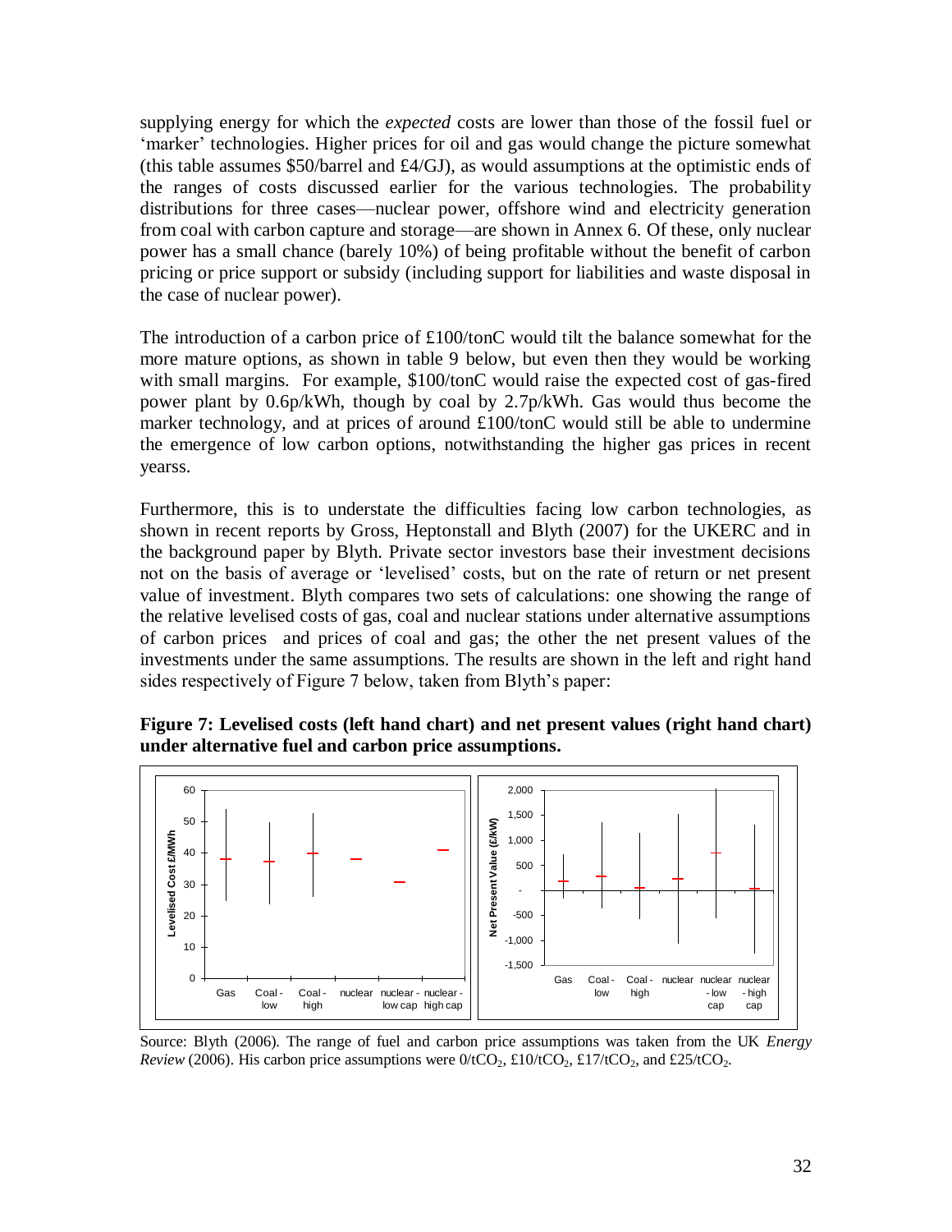supplying energy for which the *expected* costs are lower than those of the fossil fuel or 'marker' technologies. Higher prices for oil and gas would change the picture somewhat (this table assumes $50/barrel and £4/GJ), as would assumptions at the optimistic ends of the ranges of costs discussed earlier for the various technologies. The probability distributions for three cases—nuclear power, offshore wind and electricity generation from coal with carbon capture and storage—are shown in Annex 6. Of these, only nuclear power has a small chance (barely 10%) of being profitable without the benefit of carbon pricing or price support or subsidy (including support for liabilities and waste disposal in the case of nuclear power).

The introduction of a carbon price of £100/tonC would tilt the balance somewhat for the more mature options, as shown in table 9 below, but even then they would be working with small margins. For example, $100/tonC would raise the expected cost of gas-fired power plant by 0.6p/kWh, though by coal by 2.7p/kWh. Gas would thus become the marker technology, and at prices of around £100/tonC would still be able to undermine the emergence of low carbon options, notwithstanding the higher gas prices in recent yearss.

Furthermore, this is to understate the difficulties facing low carbon technologies, as shown in recent reports by Gross, Heptonstall and Blyth (2007) for the UKERC and in the background paper by Blyth. Private sector investors base their investment decisions not on the basis of average or 'levelised' costs, but on the rate of return or net present value of investment. Blyth compares two sets of calculations: one showing the range of the relative levelised costs of gas, coal and nuclear stations under alternative assumptions of carbon prices and prices of coal and gas; the other the net present values of the investments under the same assumptions. The results are shown in the left and right hand sides respectively of Figure 7 below, taken from Blyth's paper:

**Figure 7: Levelised costs (left hand chart) and net present values (right hand chart) under alternative fuel and carbon price assumptions.**

Source: Blyth (2006). The range of fuel and carbon price assumptions was taken from the UK *Energy Review* (2006). His carbon price assumptions were $0/tCO_2$, $£10/tCO_2$, $£17/tCO_2$, and $£25/tCO_2$.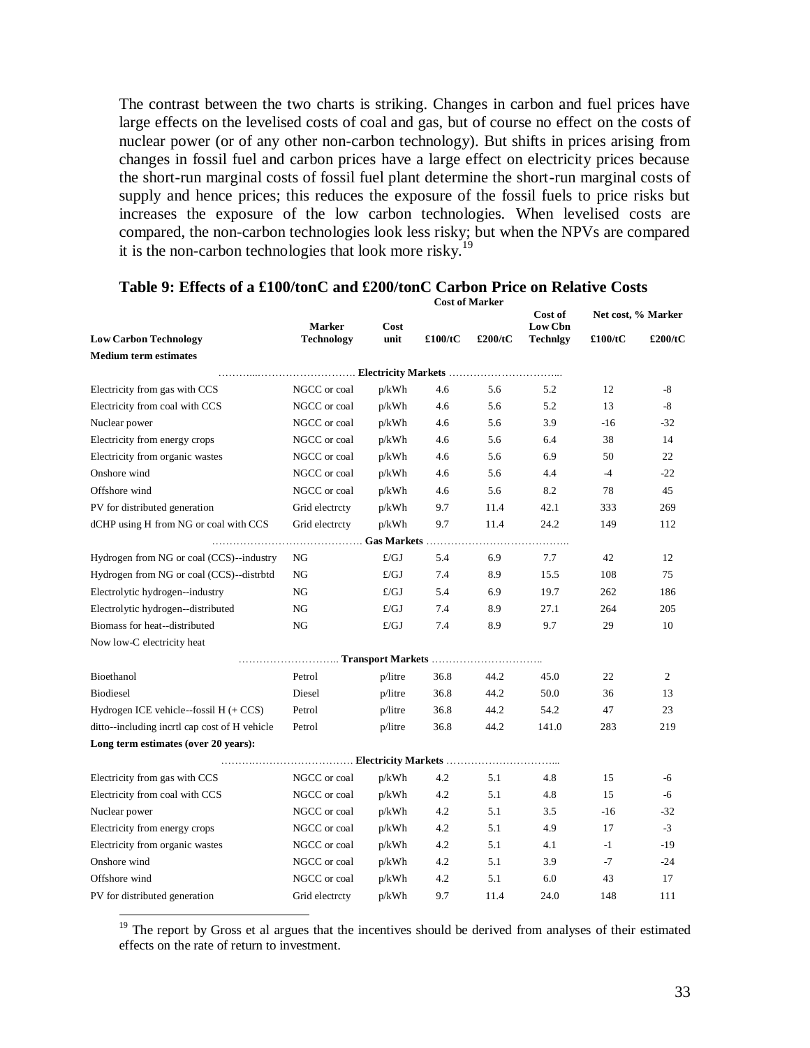The contrast between the two charts is striking. Changes in carbon and fuel prices have large effects on the levelised costs of coal and gas, but of course no effect on the costs of nuclear power (or of any other non-carbon technology). But shifts in prices arising from changes in fossil fuel and carbon prices have a large effect on electricity prices because the short-run marginal costs of fossil fuel plant determine the short-run marginal costs of supply and hence prices; this reduces the exposure of the fossil fuels to price risks but increases the exposure of the low carbon technologies. When levelised costs are compared, the non-carbon technologies look less risky; but when the NPVs are compared it is the non-carbon technologies that look more risky.[19]

**Table 9: Effects of a £100/tonC and £200/tonC Carbon Price on Relative Costs**

| Low Carbon Technology | Marker Technology | Cost unit | Cost of Marker £100/tC | Cost of Marker £200/tC | Cost of Low Cbn Technlgy | Net cost, % Marker £100/tC | Net cost, % Marker £200/tC |
|---|---|---|---|---|---|---|---|
| **Medium term estimates** | | | | | | | |
| | | **Electricity Markets** | | | | | |
| Electricity from gas with CCS | NGCC or coal | p/kWh | 4.6 | 5.6 | 5.2 | 12 | -8 |
| Electricity from coal with CCS | NGCC or coal | p/kWh | 4.6 | 5.6 | 5.2 | 13 | -8 |
| Nuclear power | NGCC or coal | p/kWh | 4.6 | 5.6 | 3.9 | -16 | -32 |
| Electricity from energy crops | NGCC or coal | p/kWh | 4.6 | 5.6 | 6.4 | 38 | 14 |
| Electricity from organic wastes | NGCC or coal | p/kWh | 4.6 | 5.6 | 6.9 | 50 | 22 |
| Onshore wind | NGCC or coal | p/kWh | 4.6 | 5.6 | 4.4 | -4 | -22 |
| Offshore wind | NGCC or coal | p/kWh | 4.6 | 5.6 | 8.2 | 78 | 45 |
| PV for distributed generation | Grid electrcty | p/kWh | 9.7 | 11.4 | 42.1 | 333 | 269 |
| dCHP using H from NG or coal with CCS | Grid electrcty | p/kWh | 9.7 | 11.4 | 24.2 | 149 | 112 |
| | | **Gas Markets** | | | | | |
| Hydrogen from NG or coal (CCS)--industry | NG | £/GJ | 5.4 | 6.9 | 7.7 | 42 | 12 |
| Hydrogen from NG or coal (CCS)--distrbtd | NG | £/GJ | 7.4 | 8.9 | 15.5 | 108 | 75 |
| Electrolytic hydrogen--industry | NG | £/GJ | 5.4 | 6.9 | 19.7 | 262 | 186 |
| Electrolytic hydrogen--distributed | NG | £/GJ | 7.4 | 8.9 | 27.1 | 264 | 205 |
| Biomass for heat--distributed | NG | £/GJ | 7.4 | 8.9 | 9.7 | 29 | 10 |
| Now low-C electricity heat | | | | | | | |
| | | **Transport Markets** | | | | | |
| Bioethanol | Petrol | p/litre | 36.8 | 44.2 | 45.0 | 22 | 2 |
| Biodiesel | Diesel | p/litre | 36.8 | 44.2 | 50.0 | 36 | 13 |
| Hydrogen ICE vehicle--fossil H (+ CCS) | Petrol | p/litre | 36.8 | 44.2 | 54.2 | 47 | 23 |
| ditto--including incrtl cap cost of H vehicle | Petrol | p/litre | 36.8 | 44.2 | 141.0 | 283 | 219 |
| **Long term estimates (over 20 years):** | | | | | | | |
| | | **Electricity Markets** | | | | | |
| Electricity from gas with CCS | NGCC or coal | p/kWh | 4.2 | 5.1 | 4.8 | 15 | -6 |
| Electricity from coal with CCS | NGCC or coal | p/kWh | 4.2 | 5.1 | 4.8 | 15 | -6 |
| Nuclear power | NGCC or coal | p/kWh | 4.2 | 5.1 | 3.5 | -16 | -32 |
| Electricity from energy crops | NGCC or coal | p/kWh | 4.2 | 5.1 | 4.9 | 17 | -3 |
| Electricity from organic wastes | NGCC or coal | p/kWh | 4.2 | 5.1 | 4.1 | -1 | -19 |
| Onshore wind | NGCC or coal | p/kWh | 4.2 | 5.1 | 3.9 | -7 | -24 |
| Offshore wind | NGCC or coal | p/kWh | 4.2 | 5.1 | 6.0 | 43 | 17 |
| PV for distributed generation | Grid electrcty | p/kWh | 9.7 | 11.4 | 24.0 | 148 | 111 |

[19] The report by Gross et al argues that the incentives should be derived from analyses of their estimated effects on the rate of return to investment.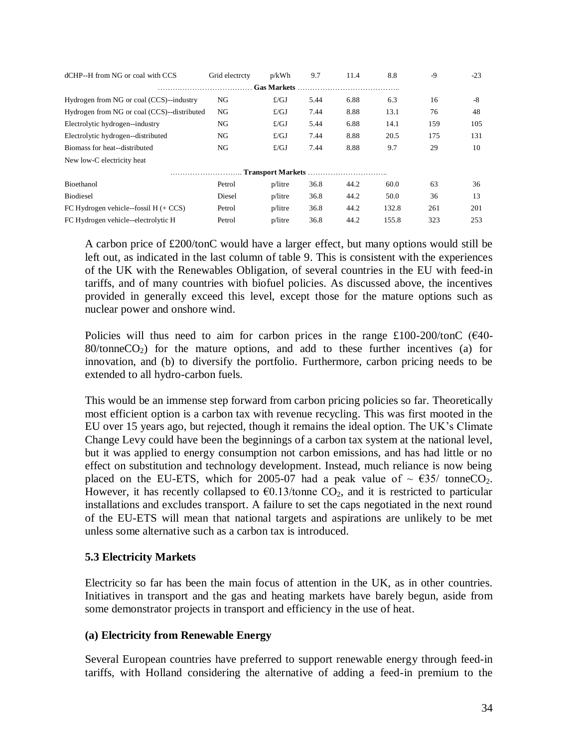| | | | | | | | |
|---|---|---|---|---|---|---|---|
| dCHP--H from NG or coal with CCS | Grid electrcty | p/kWh | 9.7 | 11.4 | 8.8 | -9 | -23 |
| ………………………………… **Gas Markets** ………………………………….. | | | | | | | |
| Hydrogen from NG or coal (CCS)--industry | NG | £/GJ | 5.44 | 6.88 | 6.3 | 16 | -8 |
| Hydrogen from NG or coal (CCS)--distributed | NG | £/GJ | 7.44 | 8.88 | 13.1 | 76 | 48 |
| Electrolytic hydrogen--industry | NG | £/GJ | 5.44 | 6.88 | 14.1 | 159 | 105 |
| Electrolytic hydrogen--distributed | NG | £/GJ | 7.44 | 8.88 | 20.5 | 175 | 131 |
| Biomass for heat--distributed | NG | £/GJ | 7.44 | 8.88 | 9.7 | 29 | 10 |
| New low-C electricity heat | | | | | | | |
| ……………………….. **Transport Markets** ………………………….. | | | | | | | |
| Bioethanol | Petrol | p/litre | 36.8 | 44.2 | 60.0 | 63 | 36 |
| Biodiesel | Diesel | p/litre | 36.8 | 44.2 | 50.0 | 36 | 13 |
| FC Hydrogen vehicle--fossil H (+ CCS) | Petrol | p/litre | 36.8 | 44.2 | 132.8 | 261 | 201 |
| FC Hydrogen vehicle--electrolytic H | Petrol | p/litre | 36.8 | 44.2 | 155.8 | 323 | 253 |

A carbon price of £200/tonC would have a larger effect, but many options would still be left out, as indicated in the last column of table 9. This is consistent with the experiences of the UK with the Renewables Obligation, of several countries in the EU with feed-in tariffs, and of many countries with biofuel policies. As discussed above, the incentives provided in generally exceed this level, except those for the mature options such as nuclear power and onshore wind.

Policies will thus need to aim for carbon prices in the range £100-200/tonC (€40-80/tonne$CO_2$) for the mature options, and add to these further incentives (a) for innovation, and (b) to diversify the portfolio. Furthermore, carbon pricing needs to be extended to all hydro-carbon fuels.

This would be an immense step forward from carbon pricing policies so far. Theoretically most efficient option is a carbon tax with revenue recycling. This was first mooted in the EU over 15 years ago, but rejected, though it remains the ideal option. The UK's Climate Change Levy could have been the beginnings of a carbon tax system at the national level, but it was applied to energy consumption not carbon emissions, and has had little or no effect on substitution and technology development. Instead, much reliance is now being placed on the EU-ETS, which for 2005-07 had a peak value of ~ €35/ tonne$CO_2$. However, it has recently collapsed to €0.13/tonne $CO_2$, and it is restricted to particular installations and excludes transport. A failure to set the caps negotiated in the next round of the EU-ETS will mean that national targets and aspirations are unlikely to be met unless some alternative such as a carbon tax is introduced.

### 5.3 Electricity Markets

Electricity so far has been the main focus of attention in the UK, as in other countries. Initiatives in transport and the gas and heating markets have barely begun, aside from some demonstrator projects in transport and efficiency in the use of heat.

#### (a) Electricity from Renewable Energy

Several European countries have preferred to support renewable energy through feed-in tariffs, with Holland considering the alternative of adding a feed-in premium to the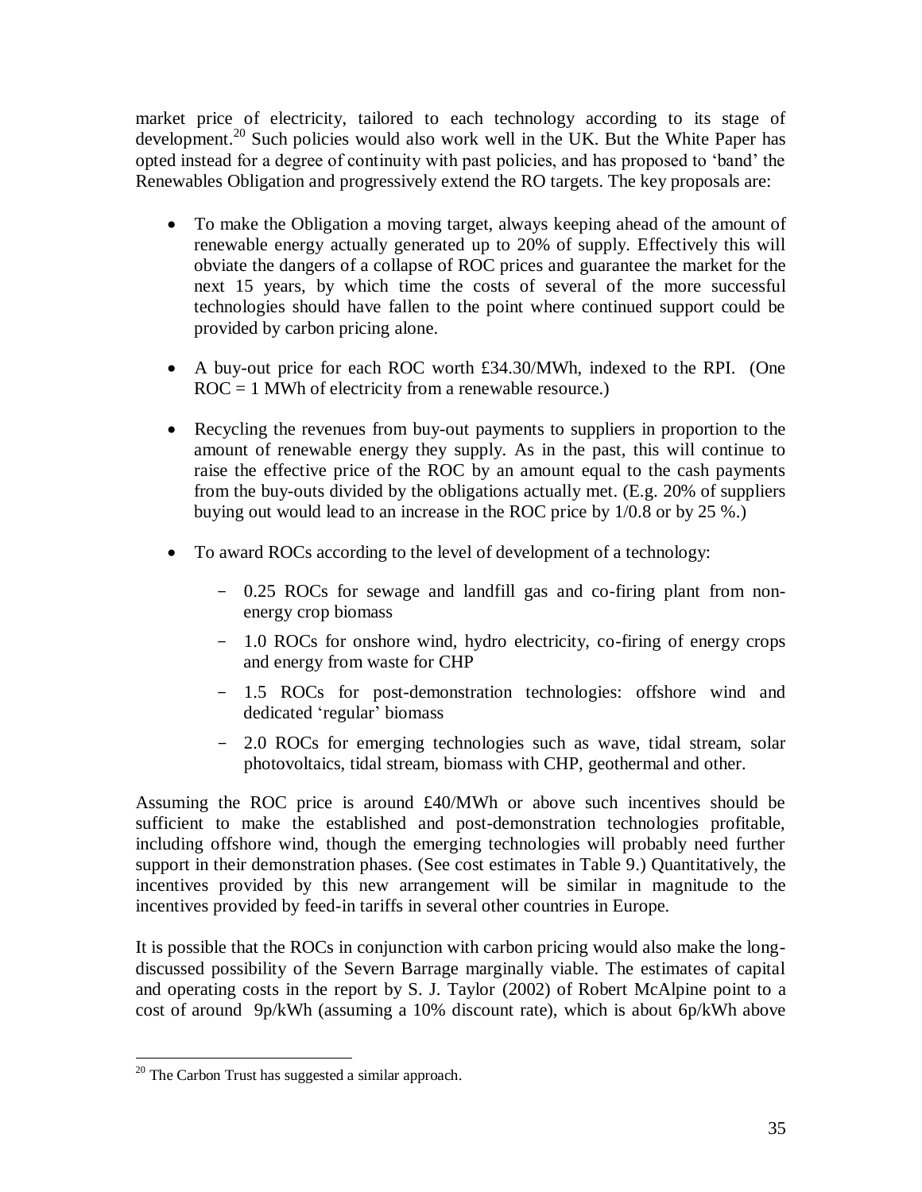market price of electricity, tailored to each technology according to its stage of development.[20] Such policies would also work well in the UK. But the White Paper has opted instead for a degree of continuity with past policies, and has proposed to 'band' the Renewables Obligation and progressively extend the RO targets. The key proposals are:

- To make the Obligation a moving target, always keeping ahead of the amount of renewable energy actually generated up to 20% of supply. Effectively this will obviate the dangers of a collapse of ROC prices and guarantee the market for the next 15 years, by which time the costs of several of the more successful technologies should have fallen to the point where continued support could be provided by carbon pricing alone.

- A buy-out price for each ROC worth £34.30/MWh, indexed to the RPI. (One ROC = 1 MWh of electricity from a renewable resource.)

- Recycling the revenues from buy-out payments to suppliers in proportion to the amount of renewable energy they supply. As in the past, this will continue to raise the effective price of the ROC by an amount equal to the cash payments from the buy-outs divided by the obligations actually met. (E.g. 20% of suppliers buying out would lead to an increase in the ROC price by 1/0.8 or by 25 %.)

- To award ROCs according to the level of development of a technology:
    - 0.25 ROCs for sewage and landfill gas and co-firing plant from non-energy crop biomass
    - 1.0 ROCs for onshore wind, hydro electricity, co-firing of energy crops and energy from waste for CHP
    - 1.5 ROCs for post-demonstration technologies: offshore wind and dedicated 'regular' biomass
    - 2.0 ROCs for emerging technologies such as wave, tidal stream, solar photovoltaics, tidal stream, biomass with CHP, geothermal and other.

Assuming the ROC price is around £40/MWh or above such incentives should be sufficient to make the established and post-demonstration technologies profitable, including offshore wind, though the emerging technologies will probably need further support in their demonstration phases. (See cost estimates in Table 9.) Quantitatively, the incentives provided by this new arrangement will be similar in magnitude to the incentives provided by feed-in tariffs in several other countries in Europe.

It is possible that the ROCs in conjunction with carbon pricing would also make the long-discussed possibility of the Severn Barrage marginally viable. The estimates of capital and operating costs in the report by S. J. Taylor (2002) of Robert McAlpine point to a cost of around 9p/kWh (assuming a 10% discount rate), which is about 6p/kWh above

[20] The Carbon Trust has suggested a similar approach.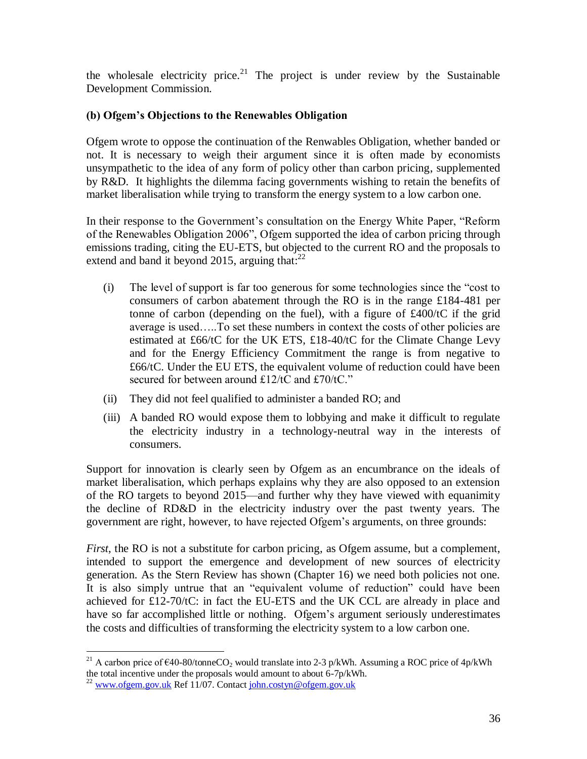the wholesale electricity price.[21] The project is under review by the Sustainable Development Commission.

### (b) Ofgem's Objections to the Renewables Obligation

Ofgem wrote to oppose the continuation of the Renwables Obligation, whether banded or not. It is necessary to weigh their argument since it is often made by economists unsympathetic to the idea of any form of policy other than carbon pricing, supplemented by R&D. It highlights the dilemma facing governments wishing to retain the benefits of market liberalisation while trying to transform the energy system to a low carbon one.

In their response to the Government's consultation on the Energy White Paper, "Reform of the Renewables Obligation 2006", Ofgem supported the idea of carbon pricing through emissions trading, citing the EU-ETS, but objected to the current RO and the proposals to extend and band it beyond 2015, arguing that:[22]

(i) The level of support is far too generous for some technologies since the "cost to consumers of carbon abatement through the RO is in the range £184-481 per tonne of carbon (depending on the fuel), with a figure of £400/tC if the grid average is used…..To set these numbers in context the costs of other policies are estimated at £66/tC for the UK ETS, £18-40/tC for the Climate Change Levy and for the Energy Efficiency Commitment the range is from negative to £66/tC. Under the EU ETS, the equivalent volume of reduction could have been secured for between around £12/tC and £70/tC."

(ii) They did not feel qualified to administer a banded RO; and

(iii) A banded RO would expose them to lobbying and make it difficult to regulate the electricity industry in a technology-neutral way in the interests of consumers.

Support for innovation is clearly seen by Ofgem as an encumbrance on the ideals of market liberalisation, which perhaps explains why they are also opposed to an extension of the RO targets to beyond 2015—and further why they have viewed with equanimity the decline of RD&D in the electricity industry over the past twenty years. The government are right, however, to have rejected Ofgem's arguments, on three grounds:

*First*, the RO is not a substitute for carbon pricing, as Ofgem assume, but a complement, intended to support the emergence and development of new sources of electricity generation. As the Stern Review has shown (Chapter 16) we need both policies not one. It is also simply untrue that an "equivalent volume of reduction" could have been achieved for £12-70/tC: in fact the EU-ETS and the UK CCL are already in place and have so far accomplished little or nothing. Ofgem's argument seriously underestimates the costs and difficulties of transforming the electricity system to a low carbon one.

---

[21] A carbon price of €40-80/tonne$CO_2$ would translate into 2-3 p/kWh. Assuming a ROC price of 4p/kWh the total incentive under the proposals would amount to about 6-7p/kWh.

[22] www.ofgem.gov.uk Ref 11/07. Contact john.costyn@ofgem.gov.uk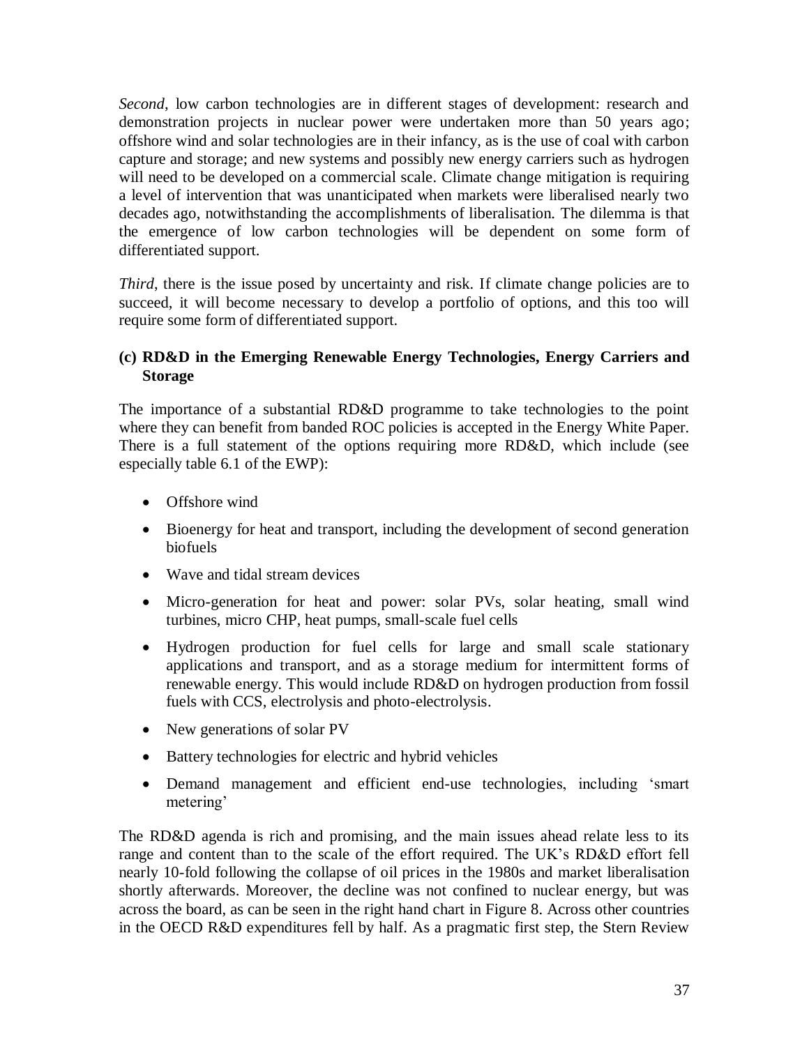*Second*, low carbon technologies are in different stages of development: research and demonstration projects in nuclear power were undertaken more than 50 years ago; offshore wind and solar technologies are in their infancy, as is the use of coal with carbon capture and storage; and new systems and possibly new energy carriers such as hydrogen will need to be developed on a commercial scale. Climate change mitigation is requiring a level of intervention that was unanticipated when markets were liberalised nearly two decades ago, notwithstanding the accomplishments of liberalisation. The dilemma is that the emergence of low carbon technologies will be dependent on some form of differentiated support.

*Third*, there is the issue posed by uncertainty and risk. If climate change policies are to succeed, it will become necessary to develop a portfolio of options, and this too will require some form of differentiated support.

### (c) RD&D in the Emerging Renewable Energy Technologies, Energy Carriers and Storage

The importance of a substantial RD&D programme to take technologies to the point where they can benefit from banded ROC policies is accepted in the Energy White Paper. There is a full statement of the options requiring more RD&D, which include (see especially table 6.1 of the EWP):

- Offshore wind
- Bioenergy for heat and transport, including the development of second generation biofuels
- Wave and tidal stream devices
- Micro-generation for heat and power: solar PVs, solar heating, small wind turbines, micro CHP, heat pumps, small-scale fuel cells
- Hydrogen production for fuel cells for large and small scale stationary applications and transport, and as a storage medium for intermittent forms of renewable energy. This would include RD&D on hydrogen production from fossil fuels with CCS, electrolysis and photo-electrolysis.
- New generations of solar PV
- Battery technologies for electric and hybrid vehicles
- Demand management and efficient end-use technologies, including 'smart metering'

The RD&D agenda is rich and promising, and the main issues ahead relate less to its range and content than to the scale of the effort required. The UK's RD&D effort fell nearly 10-fold following the collapse of oil prices in the 1980s and market liberalisation shortly afterwards. Moreover, the decline was not confined to nuclear energy, but was across the board, as can be seen in the right hand chart in Figure 8. Across other countries in the OECD R&D expenditures fell by half. As a pragmatic first step, the Stern Review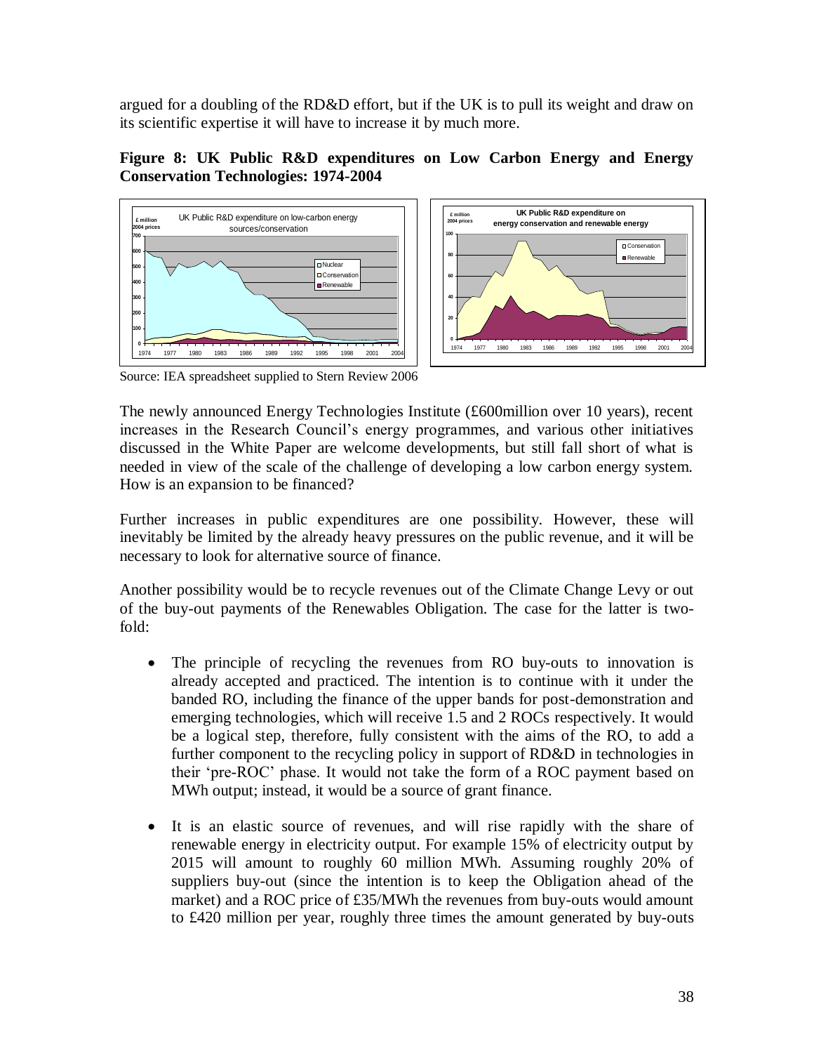argued for a doubling of the RD&D effort, but if the UK is to pull its weight and draw on its scientific expertise it will have to increase it by much more.

**Figure 8: UK Public R&D expenditures on Low Carbon Energy and Energy Conservation Technologies: 1974-2004**

Source: IEA spreadsheet supplied to Stern Review 2006

The newly announced Energy Technologies Institute (£600million over 10 years), recent increases in the Research Council's energy programmes, and various other initiatives discussed in the White Paper are welcome developments, but still fall short of what is needed in view of the scale of the challenge of developing a low carbon energy system. How is an expansion to be financed?

Further increases in public expenditures are one possibility. However, these will inevitably be limited by the already heavy pressures on the public revenue, and it will be necessary to look for alternative source of finance.

Another possibility would be to recycle revenues out of the Climate Change Levy or out of the buy-out payments of the Renewables Obligation. The case for the latter is two-fold:

- The principle of recycling the revenues from RO buy-outs to innovation is already accepted and practiced. The intention is to continue with it under the banded RO, including the finance of the upper bands for post-demonstration and emerging technologies, which will receive 1.5 and 2 ROCs respectively. It would be a logical step, therefore, fully consistent with the aims of the RO, to add a further component to the recycling policy in support of RD&D in technologies in their 'pre-ROC' phase. It would not take the form of a ROC payment based on MWh output; instead, it would be a source of grant finance.

- It is an elastic source of revenues, and will rise rapidly with the share of renewable energy in electricity output. For example 15% of electricity output by 2015 will amount to roughly 60 million MWh. Assuming roughly 20% of suppliers buy-out (since the intention is to keep the Obligation ahead of the market) and a ROC price of £35/MWh the revenues from buy-outs would amount to £420 million per year, roughly three times the amount generated by buy-outs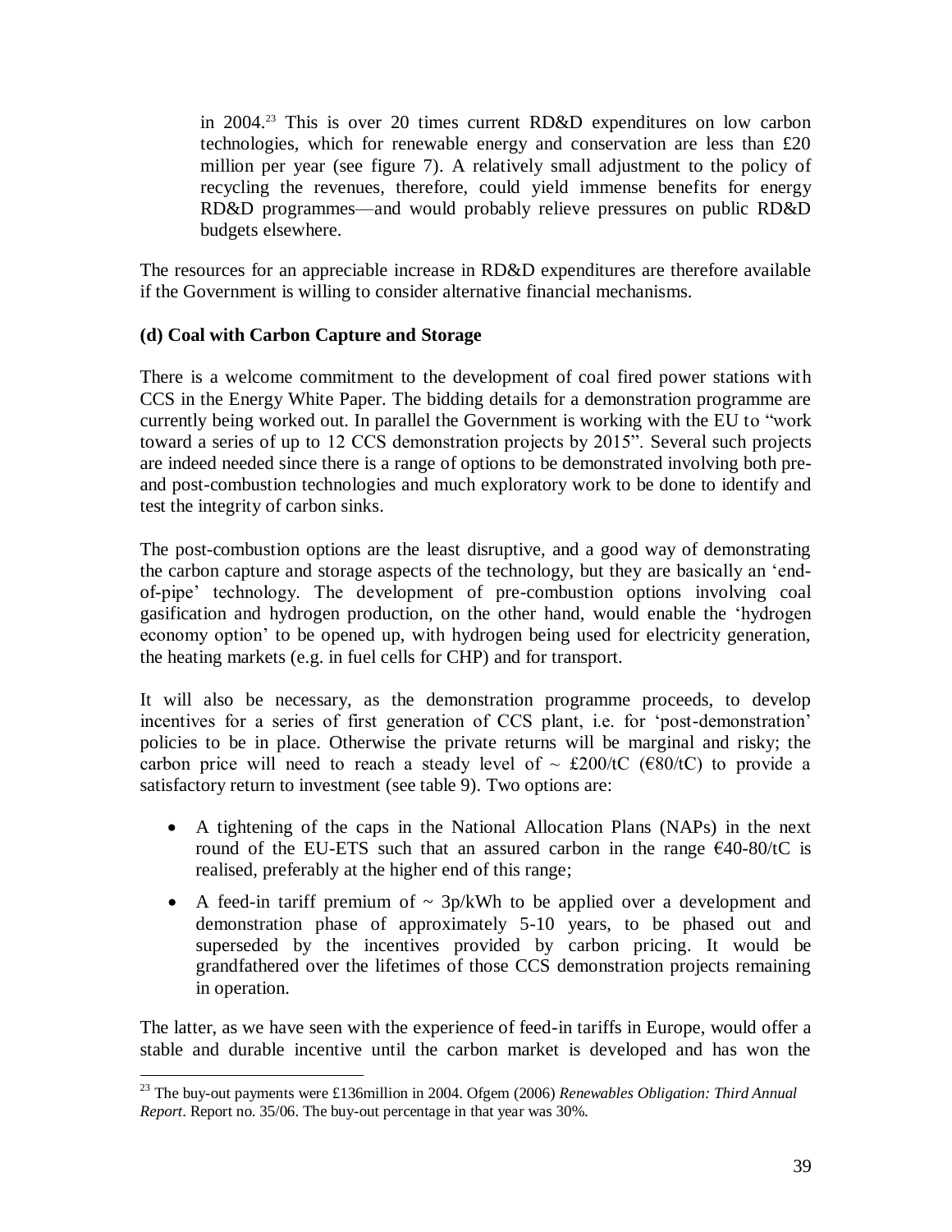in 2004.[23] This is over 20 times current RD&D expenditures on low carbon technologies, which for renewable energy and conservation are less than £20 million per year (see figure 7). A relatively small adjustment to the policy of recycling the revenues, therefore, could yield immense benefits for energy RD&D programmes—and would probably relieve pressures on public RD&D budgets elsewhere.

The resources for an appreciable increase in RD&D expenditures are therefore available if the Government is willing to consider alternative financial mechanisms.

**(d) Coal with Carbon Capture and Storage**

There is a welcome commitment to the development of coal fired power stations with CCS in the Energy White Paper. The bidding details for a demonstration programme are currently being worked out. In parallel the Government is working with the EU to "work toward a series of up to 12 CCS demonstration projects by 2015". Several such projects are indeed needed since there is a range of options to be demonstrated involving both pre- and post-combustion technologies and much exploratory work to be done to identify and test the integrity of carbon sinks.

The post-combustion options are the least disruptive, and a good way of demonstrating the carbon capture and storage aspects of the technology, but they are basically an 'end-of-pipe' technology. The development of pre-combustion options involving coal gasification and hydrogen production, on the other hand, would enable the 'hydrogen economy option' to be opened up, with hydrogen being used for electricity generation, the heating markets (e.g. in fuel cells for CHP) and for transport.

It will also be necessary, as the demonstration programme proceeds, to develop incentives for a series of first generation of CCS plant, i.e. for 'post-demonstration' policies to be in place. Otherwise the private returns will be marginal and risky; the carbon price will need to reach a steady level of ~ £200/tC (€80/tC) to provide a satisfactory return to investment (see table 9). Two options are:

- A tightening of the caps in the National Allocation Plans (NAPs) in the next round of the EU-ETS such that an assured carbon in the range €40-80/tC is realised, preferably at the higher end of this range;
- A feed-in tariff premium of ~ 3p/kWh to be applied over a development and demonstration phase of approximately 5-10 years, to be phased out and superseded by the incentives provided by carbon pricing. It would be grandfathered over the lifetimes of those CCS demonstration projects remaining in operation.

The latter, as we have seen with the experience of feed-in tariffs in Europe, would offer a stable and durable incentive until the carbon market is developed and has won the

---

[23] The buy-out payments were £136million in 2004. Ofgem (2006) *Renewables Obligation: Third Annual Report*. Report no. 35/06. The buy-out percentage in that year was 30%.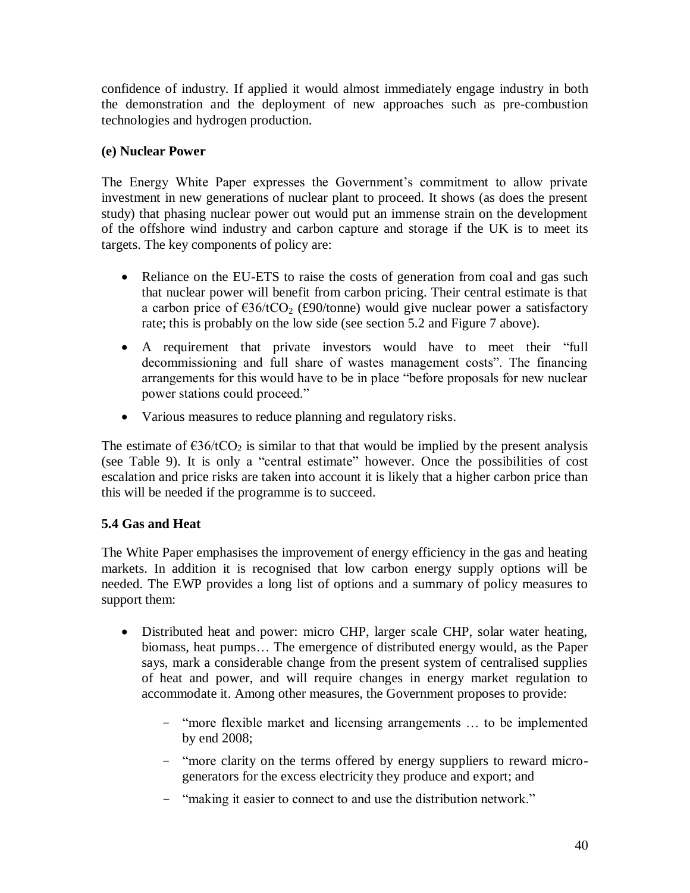confidence of industry. If applied it would almost immediately engage industry in both the demonstration and the deployment of new approaches such as pre-combustion technologies and hydrogen production.

**(e) Nuclear Power**

The Energy White Paper expresses the Government's commitment to allow private investment in new generations of nuclear plant to proceed. It shows (as does the present study) that phasing nuclear power out would put an immense strain on the development of the offshore wind industry and carbon capture and storage if the UK is to meet its targets. The key components of policy are:

- Reliance on the EU-ETS to raise the costs of generation from coal and gas such that nuclear power will benefit from carbon pricing. Their central estimate is that a carbon price of €36/t$CO_2$ (£90/tonne) would give nuclear power a satisfactory rate; this is probably on the low side (see section 5.2 and Figure 7 above).
- A requirement that private investors would have to meet their "full decommissioning and full share of wastes management costs". The financing arrangements for this would have to be in place "before proposals for new nuclear power stations could proceed."
- Various measures to reduce planning and regulatory risks.

The estimate of €36/t$CO_2$ is similar to that that would be implied by the present analysis (see Table 9). It is only a "central estimate" however. Once the possibilities of cost escalation and price risks are taken into account it is likely that a higher carbon price than this will be needed if the programme is to succeed.

## 5.4 Gas and Heat

The White Paper emphasises the improvement of energy efficiency in the gas and heating markets. In addition it is recognised that low carbon energy supply options will be needed. The EWP provides a long list of options and a summary of policy measures to support them:

- Distributed heat and power: micro CHP, larger scale CHP, solar water heating, biomass, heat pumps… The emergence of distributed energy would, as the Paper says, mark a considerable change from the present system of centralised supplies of heat and power, and will require changes in energy market regulation to accommodate it. Among other measures, the Government proposes to provide:
  - "more flexible market and licensing arrangements … to be implemented by end 2008;
  - "more clarity on the terms offered by energy suppliers to reward micro-generators for the excess electricity they produce and export; and
  - "making it easier to connect to and use the distribution network."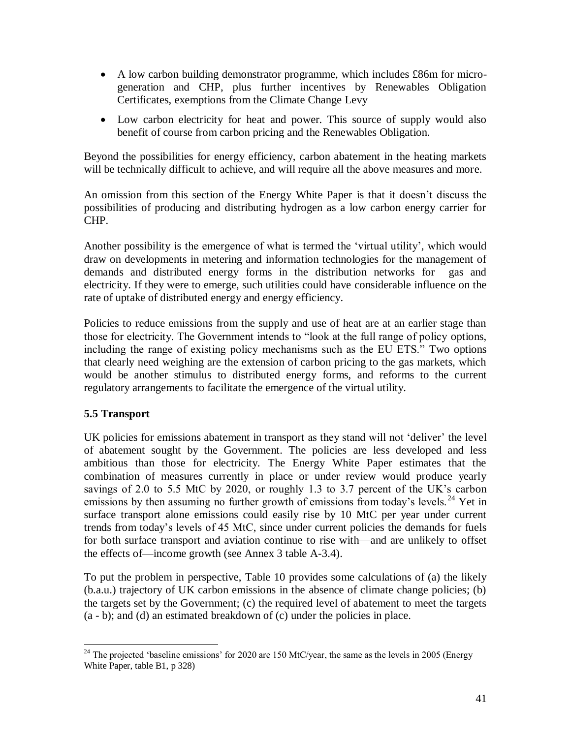- A low carbon building demonstrator programme, which includes £86m for micro-generation and CHP, plus further incentives by Renewables Obligation Certificates, exemptions from the Climate Change Levy
- Low carbon electricity for heat and power. This source of supply would also benefit of course from carbon pricing and the Renewables Obligation.

Beyond the possibilities for energy efficiency, carbon abatement in the heating markets will be technically difficult to achieve, and will require all the above measures and more.

An omission from this section of the Energy White Paper is that it doesn't discuss the possibilities of producing and distributing hydrogen as a low carbon energy carrier for CHP.

Another possibility is the emergence of what is termed the 'virtual utility', which would draw on developments in metering and information technologies for the management of demands and distributed energy forms in the distribution networks for gas and electricity. If they were to emerge, such utilities could have considerable influence on the rate of uptake of distributed energy and energy efficiency.

Policies to reduce emissions from the supply and use of heat are at an earlier stage than those for electricity. The Government intends to "look at the full range of policy options, including the range of existing policy mechanisms such as the EU ETS." Two options that clearly need weighing are the extension of carbon pricing to the gas markets, which would be another stimulus to distributed energy forms, and reforms to the current regulatory arrangements to facilitate the emergence of the virtual utility.

### 5.5 Transport

UK policies for emissions abatement in transport as they stand will not 'deliver' the level of abatement sought by the Government. The policies are less developed and less ambitious than those for electricity. The Energy White Paper estimates that the combination of measures currently in place or under review would produce yearly savings of 2.0 to 5.5 MtC by 2020, or roughly 1.3 to 3.7 percent of the UK's carbon emissions by then assuming no further growth of emissions from today's levels.[24] Yet in surface transport alone emissions could easily rise by 10 MtC per year under current trends from today's levels of 45 MtC, since under current policies the demands for fuels for both surface transport and aviation continue to rise with—and are unlikely to offset the effects of—income growth (see Annex 3 table A-3.4).

To put the problem in perspective, Table 10 provides some calculations of (a) the likely (b.a.u.) trajectory of UK carbon emissions in the absence of climate change policies; (b) the targets set by the Government; (c) the required level of abatement to meet the targets (a - b); and (d) an estimated breakdown of (c) under the policies in place.

[24] The projected 'baseline emissions' for 2020 are 150 MtC/year, the same as the levels in 2005 (Energy White Paper, table B1, p 328)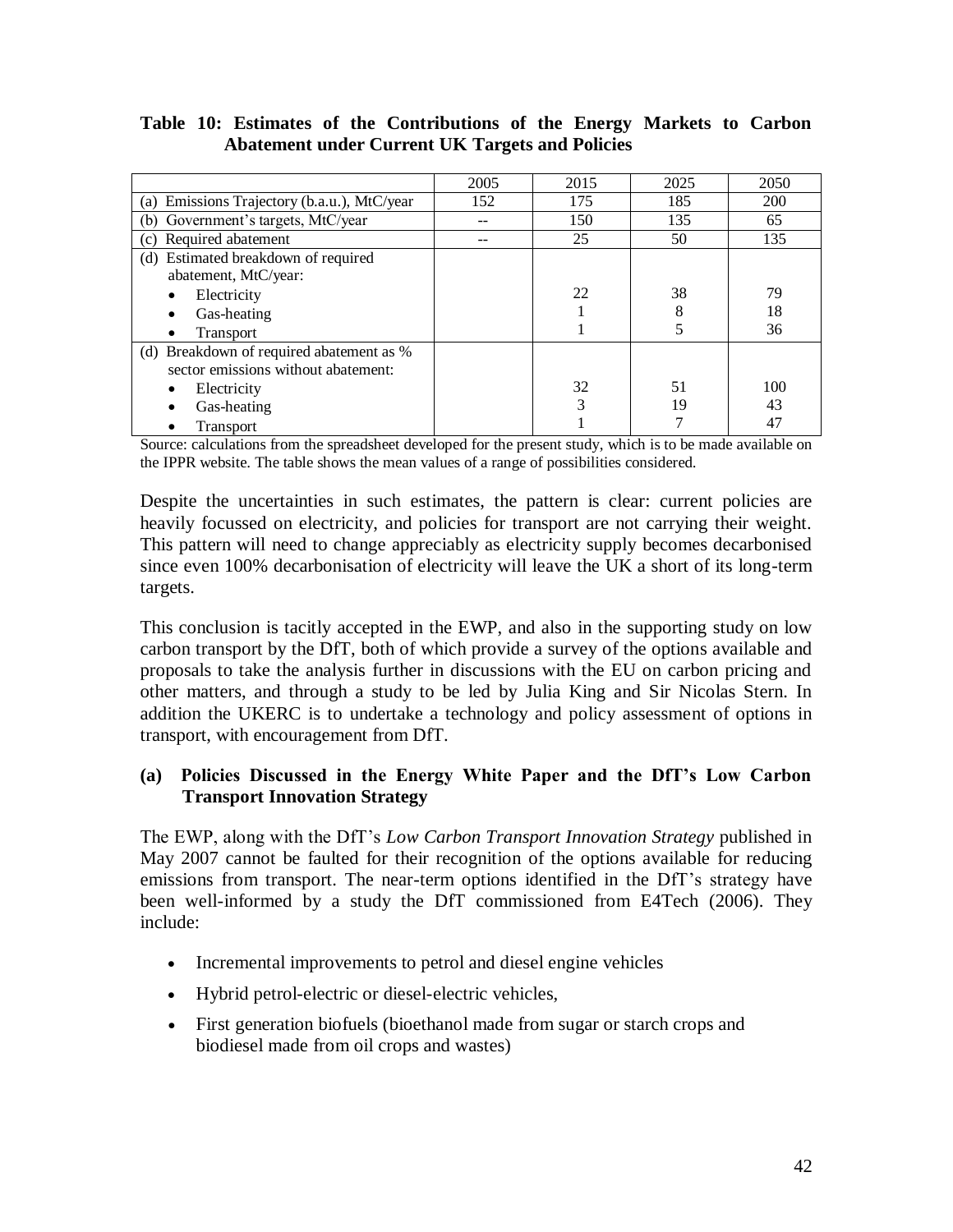**Table 10: Estimates of the Contributions of the Energy Markets to Carbon Abatement under Current UK Targets and Policies**

| | 2005 | 2015 | 2025 | 2050 |
|---|---|---|---|---|
| (a) Emissions Trajectory (b.a.u.), MtC/year | 152 | 175 | 185 | 200 |
| (b) Government's targets, MtC/year | -- | 150 | 135 | 65 |
| (c) Required abatement | -- | 25 | 50 | 135 |
| (d) Estimated breakdown of required abatement, MtC/year: | | | | |
| • Electricity | | 22 | 38 | 79 |
| • Gas-heating | | 1 | 8 | 18 |
| • Transport | | 1 | 5 | 36 |
| (d) Breakdown of required abatement as % sector emissions without abatement: | | | | |
| • Electricity | | 32 | 51 | 100 |
| • Gas-heating | | 3 | 19 | 43 |
| • Transport | | 1 | 7 | 47 |

Source: calculations from the spreadsheet developed for the present study, which is to be made available on the IPPR website. The table shows the mean values of a range of possibilities considered.

Despite the uncertainties in such estimates, the pattern is clear: current policies are heavily focussed on electricity, and policies for transport are not carrying their weight. This pattern will need to change appreciably as electricity supply becomes decarbonised since even 100% decarbonisation of electricity will leave the UK a short of its long-term targets.

This conclusion is tacitly accepted in the EWP, and also in the supporting study on low carbon transport by the DfT, both of which provide a survey of the options available and proposals to take the analysis further in discussions with the EU on carbon pricing and other matters, and through a study to be led by Julia King and Sir Nicolas Stern. In addition the UKERC is to undertake a technology and policy assessment of options in transport, with encouragement from DfT.

### (a) Policies Discussed in the Energy White Paper and the DfT's Low Carbon Transport Innovation Strategy

The EWP, along with the DfT's *Low Carbon Transport Innovation Strategy* published in May 2007 cannot be faulted for their recognition of the options available for reducing emissions from transport. The near-term options identified in the DfT's strategy have been well-informed by a study the DfT commissioned from E4Tech (2006). They include:

- Incremental improvements to petrol and diesel engine vehicles
- Hybrid petrol-electric or diesel-electric vehicles,
- First generation biofuels (bioethanol made from sugar or starch crops and biodiesel made from oil crops and wastes)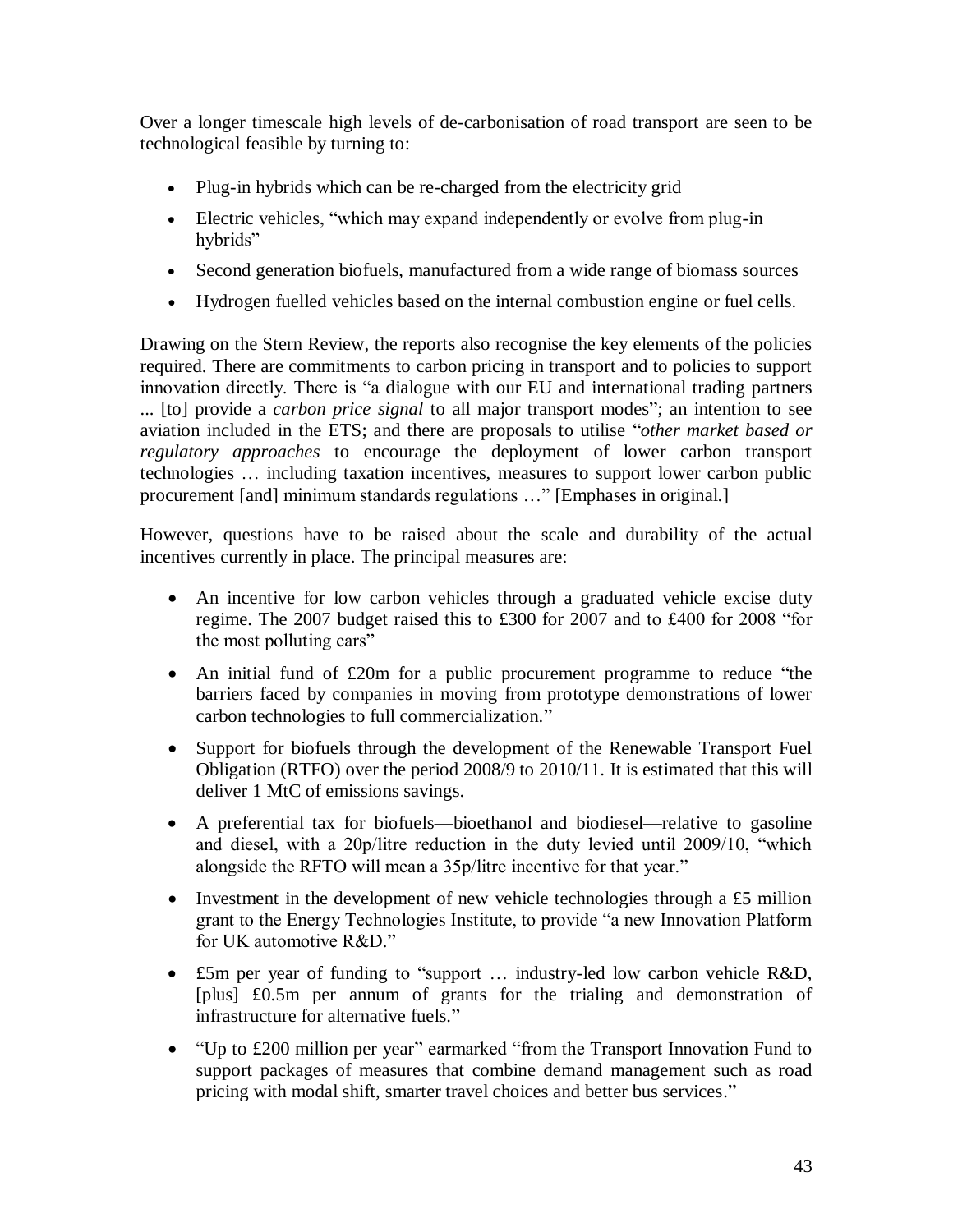Over a longer timescale high levels of de-carbonisation of road transport are seen to be technological feasible by turning to:

- Plug-in hybrids which can be re-charged from the electricity grid
- Electric vehicles, "which may expand independently or evolve from plug-in hybrids"
- Second generation biofuels, manufactured from a wide range of biomass sources
- Hydrogen fuelled vehicles based on the internal combustion engine or fuel cells.

Drawing on the Stern Review, the reports also recognise the key elements of the policies required. There are commitments to carbon pricing in transport and to policies to support innovation directly. There is "a dialogue with our EU and international trading partners ... [to] provide a *carbon price signal* to all major transport modes"; an intention to see aviation included in the ETS; and there are proposals to utilise "*other market based or regulatory approaches* to encourage the deployment of lower carbon transport technologies … including taxation incentives, measures to support lower carbon public procurement [and] minimum standards regulations …" [Emphases in original.]

However, questions have to be raised about the scale and durability of the actual incentives currently in place. The principal measures are:

- An incentive for low carbon vehicles through a graduated vehicle excise duty regime. The 2007 budget raised this to £300 for 2007 and to £400 for 2008 "for the most polluting cars"
- An initial fund of £20m for a public procurement programme to reduce "the barriers faced by companies in moving from prototype demonstrations of lower carbon technologies to full commercialization."
- Support for biofuels through the development of the Renewable Transport Fuel Obligation (RTFO) over the period 2008/9 to 2010/11. It is estimated that this will deliver 1 MtC of emissions savings.
- A preferential tax for biofuels—bioethanol and biodiesel—relative to gasoline and diesel, with a 20p/litre reduction in the duty levied until 2009/10, "which alongside the RFTO will mean a 35p/litre incentive for that year."
- Investment in the development of new vehicle technologies through a £5 million grant to the Energy Technologies Institute, to provide "a new Innovation Platform for UK automotive R&D."
- £5m per year of funding to "support … industry-led low carbon vehicle R&D, [plus] £0.5m per annum of grants for the trialing and demonstration of infrastructure for alternative fuels."
- "Up to £200 million per year" earmarked "from the Transport Innovation Fund to support packages of measures that combine demand management such as road pricing with modal shift, smarter travel choices and better bus services."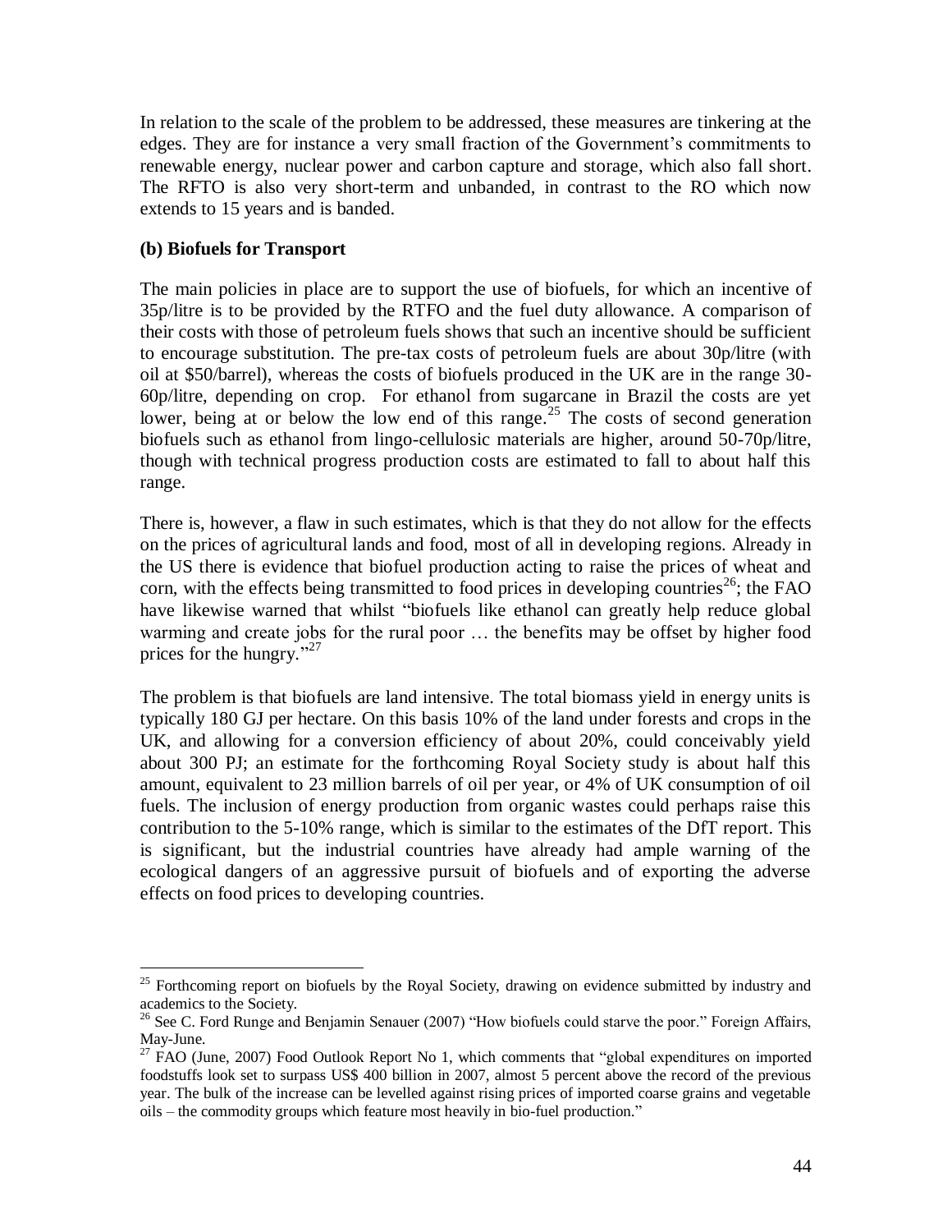In relation to the scale of the problem to be addressed, these measures are tinkering at the edges. They are for instance a very small fraction of the Government's commitments to renewable energy, nuclear power and carbon capture and storage, which also fall short. The RFTO is also very short-term and unbanded, in contrast to the RO which now extends to 15 years and is banded.

### (b) Biofuels for Transport

The main policies in place are to support the use of biofuels, for which an incentive of 35p/litre is to be provided by the RTFO and the fuel duty allowance. A comparison of their costs with those of petroleum fuels shows that such an incentive should be sufficient to encourage substitution. The pre-tax costs of petroleum fuels are about 30p/litre (with oil at $50/barrel), whereas the costs of biofuels produced in the UK are in the range 30-60p/litre, depending on crop. For ethanol from sugarcane in Brazil the costs are yet lower, being at or below the low end of this range.[25] The costs of second generation biofuels such as ethanol from lingo-cellulosic materials are higher, around 50-70p/litre, though with technical progress production costs are estimated to fall to about half this range.

There is, however, a flaw in such estimates, which is that they do not allow for the effects on the prices of agricultural lands and food, most of all in developing regions. Already in the US there is evidence that biofuel production acting to raise the prices of wheat and corn, with the effects being transmitted to food prices in developing countries[26]; the FAO have likewise warned that whilst "biofuels like ethanol can greatly help reduce global warming and create jobs for the rural poor … the benefits may be offset by higher food prices for the hungry."[27]

The problem is that biofuels are land intensive. The total biomass yield in energy units is typically 180 GJ per hectare. On this basis 10% of the land under forests and crops in the UK, and allowing for a conversion efficiency of about 20%, could conceivably yield about 300 PJ; an estimate for the forthcoming Royal Society study is about half this amount, equivalent to 23 million barrels of oil per year, or 4% of UK consumption of oil fuels. The inclusion of energy production from organic wastes could perhaps raise this contribution to the 5-10% range, which is similar to the estimates of the DfT report. This is significant, but the industrial countries have already had ample warning of the ecological dangers of an aggressive pursuit of biofuels and of exporting the adverse effects on food prices to developing countries.

---

[25] Forthcoming report on biofuels by the Royal Society, drawing on evidence submitted by industry and academics to the Society.

[26] See C. Ford Runge and Benjamin Senauer (2007) "How biofuels could starve the poor." Foreign Affairs, May-June.

[27] FAO (June, 2007) Food Outlook Report No 1, which comments that "global expenditures on imported foodstuffs look set to surpass US$ 400 billion in 2007, almost 5 percent above the record of the previous year. The bulk of the increase can be levelled against rising prices of imported coarse grains and vegetable oils – the commodity groups which feature most heavily in bio-fuel production."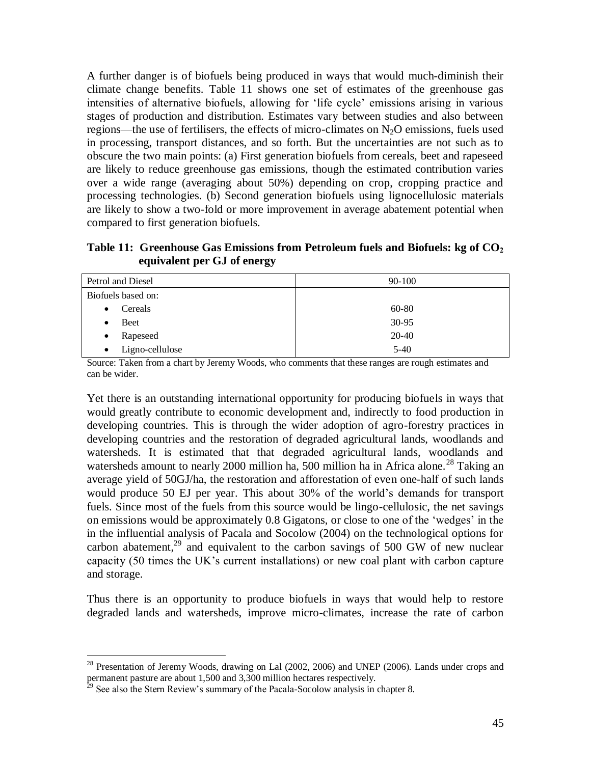A further danger is of biofuels being produced in ways that would much-diminish their climate change benefits. Table 11 shows one set of estimates of the greenhouse gas intensities of alternative biofuels, allowing for 'life cycle' emissions arising in various stages of production and distribution. Estimates vary between studies and also between regions—the use of fertilisers, the effects of micro-climates on $N_2O$ emissions, fuels used in processing, transport distances, and so forth. But the uncertainties are not such as to obscure the two main points: (a) First generation biofuels from cereals, beet and rapeseed are likely to reduce greenhouse gas emissions, though the estimated contribution varies over a wide range (averaging about 50%) depending on crop, cropping practice and processing technologies. (b) Second generation biofuels using lignocellulosic materials are likely to show a two-fold or more improvement in average abatement potential when compared to first generation biofuels.

**Table 11: Greenhouse Gas Emissions from Petroleum fuels and Biofuels: kg of $CO_2$ equivalent per GJ of energy**

| Petrol and Diesel | 90-100 |
|---|---|
| Biofuels based on: | |
| • Cereals | 60-80 |
| • Beet | 30-95 |
| • Rapeseed | 20-40 |
| • Ligno-cellulose | 5-40 |

Source: Taken from a chart by Jeremy Woods, who comments that these ranges are rough estimates and can be wider.

Yet there is an outstanding international opportunity for producing biofuels in ways that would greatly contribute to economic development and, indirectly to food production in developing countries. This is through the wider adoption of agro-forestry practices in developing countries and the restoration of degraded agricultural lands, woodlands and watersheds. It is estimated that that degraded agricultural lands, woodlands and watersheds amount to nearly 2000 million ha, 500 million ha in Africa alone.[28] Taking an average yield of 50GJ/ha, the restoration and afforestation of even one-half of such lands would produce 50 EJ per year. This about 30% of the world's demands for transport fuels. Since most of the fuels from this source would be lingo-cellulosic, the net savings on emissions would be approximately 0.8 Gigatons, or close to one of the 'wedges' in the in the influential analysis of Pacala and Socolow (2004) on the technological options for carbon abatement,[29] and equivalent to the carbon savings of 500 GW of new nuclear capacity (50 times the UK's current installations) or new coal plant with carbon capture and storage.

Thus there is an opportunity to produce biofuels in ways that would help to restore degraded lands and watersheds, improve micro-climates, increase the rate of carbon

[28] Presentation of Jeremy Woods, drawing on Lal (2002, 2006) and UNEP (2006). Lands under crops and permanent pasture are about 1,500 and 3,300 million hectares respectively.

[29] See also the Stern Review's summary of the Pacala-Socolow analysis in chapter 8.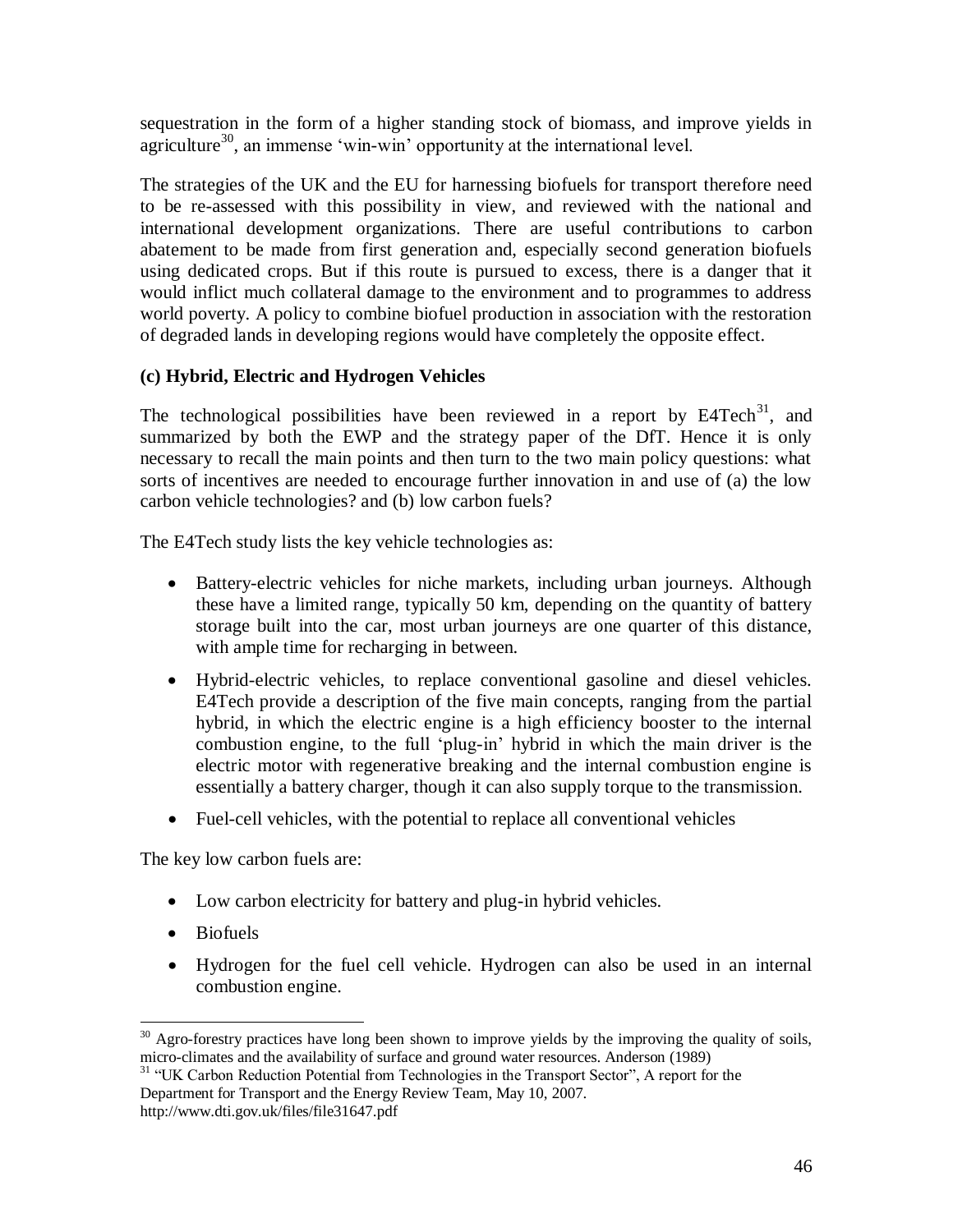sequestration in the form of a higher standing stock of biomass, and improve yields in agriculture[30], an immense 'win-win' opportunity at the international level.

The strategies of the UK and the EU for harnessing biofuels for transport therefore need to be re-assessed with this possibility in view, and reviewed with the national and international development organizations. There are useful contributions to carbon abatement to be made from first generation and, especially second generation biofuels using dedicated crops. But if this route is pursued to excess, there is a danger that it would inflict much collateral damage to the environment and to programmes to address world poverty. A policy to combine biofuel production in association with the restoration of degraded lands in developing regions would have completely the opposite effect.

**(c) Hybrid, Electric and Hydrogen Vehicles**

The technological possibilities have been reviewed in a report by E4Tech[31], and summarized by both the EWP and the strategy paper of the DfT. Hence it is only necessary to recall the main points and then turn to the two main policy questions: what sorts of incentives are needed to encourage further innovation in and use of (a) the low carbon vehicle technologies? and (b) low carbon fuels?

The E4Tech study lists the key vehicle technologies as:

- Battery-electric vehicles for niche markets, including urban journeys. Although these have a limited range, typically 50 km, depending on the quantity of battery storage built into the car, most urban journeys are one quarter of this distance, with ample time for recharging in between.
- Hybrid-electric vehicles, to replace conventional gasoline and diesel vehicles. E4Tech provide a description of the five main concepts, ranging from the partial hybrid, in which the electric engine is a high efficiency booster to the internal combustion engine, to the full 'plug-in' hybrid in which the main driver is the electric motor with regenerative breaking and the internal combustion engine is essentially a battery charger, though it can also supply torque to the transmission.
- Fuel-cell vehicles, with the potential to replace all conventional vehicles

The key low carbon fuels are:

- Low carbon electricity for battery and plug-in hybrid vehicles.
- Biofuels
- Hydrogen for the fuel cell vehicle. Hydrogen can also be used in an internal combustion engine.

---

[30] Agro-forestry practices have long been shown to improve yields by the improving the quality of soils, micro-climates and the availability of surface and ground water resources. Anderson (1989)

[31] "UK Carbon Reduction Potential from Technologies in the Transport Sector", A report for the Department for Transport and the Energy Review Team, May 10, 2007. http://www.dti.gov.uk/files/file31647.pdf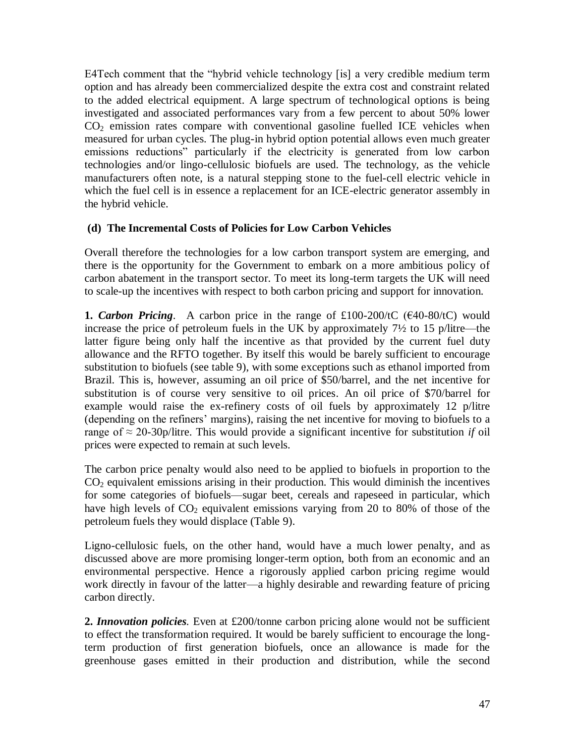E4Tech comment that the "hybrid vehicle technology [is] a very credible medium term option and has already been commercialized despite the extra cost and constraint related to the added electrical equipment. A large spectrum of technological options is being investigated and associated performances vary from a few percent to about 50% lower $CO_2$ emission rates compare with conventional gasoline fuelled ICE vehicles when measured for urban cycles. The plug-in hybrid option potential allows even much greater emissions reductions" particularly if the electricity is generated from low carbon technologies and/or lingo-cellulosic biofuels are used. The technology, as the vehicle manufacturers often note, is a natural stepping stone to the fuel-cell electric vehicle in which the fuel cell is in essence a replacement for an ICE-electric generator assembly in the hybrid vehicle.

### (d) The Incremental Costs of Policies for Low Carbon Vehicles

Overall therefore the technologies for a low carbon transport system are emerging, and there is the opportunity for the Government to embark on a more ambitious policy of carbon abatement in the transport sector. To meet its long-term targets the UK will need to scale-up the incentives with respect to both carbon pricing and support for innovation.

**1. *Carbon Pricing*.** A carbon price in the range of £100-200/tC (€40-80/tC) would increase the price of petroleum fuels in the UK by approximately 7½ to 15 p/litre—the latter figure being only half the incentive as that provided by the current fuel duty allowance and the RFTO together. By itself this would be barely sufficient to encourage substitution to biofuels (see table 9), with some exceptions such as ethanol imported from Brazil. This is, however, assuming an oil price of \$50/barrel, and the net incentive for substitution is of course very sensitive to oil prices. An oil price of \$70/barrel for example would raise the ex-refinery costs of oil fuels by approximately 12 p/litre (depending on the refiners' margins), raising the net incentive for moving to biofuels to a range of ≈ 20-30p/litre. This would provide a significant incentive for substitution *if* oil prices were expected to remain at such levels.

The carbon price penalty would also need to be applied to biofuels in proportion to the $CO_2$ equivalent emissions arising in their production. This would diminish the incentives for some categories of biofuels—sugar beet, cereals and rapeseed in particular, which have high levels of $CO_2$ equivalent emissions varying from 20 to 80% of those of the petroleum fuels they would displace (Table 9).

Ligno-cellulosic fuels, on the other hand, would have a much lower penalty, and as discussed above are more promising longer-term option, both from an economic and an environmental perspective. Hence a rigorously applied carbon pricing regime would work directly in favour of the latter—a highly desirable and rewarding feature of pricing carbon directly.

**2. *Innovation policies*.** Even at £200/tonne carbon pricing alone would not be sufficient to effect the transformation required. It would be barely sufficient to encourage the long-term production of first generation biofuels, once an allowance is made for the greenhouse gases emitted in their production and distribution, while the second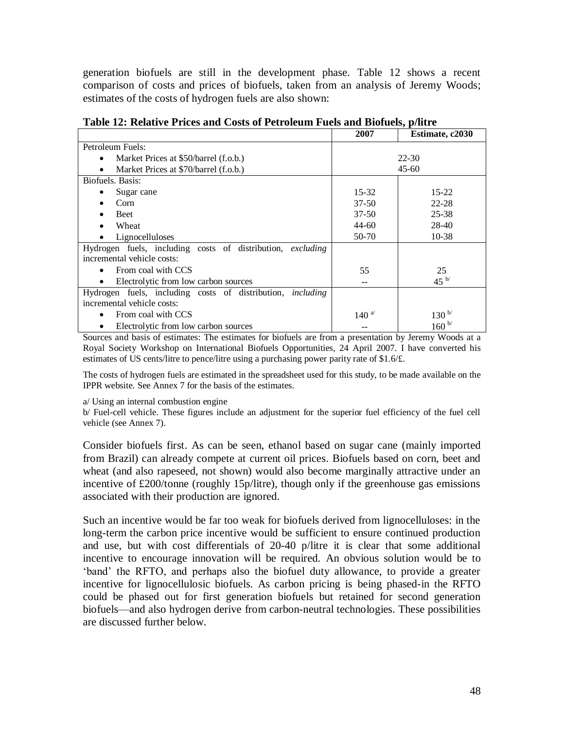generation biofuels are still in the development phase. Table 12 shows a recent comparison of costs and prices of biofuels, taken from an analysis of Jeremy Woods; estimates of the costs of hydrogen fuels are also shown:

**Table 12: Relative Prices and Costs of Petroleum Fuels and Biofuels, p/litre**

| | 2007 | Estimate, c2030 |
|---|---|---|
| Petroleum Fuels: | | |
| • Market Prices at $50/barrel (f.o.b.) | 22-30 | |
| • Market Prices at $70/barrel (f.o.b.) | 45-60 | |
| Biofuels. Basis: | | |
| • Sugar cane | 15-32 | 15-22 |
| • Corn | 37-50 | 22-28 |
| • Beet | 37-50 | 25-38 |
| • Wheat | 44-60 | 28-40 |
| • Lignocelluloses | 50-70 | 10-38 |
| Hydrogen fuels, including costs of distribution, *excluding* incremental vehicle costs: | | |
| • From coal with CCS | 55 | 25 |
| • Electrolytic from low carbon sources | -- | 45 [b] |
| Hydrogen fuels, including costs of distribution, *including* incremental vehicle costs: | | |
| • From coal with CCS | 140 [a] | 130 [b] |
| • Electrolytic from low carbon sources | -- | 160 [b] |

Sources and basis of estimates: The estimates for biofuels are from a presentation by Jeremy Woods at a Royal Society Workshop on International Biofuels Opportunities, 24 April 2007. I have converted his estimates of US cents/litre to pence/litre using a purchasing power parity rate of $1.6/£.

The costs of hydrogen fuels are estimated in the spreadsheet used for this study, to be made available on the IPPR website. See Annex 7 for the basis of the estimates.

a/ Using an internal combustion engine

b/ Fuel-cell vehicle. These figures include an adjustment for the superior fuel efficiency of the fuel cell vehicle (see Annex 7).

Consider biofuels first. As can be seen, ethanol based on sugar cane (mainly imported from Brazil) can already compete at current oil prices. Biofuels based on corn, beet and wheat (and also rapeseed, not shown) would also become marginally attractive under an incentive of £200/tonne (roughly 15p/litre), though only if the greenhouse gas emissions associated with their production are ignored.

Such an incentive would be far too weak for biofuels derived from lignocelluloses: in the long-term the carbon price incentive would be sufficient to ensure continued production and use, but with cost differentials of 20-40 p/litre it is clear that some additional incentive to encourage innovation will be required. An obvious solution would be to 'band' the RFTO, and perhaps also the biofuel duty allowance, to provide a greater incentive for lignocellulosic biofuels. As carbon pricing is being phased-in the RFTO could be phased out for first generation biofuels but retained for second generation biofuels—and also hydrogen derive from carbon-neutral technologies. These possibilities are discussed further below.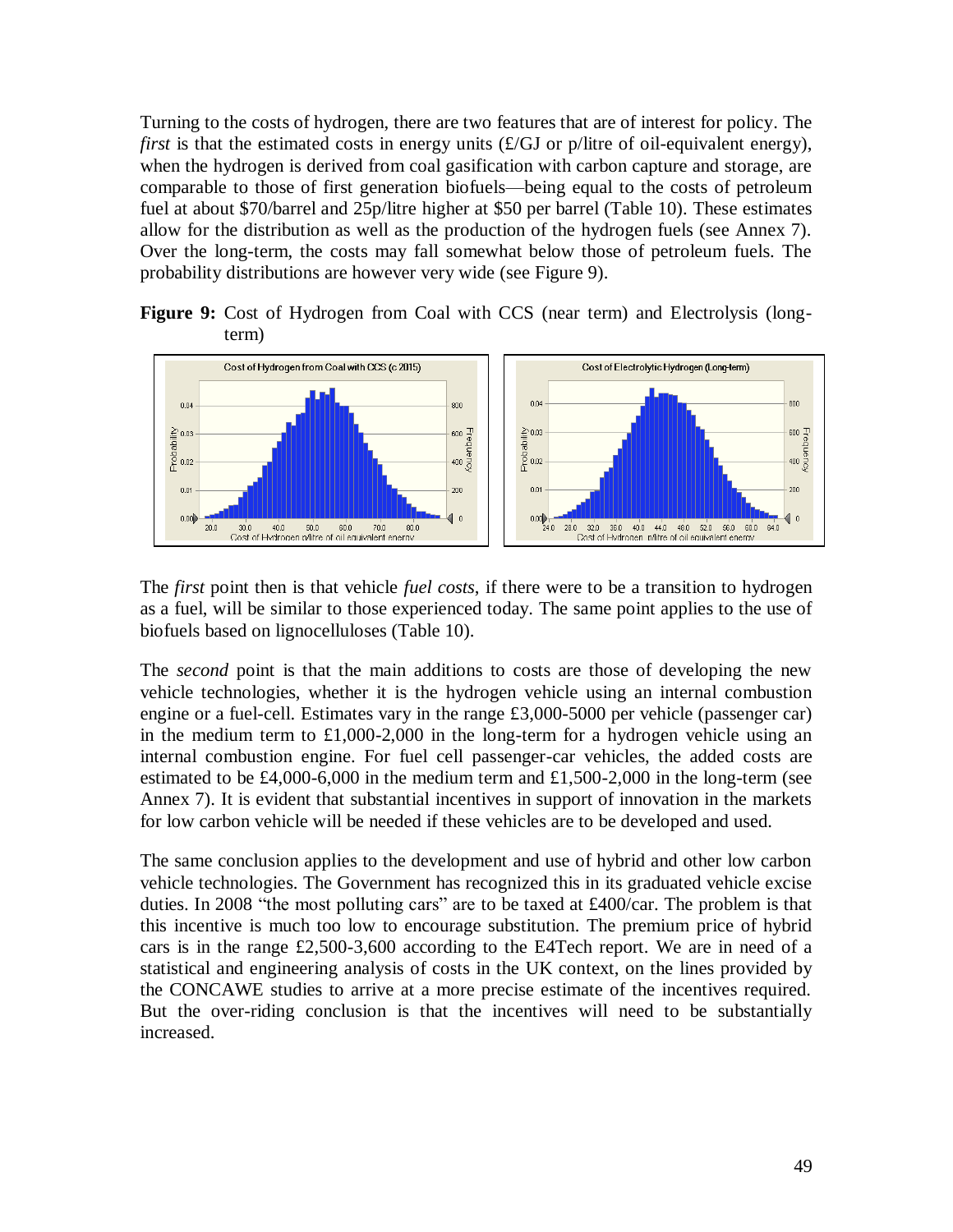Turning to the costs of hydrogen, there are two features that are of interest for policy. The *first* is that the estimated costs in energy units (£/GJ or p/litre of oil-equivalent energy), when the hydrogen is derived from coal gasification with carbon capture and storage, are comparable to those of first generation biofuels—being equal to the costs of petroleum fuel at about \$70/barrel and 25p/litre higher at \$50 per barrel (Table 10). These estimates allow for the distribution as well as the production of the hydrogen fuels (see Annex 7). Over the long-term, the costs may fall somewhat below those of petroleum fuels. The probability distributions are however very wide (see Figure 9).

**Figure 9:** Cost of Hydrogen from Coal with CCS (near term) and Electrolysis (long-term)

The *first* point then is that vehicle *fuel costs*, if there were to be a transition to hydrogen as a fuel, will be similar to those experienced today. The same point applies to the use of biofuels based on lignocelluloses (Table 10).

The *second* point is that the main additions to costs are those of developing the new vehicle technologies, whether it is the hydrogen vehicle using an internal combustion engine or a fuel-cell. Estimates vary in the range £3,000-5000 per vehicle (passenger car) in the medium term to £1,000-2,000 in the long-term for a hydrogen vehicle using an internal combustion engine. For fuel cell passenger-car vehicles, the added costs are estimated to be £4,000-6,000 in the medium term and £1,500-2,000 in the long-term (see Annex 7). It is evident that substantial incentives in support of innovation in the markets for low carbon vehicle will be needed if these vehicles are to be developed and used.

The same conclusion applies to the development and use of hybrid and other low carbon vehicle technologies. The Government has recognized this in its graduated vehicle excise duties. In 2008 "the most polluting cars" are to be taxed at £400/car. The problem is that this incentive is much too low to encourage substitution. The premium price of hybrid cars is in the range £2,500-3,600 according to the E4Tech report. We are in need of a statistical and engineering analysis of costs in the UK context, on the lines provided by the CONCAWE studies to arrive at a more precise estimate of the incentives required. But the over-riding conclusion is that the incentives will need to be substantially increased.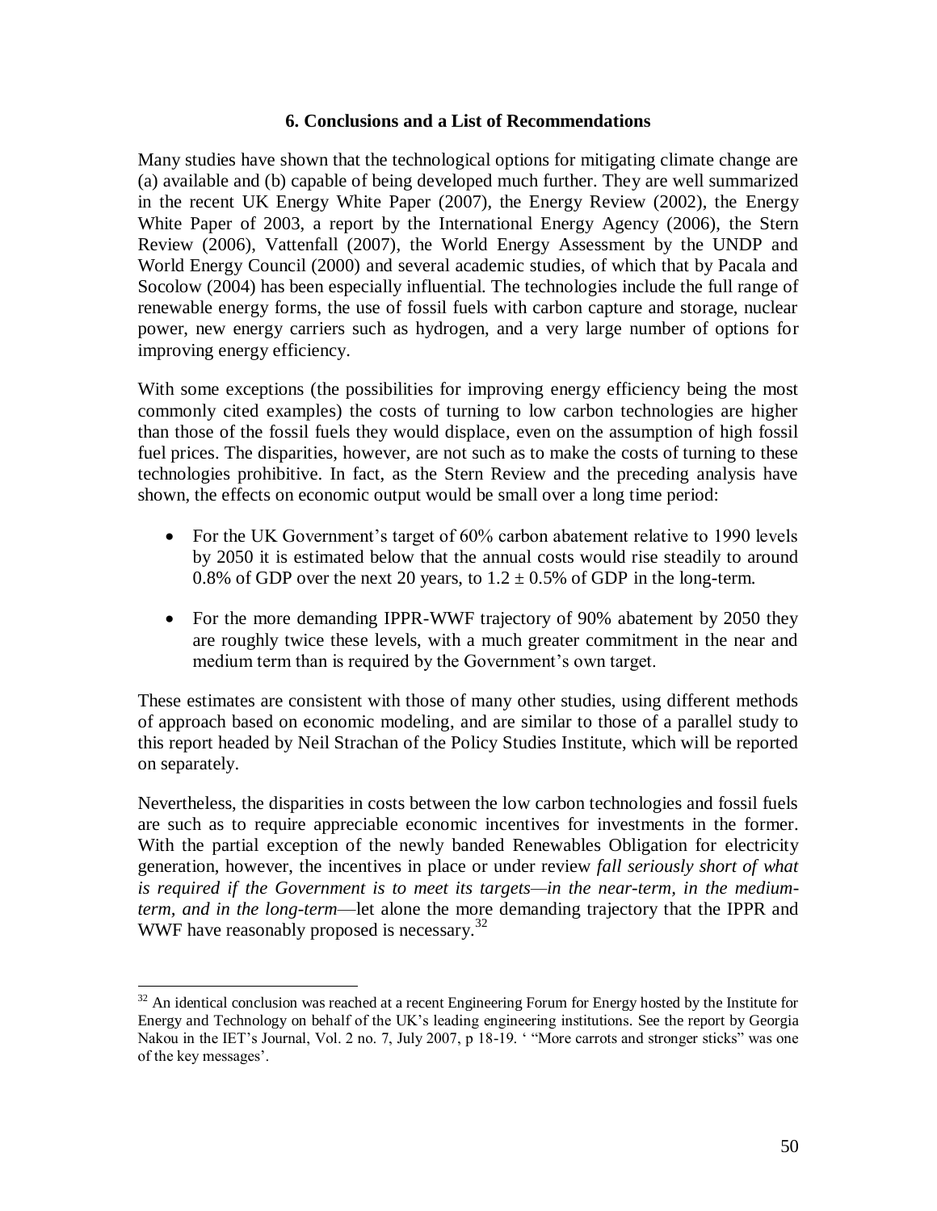### 6. Conclusions and a List of Recommendations

Many studies have shown that the technological options for mitigating climate change are (a) available and (b) capable of being developed much further. They are well summarized in the recent UK Energy White Paper (2007), the Energy Review (2002), the Energy White Paper of 2003, a report by the International Energy Agency (2006), the Stern Review (2006), Vattenfall (2007), the World Energy Assessment by the UNDP and World Energy Council (2000) and several academic studies, of which that by Pacala and Socolow (2004) has been especially influential. The technologies include the full range of renewable energy forms, the use of fossil fuels with carbon capture and storage, nuclear power, new energy carriers such as hydrogen, and a very large number of options for improving energy efficiency.

With some exceptions (the possibilities for improving energy efficiency being the most commonly cited examples) the costs of turning to low carbon technologies are higher than those of the fossil fuels they would displace, even on the assumption of high fossil fuel prices. The disparities, however, are not such as to make the costs of turning to these technologies prohibitive. In fact, as the Stern Review and the preceding analysis have shown, the effects on economic output would be small over a long time period:

- For the UK Government's target of 60% carbon abatement relative to 1990 levels by 2050 it is estimated below that the annual costs would rise steadily to around 0.8% of GDP over the next 20 years, to $1.2 \pm 0.5\%$ of GDP in the long-term.
- For the more demanding IPPR-WWF trajectory of 90% abatement by 2050 they are roughly twice these levels, with a much greater commitment in the near and medium term than is required by the Government's own target.

These estimates are consistent with those of many other studies, using different methods of approach based on economic modeling, and are similar to those of a parallel study to this report headed by Neil Strachan of the Policy Studies Institute, which will be reported on separately.

Nevertheless, the disparities in costs between the low carbon technologies and fossil fuels are such as to require appreciable economic incentives for investments in the former. With the partial exception of the newly banded Renewables Obligation for electricity generation, however, the incentives in place or under review *fall seriously short of what is required if the Government is to meet its targets—in the near-term, in the medium-term, and in the long-term*—let alone the more demanding trajectory that the IPPR and WWF have reasonably proposed is necessary.[32]

[32] An identical conclusion was reached at a recent Engineering Forum for Energy hosted by the Institute for Energy and Technology on behalf of the UK's leading engineering institutions. See the report by Georgia Nakou in the IET's Journal, Vol. 2 no. 7, July 2007, p 18-19. ' "More carrots and stronger sticks" was one of the key messages'.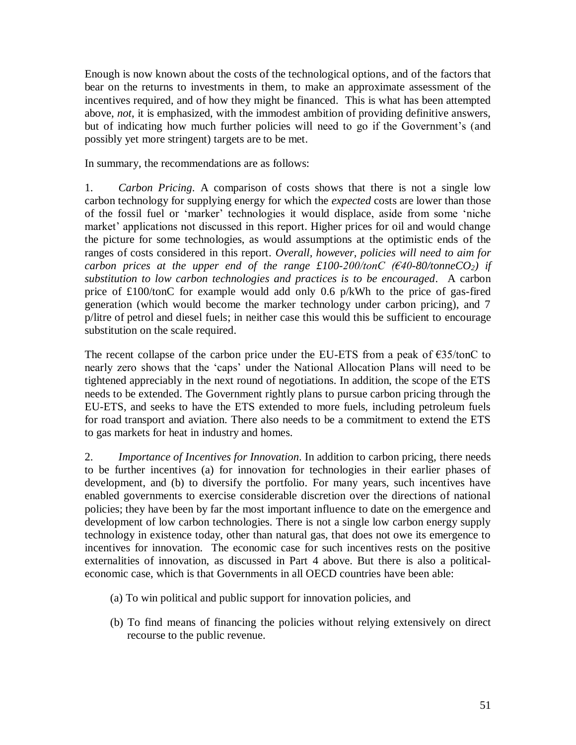Enough is now known about the costs of the technological options, and of the factors that bear on the returns to investments in them, to make an approximate assessment of the incentives required, and of how they might be financed. This is what has been attempted above, *not*, it is emphasized, with the immodest ambition of providing definitive answers, but of indicating how much further policies will need to go if the Government's (and possibly yet more stringent) targets are to be met.

In summary, the recommendations are as follows:

1. *Carbon Pricing*. A comparison of costs shows that there is not a single low carbon technology for supplying energy for which the *expected* costs are lower than those of the fossil fuel or 'marker' technologies it would displace, aside from some 'niche market' applications not discussed in this report. Higher prices for oil and would change the picture for some technologies, as would assumptions at the optimistic ends of the ranges of costs considered in this report. *Overall, however, policies will need to aim for carbon prices at the upper end of the range £100-200/tonC (€40-80/tonne$CO_2$) if substitution to low carbon technologies and practices is to be encouraged*. A carbon price of £100/tonC for example would add only 0.6 p/kWh to the price of gas-fired generation (which would become the marker technology under carbon pricing), and 7 p/litre of petrol and diesel fuels; in neither case this would this be sufficient to encourage substitution on the scale required.

The recent collapse of the carbon price under the EU-ETS from a peak of €35/tonC to nearly zero shows that the 'caps' under the National Allocation Plans will need to be tightened appreciably in the next round of negotiations. In addition, the scope of the ETS needs to be extended. The Government rightly plans to pursue carbon pricing through the EU-ETS, and seeks to have the ETS extended to more fuels, including petroleum fuels for road transport and aviation. There also needs to be a commitment to extend the ETS to gas markets for heat in industry and homes.

2. *Importance of Incentives for Innovation*. In addition to carbon pricing, there needs to be further incentives (a) for innovation for technologies in their earlier phases of development, and (b) to diversify the portfolio. For many years, such incentives have enabled governments to exercise considerable discretion over the directions of national policies; they have been by far the most important influence to date on the emergence and development of low carbon technologies. There is not a single low carbon energy supply technology in existence today, other than natural gas, that does not owe its emergence to incentives for innovation. The economic case for such incentives rests on the positive externalities of innovation, as discussed in Part 4 above. But there is also a political-economic case, which is that Governments in all OECD countries have been able:

(a) To win political and public support for innovation policies, and

(b) To find means of financing the policies without relying extensively on direct recourse to the public revenue.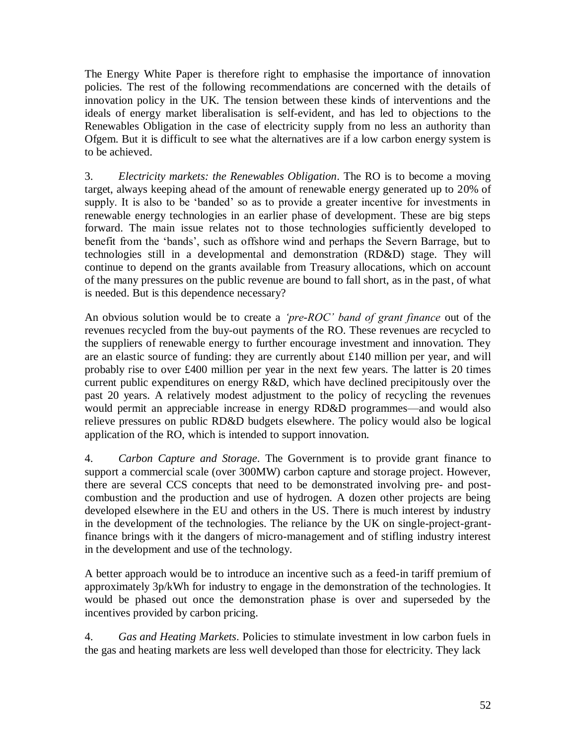The Energy White Paper is therefore right to emphasise the importance of innovation policies. The rest of the following recommendations are concerned with the details of innovation policy in the UK. The tension between these kinds of interventions and the ideals of energy market liberalisation is self-evident, and has led to objections to the Renewables Obligation in the case of electricity supply from no less an authority than Ofgem. But it is difficult to see what the alternatives are if a low carbon energy system is to be achieved.

3. *Electricity markets: the Renewables Obligation*. The RO is to become a moving target, always keeping ahead of the amount of renewable energy generated up to 20% of supply. It is also to be 'banded' so as to provide a greater incentive for investments in renewable energy technologies in an earlier phase of development. These are big steps forward. The main issue relates not to those technologies sufficiently developed to benefit from the 'bands', such as offshore wind and perhaps the Severn Barrage, but to technologies still in a developmental and demonstration (RD&D) stage. They will continue to depend on the grants available from Treasury allocations, which on account of the many pressures on the public revenue are bound to fall short, as in the past, of what is needed. But is this dependence necessary?

An obvious solution would be to create a *'pre-ROC' band of grant finance* out of the revenues recycled from the buy-out payments of the RO. These revenues are recycled to the suppliers of renewable energy to further encourage investment and innovation. They are an elastic source of funding: they are currently about £140 million per year, and will probably rise to over £400 million per year in the next few years. The latter is 20 times current public expenditures on energy R&D, which have declined precipitously over the past 20 years. A relatively modest adjustment to the policy of recycling the revenues would permit an appreciable increase in energy RD&D programmes—and would also relieve pressures on public RD&D budgets elsewhere. The policy would also be logical application of the RO, which is intended to support innovation.

4. *Carbon Capture and Storage*. The Government is to provide grant finance to support a commercial scale (over 300MW) carbon capture and storage project. However, there are several CCS concepts that need to be demonstrated involving pre- and post-combustion and the production and use of hydrogen. A dozen other projects are being developed elsewhere in the EU and others in the US. There is much interest by industry in the development of the technologies. The reliance by the UK on single-project-grant-finance brings with it the dangers of micro-management and of stifling industry interest in the development and use of the technology.

A better approach would be to introduce an incentive such as a feed-in tariff premium of approximately 3p/kWh for industry to engage in the demonstration of the technologies. It would be phased out once the demonstration phase is over and superseded by the incentives provided by carbon pricing.

4. *Gas and Heating Markets*. Policies to stimulate investment in low carbon fuels in the gas and heating markets are less well developed than those for electricity. They lack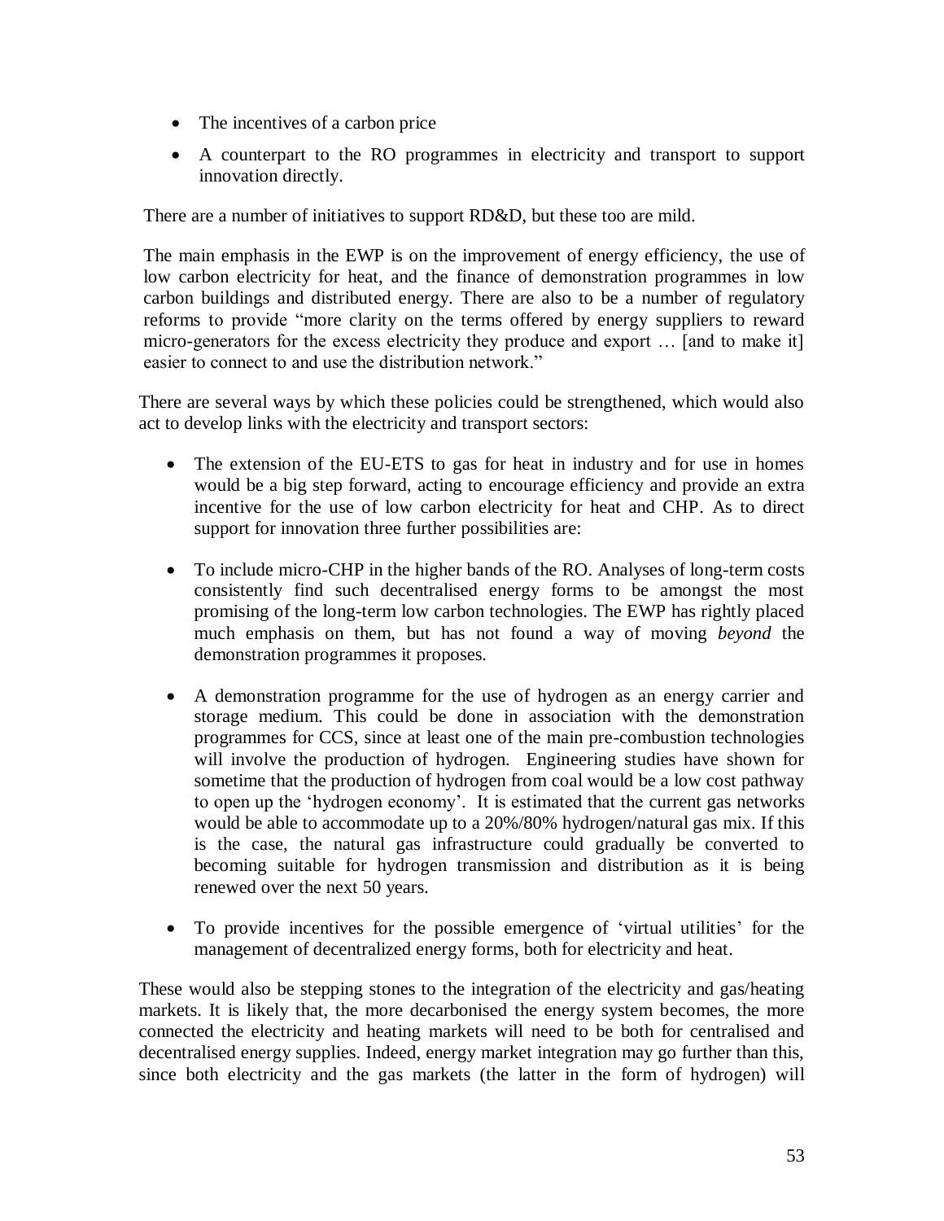- The incentives of a carbon price
- A counterpart to the RO programmes in electricity and transport to support innovation directly.

There are a number of initiatives to support RD&D, but these too are mild.

The main emphasis in the EWP is on the improvement of energy efficiency, the use of low carbon electricity for heat, and the finance of demonstration programmes in low carbon buildings and distributed energy. There are also to be a number of regulatory reforms to provide "more clarity on the terms offered by energy suppliers to reward micro-generators for the excess electricity they produce and export … [and to make it] easier to connect to and use the distribution network."

There are several ways by which these policies could be strengthened, which would also act to develop links with the electricity and transport sectors:

- The extension of the EU-ETS to gas for heat in industry and for use in homes would be a big step forward, acting to encourage efficiency and provide an extra incentive for the use of low carbon electricity for heat and CHP. As to direct support for innovation three further possibilities are:
- To include micro-CHP in the higher bands of the RO. Analyses of long-term costs consistently find such decentralised energy forms to be amongst the most promising of the long-term low carbon technologies. The EWP has rightly placed much emphasis on them, but has not found a way of moving *beyond* the demonstration programmes it proposes.
- A demonstration programme for the use of hydrogen as an energy carrier and storage medium. This could be done in association with the demonstration programmes for CCS, since at least one of the main pre-combustion technologies will involve the production of hydrogen. Engineering studies have shown for sometime that the production of hydrogen from coal would be a low cost pathway to open up the 'hydrogen economy'. It is estimated that the current gas networks would be able to accommodate up to a 20%/80% hydrogen/natural gas mix. If this is the case, the natural gas infrastructure could gradually be converted to becoming suitable for hydrogen transmission and distribution as it is being renewed over the next 50 years.
- To provide incentives for the possible emergence of 'virtual utilities' for the management of decentralized energy forms, both for electricity and heat.

These would also be stepping stones to the integration of the electricity and gas/heating markets. It is likely that, the more decarbonised the energy system becomes, the more connected the electricity and heating markets will need to be both for centralised and decentralised energy supplies. Indeed, energy market integration may go further than this, since both electricity and the gas markets (the latter in the form of hydrogen) will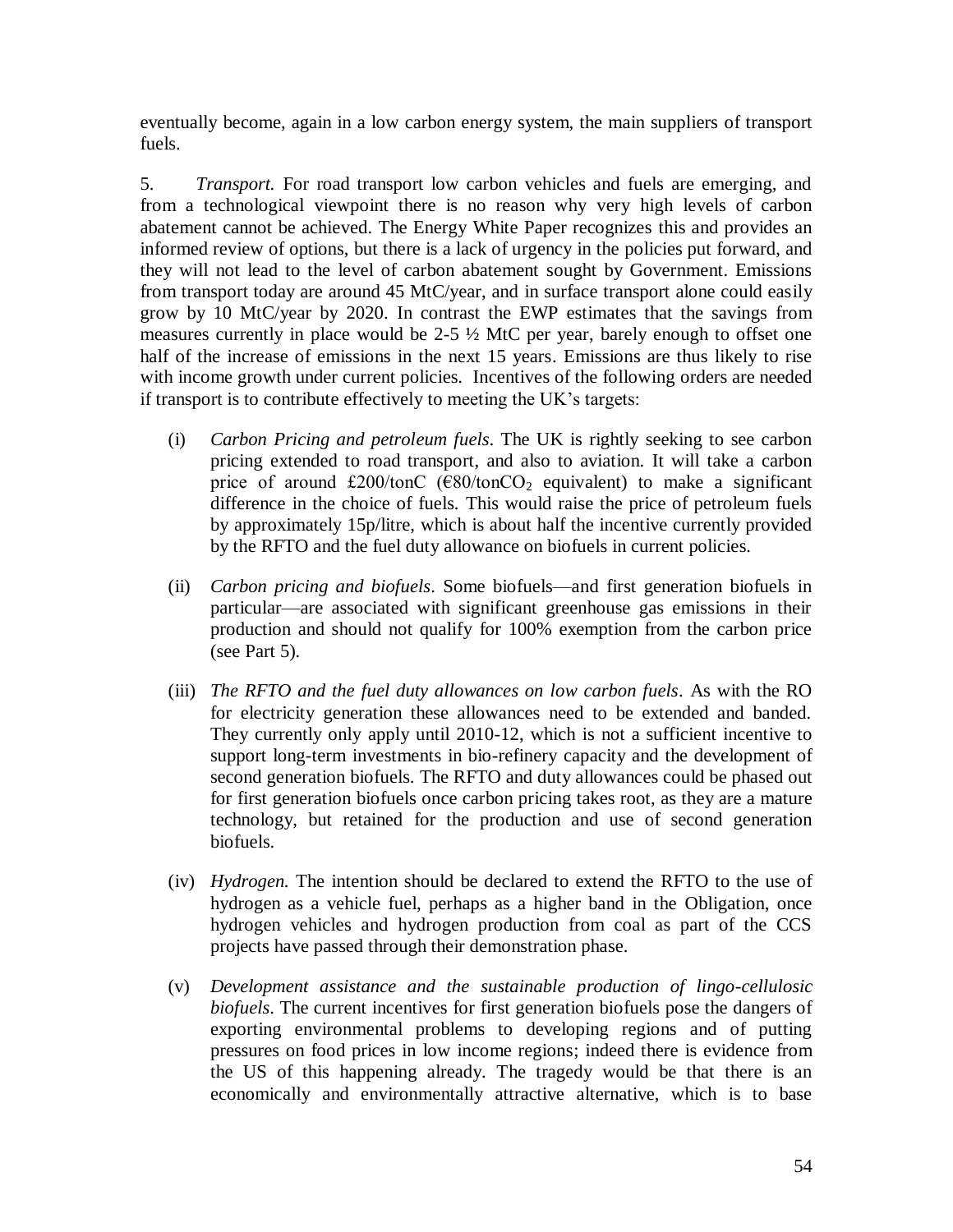eventually become, again in a low carbon energy system, the main suppliers of transport fuels.

5. *Transport.* For road transport low carbon vehicles and fuels are emerging, and from a technological viewpoint there is no reason why very high levels of carbon abatement cannot be achieved. The Energy White Paper recognizes this and provides an informed review of options, but there is a lack of urgency in the policies put forward, and they will not lead to the level of carbon abatement sought by Government. Emissions from transport today are around 45 MtC/year, and in surface transport alone could easily grow by 10 MtC/year by 2020. In contrast the EWP estimates that the savings from measures currently in place would be 2-5 ½ MtC per year, barely enough to offset one half of the increase of emissions in the next 15 years. Emissions are thus likely to rise with income growth under current policies. Incentives of the following orders are needed if transport is to contribute effectively to meeting the UK's targets:

(i) *Carbon Pricing and petroleum fuels*. The UK is rightly seeking to see carbon pricing extended to road transport, and also to aviation. It will take a carbon price of around £200/tonC (€80/ton$CO_2$ equivalent) to make a significant difference in the choice of fuels. This would raise the price of petroleum fuels by approximately 15p/litre, which is about half the incentive currently provided by the RFTO and the fuel duty allowance on biofuels in current policies.

(ii) *Carbon pricing and biofuels*. Some biofuels—and first generation biofuels in particular—are associated with significant greenhouse gas emissions in their production and should not qualify for 100% exemption from the carbon price (see Part 5).

(iii) *The RFTO and the fuel duty allowances on low carbon fuels*. As with the RO for electricity generation these allowances need to be extended and banded. They currently only apply until 2010-12, which is not a sufficient incentive to support long-term investments in bio-refinery capacity and the development of second generation biofuels. The RFTO and duty allowances could be phased out for first generation biofuels once carbon pricing takes root, as they are a mature technology, but retained for the production and use of second generation biofuels.

(iv) *Hydrogen.* The intention should be declared to extend the RFTO to the use of hydrogen as a vehicle fuel, perhaps as a higher band in the Obligation, once hydrogen vehicles and hydrogen production from coal as part of the CCS projects have passed through their demonstration phase.

(v) *Development assistance and the sustainable production of lingo-cellulosic biofuels*. The current incentives for first generation biofuels pose the dangers of exporting environmental problems to developing regions and of putting pressures on food prices in low income regions; indeed there is evidence from the US of this happening already. The tragedy would be that there is an economically and environmentally attractive alternative, which is to base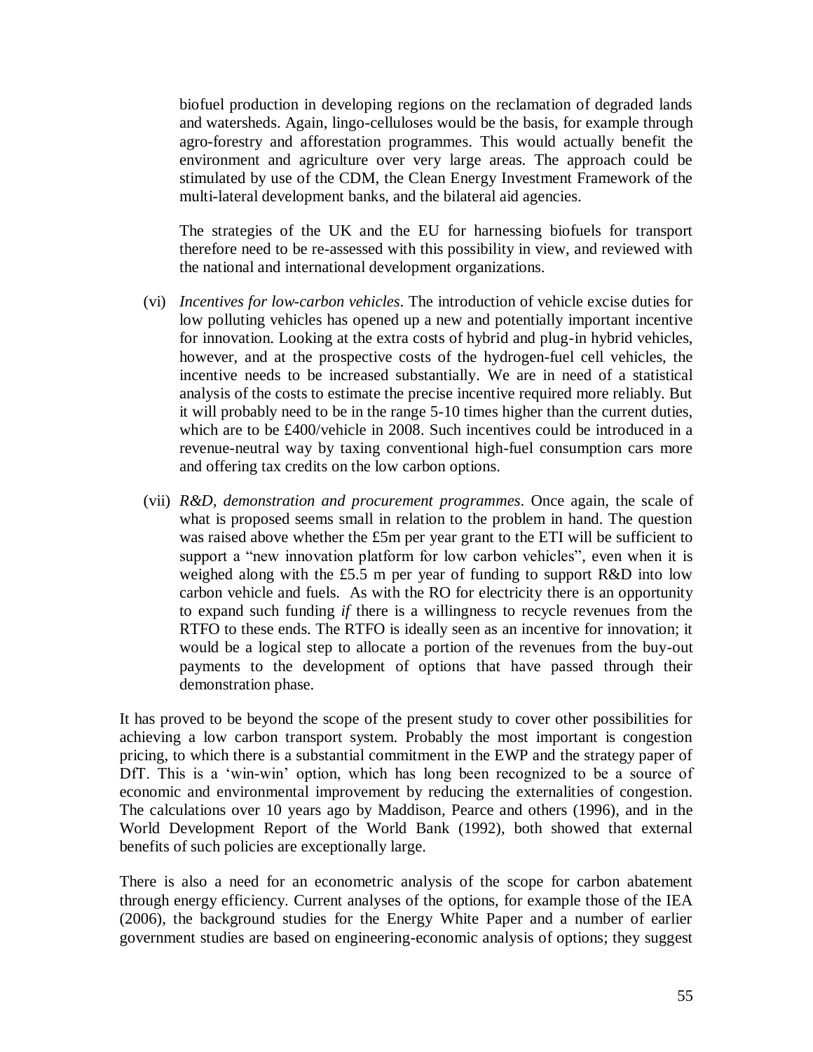biofuel production in developing regions on the reclamation of degraded lands and watersheds. Again, lingo-celluloses would be the basis, for example through agro-forestry and afforestation programmes. This would actually benefit the environment and agriculture over very large areas. The approach could be stimulated by use of the CDM, the Clean Energy Investment Framework of the multi-lateral development banks, and the bilateral aid agencies.

The strategies of the UK and the EU for harnessing biofuels for transport therefore need to be re-assessed with this possibility in view, and reviewed with the national and international development organizations.

(vi) *Incentives for low-carbon vehicles*. The introduction of vehicle excise duties for low polluting vehicles has opened up a new and potentially important incentive for innovation. Looking at the extra costs of hybrid and plug-in hybrid vehicles, however, and at the prospective costs of the hydrogen-fuel cell vehicles, the incentive needs to be increased substantially. We are in need of a statistical analysis of the costs to estimate the precise incentive required more reliably. But it will probably need to be in the range 5-10 times higher than the current duties, which are to be £400/vehicle in 2008. Such incentives could be introduced in a revenue-neutral way by taxing conventional high-fuel consumption cars more and offering tax credits on the low carbon options.

(vii) *R&D, demonstration and procurement programmes*. Once again, the scale of what is proposed seems small in relation to the problem in hand. The question was raised above whether the £5m per year grant to the ETI will be sufficient to support a "new innovation platform for low carbon vehicles", even when it is weighed along with the £5.5 m per year of funding to support R&D into low carbon vehicle and fuels. As with the RO for electricity there is an opportunity to expand such funding *if* there is a willingness to recycle revenues from the RTFO to these ends. The RTFO is ideally seen as an incentive for innovation; it would be a logical step to allocate a portion of the revenues from the buy-out payments to the development of options that have passed through their demonstration phase.

It has proved to be beyond the scope of the present study to cover other possibilities for achieving a low carbon transport system. Probably the most important is congestion pricing, to which there is a substantial commitment in the EWP and the strategy paper of DfT. This is a 'win-win' option, which has long been recognized to be a source of economic and environmental improvement by reducing the externalities of congestion. The calculations over 10 years ago by Maddison, Pearce and others (1996), and in the World Development Report of the World Bank (1992), both showed that external benefits of such policies are exceptionally large.

There is also a need for an econometric analysis of the scope for carbon abatement through energy efficiency. Current analyses of the options, for example those of the IEA (2006), the background studies for the Energy White Paper and a number of earlier government studies are based on engineering-economic analysis of options; they suggest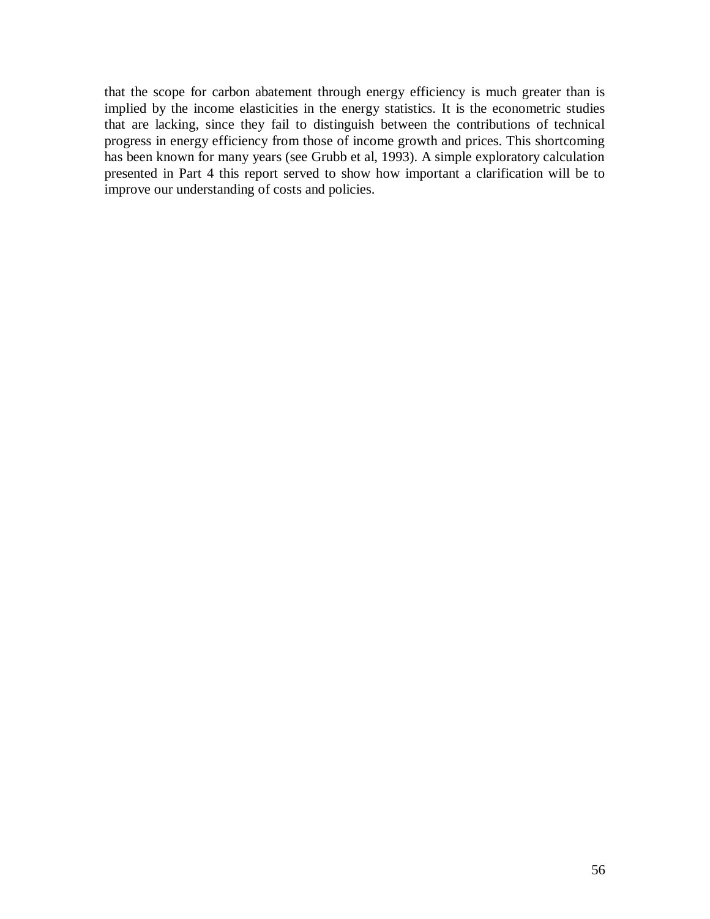that the scope for carbon abatement through energy efficiency is much greater than is implied by the income elasticities in the energy statistics. It is the econometric studies that are lacking, since they fail to distinguish between the contributions of technical progress in energy efficiency from those of income growth and prices. This shortcoming has been known for many years (see Grubb et al, 1993). A simple exploratory calculation presented in Part 4 this report served to show how important a clarification will be to improve our understanding of costs and policies.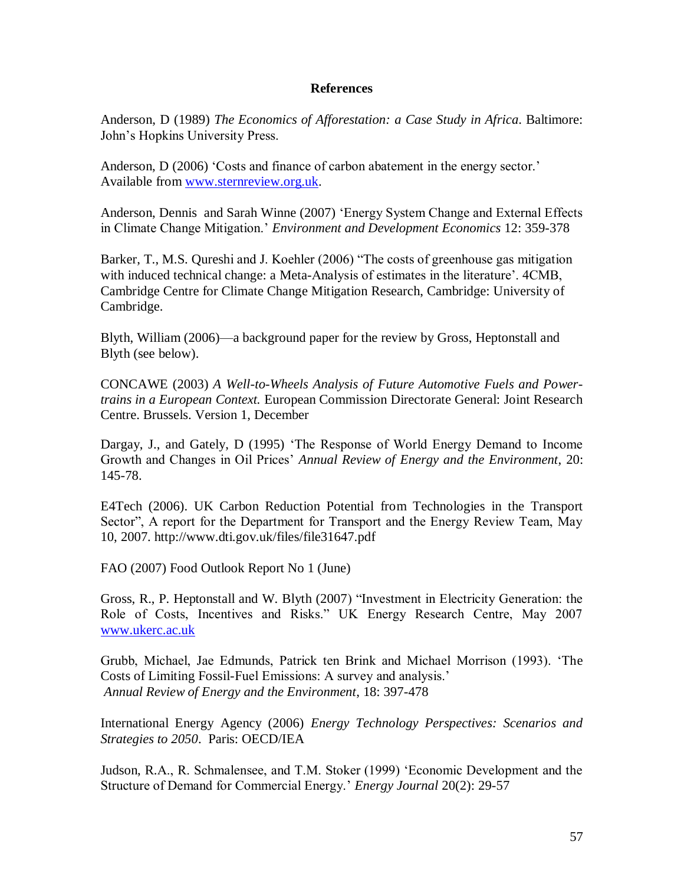**References**

Anderson, D (1989) *The Economics of Afforestation: a Case Study in Africa*. Baltimore: John's Hopkins University Press.

Anderson, D (2006) 'Costs and finance of carbon abatement in the energy sector.' Available from www.sternreview.org.uk.

Anderson, Dennis and Sarah Winne (2007) 'Energy System Change and External Effects in Climate Change Mitigation.' *Environment and Development Economics* 12: 359-378

Barker, T., M.S. Qureshi and J. Koehler (2006) "The costs of greenhouse gas mitigation with induced technical change: a Meta-Analysis of estimates in the literature'. 4CMB, Cambridge Centre for Climate Change Mitigation Research, Cambridge: University of Cambridge.

Blyth, William (2006)—a background paper for the review by Gross, Heptonstall and Blyth (see below).

CONCAWE (2003) *A Well-to-Wheels Analysis of Future Automotive Fuels and Power-trains in a European Context.* European Commission Directorate General: Joint Research Centre. Brussels. Version 1, December

Dargay, J., and Gately, D (1995) 'The Response of World Energy Demand to Income Growth and Changes in Oil Prices' *Annual Review of Energy and the Environment*, 20: 145-78.

E4Tech (2006). UK Carbon Reduction Potential from Technologies in the Transport Sector", A report for the Department for Transport and the Energy Review Team, May 10, 2007. http://www.dti.gov.uk/files/file31647.pdf

FAO (2007) Food Outlook Report No 1 (June)

Gross, R., P. Heptonstall and W. Blyth (2007) "Investment in Electricity Generation: the Role of Costs, Incentives and Risks." UK Energy Research Centre, May 2007 www.ukerc.ac.uk

Grubb, Michael, Jae Edmunds, Patrick ten Brink and Michael Morrison (1993). 'The Costs of Limiting Fossil-Fuel Emissions: A survey and analysis.' *Annual Review of Energy and the Environment*, 18: 397-478

International Energy Agency (2006) *Energy Technology Perspectives: Scenarios and Strategies to 2050*. Paris: OECD/IEA

Judson, R.A., R. Schmalensee, and T.M. Stoker (1999) 'Economic Development and the Structure of Demand for Commercial Energy.' *Energy Journal* 20(2): 29-57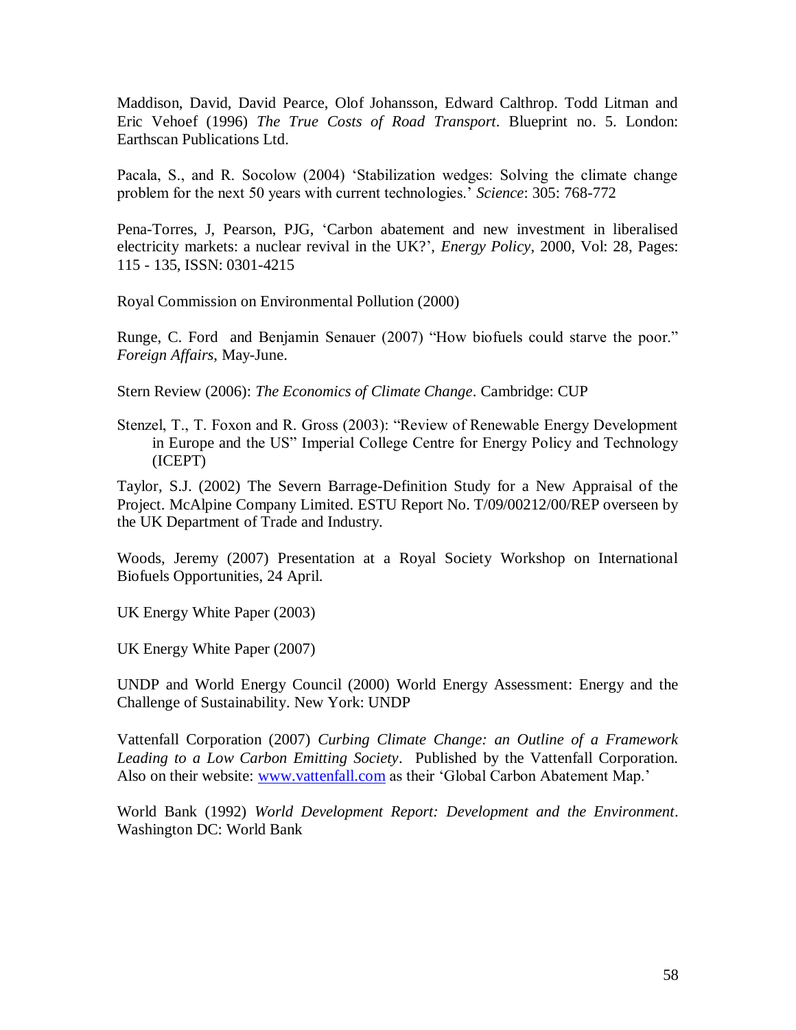Maddison, David, David Pearce, Olof Johansson, Edward Calthrop. Todd Litman and Eric Vehoef (1996) *The True Costs of Road Transport*. Blueprint no. 5. London: Earthscan Publications Ltd.

Pacala, S., and R. Socolow (2004) 'Stabilization wedges: Solving the climate change problem for the next 50 years with current technologies.' *Science*: 305: 768-772

Pena-Torres, J, Pearson, PJG, 'Carbon abatement and new investment in liberalised electricity markets: a nuclear revival in the UK?', *Energy Policy*, 2000, Vol: 28, Pages: 115 - 135, ISSN: 0301-4215

Royal Commission on Environmental Pollution (2000)

Runge, C. Ford and Benjamin Senauer (2007) "How biofuels could starve the poor." *Foreign Affairs*, May-June.

Stern Review (2006): *The Economics of Climate Change*. Cambridge: CUP

Stenzel, T., T. Foxon and R. Gross (2003): "Review of Renewable Energy Development in Europe and the US" Imperial College Centre for Energy Policy and Technology (ICEPT)

Taylor, S.J. (2002) The Severn Barrage-Definition Study for a New Appraisal of the Project. McAlpine Company Limited. ESTU Report No. T/09/00212/00/REP overseen by the UK Department of Trade and Industry.

Woods, Jeremy (2007) Presentation at a Royal Society Workshop on International Biofuels Opportunities, 24 April.

UK Energy White Paper (2003)

UK Energy White Paper (2007)

UNDP and World Energy Council (2000) World Energy Assessment: Energy and the Challenge of Sustainability. New York: UNDP

Vattenfall Corporation (2007) *Curbing Climate Change: an Outline of a Framework Leading to a Low Carbon Emitting Society*. Published by the Vattenfall Corporation. Also on their website: [www.vattenfall.com](www.vattenfall.com) as their 'Global Carbon Abatement Map.'

World Bank (1992) *World Development Report: Development and the Environment*. Washington DC: World Bank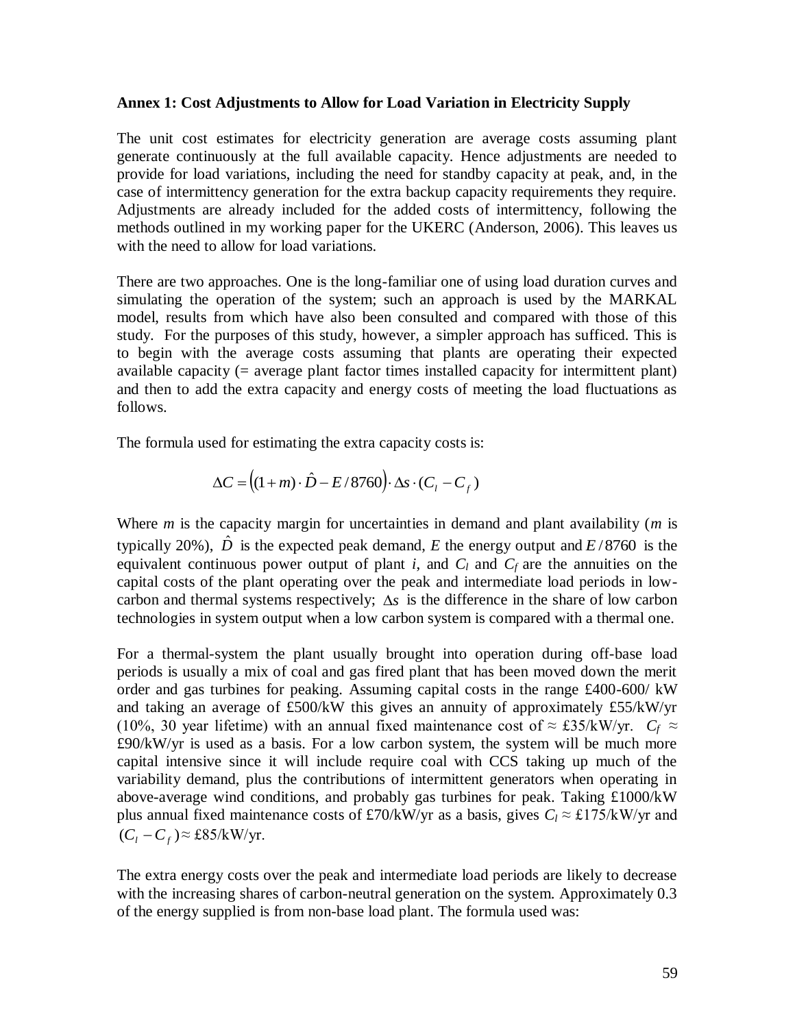**Annex 1: Cost Adjustments to Allow for Load Variation in Electricity Supply**

The unit cost estimates for electricity generation are average costs assuming plant generate continuously at the full available capacity. Hence adjustments are needed to provide for load variations, including the need for standby capacity at peak, and, in the case of intermittency generation for the extra backup capacity requirements they require. Adjustments are already included for the added costs of intermittency, following the methods outlined in my working paper for the UKERC (Anderson, 2006). This leaves us with the need to allow for load variations.

There are two approaches. One is the long-familiar one of using load duration curves and simulating the operation of the system; such an approach is used by the MARKAL model, results from which have also been consulted and compared with those of this study. For the purposes of this study, however, a simpler approach has sufficed. This is to begin with the average costs assuming that plants are operating their expected available capacity (= average plant factor times installed capacity for intermittent plant) and then to add the extra capacity and energy costs of meeting the load fluctuations as follows.

The formula used for estimating the extra capacity costs is:

$$\Delta C = \left((1+m)\cdot \hat{D} - E/8760\right)\cdot \Delta s \cdot (C_l - C_f)$$

Where $m$ is the capacity margin for uncertainties in demand and plant availability ($m$ is typically 20%), $\hat{D}$ is the expected peak demand, $E$ the energy output and $E/8760$ is the equivalent continuous power output of plant $i$, and $C_l$ and $C_f$ are the annuities on the capital costs of the plant operating over the peak and intermediate load periods in low-carbon and thermal systems respectively; $\Delta s$ is the difference in the share of low carbon technologies in system output when a low carbon system is compared with a thermal one.

For a thermal-system the plant usually brought into operation during off-base load periods is usually a mix of coal and gas fired plant that has been moved down the merit order and gas turbines for peaking. Assuming capital costs in the range £400-600/ kW and taking an average of £500/kW this gives an annuity of approximately £55/kW/yr (10%, 30 year lifetime) with an annual fixed maintenance cost of ≈ £35/kW/yr. $C_f \approx$ £90/kW/yr is used as a basis. For a low carbon system, the system will be much more capital intensive since it will include require coal with CCS taking up much of the variability demand, plus the contributions of intermittent generators when operating in above-average wind conditions, and probably gas turbines for peak. Taking £1000/kW plus annual fixed maintenance costs of £70/kW/yr as a basis, gives $C_l \approx$ £175/kW/yr and $(C_l - C_f) \approx$ £85/kW/yr.

The extra energy costs over the peak and intermediate load periods are likely to decrease with the increasing shares of carbon-neutral generation on the system. Approximately 0.3 of the energy supplied is from non-base load plant. The formula used was: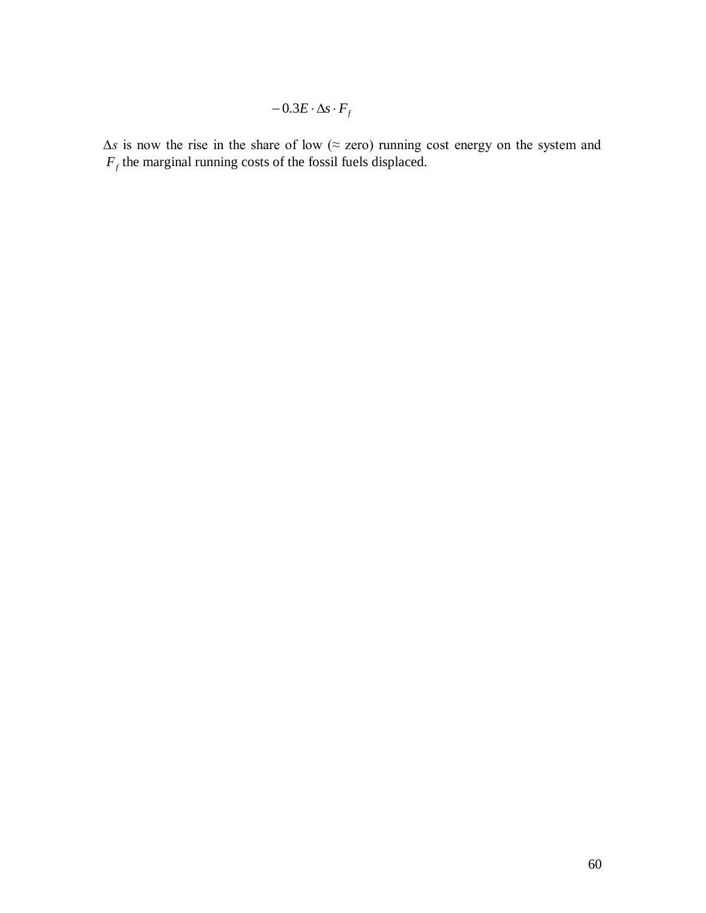$$-0.3E \cdot \Delta s \cdot F_f$$

$\Delta s$ is now the rise in the share of low (≈ zero) running cost energy on the system and $F_f$ the marginal running costs of the fossil fuels displaced.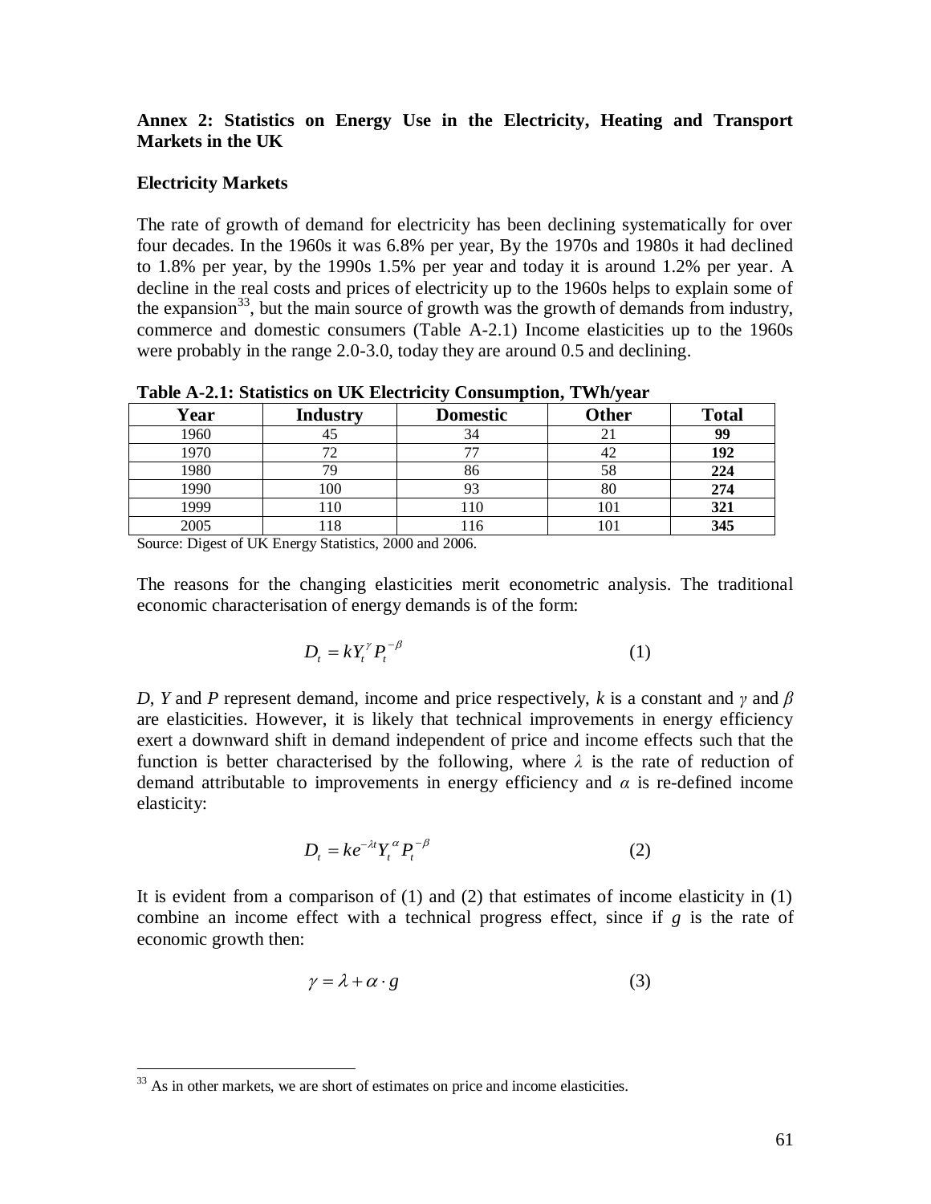**Annex 2: Statistics on Energy Use in the Electricity, Heating and Transport Markets in the UK**

**Electricity Markets**

The rate of growth of demand for electricity has been declining systematically for over four decades. In the 1960s it was 6.8% per year, By the 1970s and 1980s it had declined to 1.8% per year, by the 1990s 1.5% per year and today it is around 1.2% per year. A decline in the real costs and prices of electricity up to the 1960s helps to explain some of the expansion[33], but the main source of growth was the growth of demands from industry, commerce and domestic consumers (Table A-2.1) Income elasticities up to the 1960s were probably in the range 2.0-3.0, today they are around 0.5 and declining.

**Table A-2.1: Statistics on UK Electricity Consumption, TWh/year**

| Year | Industry | Domestic | Other | Total |
|---|---|---|---|---|
| 1960 | 45 | 34 | 21 | **99** |
| 1970 | 72 | 77 | 42 | **192** |
| 1980 | 79 | 86 | 58 | **224** |
| 1990 | 100 | 93 | 80 | **274** |
| 1999 | 110 | 110 | 101 | **321** |
| 2005 | 118 | 116 | 101 | **345** |

Source: Digest of UK Energy Statistics, 2000 and 2006.

The reasons for the changing elasticities merit econometric analysis. The traditional economic characterisation of energy demands is of the form:

$$D_t = kY_t^{\gamma} P_t^{-\beta} \qquad (1)$$

*D*, *Y* and *P* represent demand, income and price respectively, *k* is a constant and $\gamma$ and $\beta$ are elasticities. However, it is likely that technical improvements in energy efficiency exert a downward shift in demand independent of price and income effects such that the function is better characterised by the following, where $\lambda$ is the rate of reduction of demand attributable to improvements in energy efficiency and $\alpha$ is re-defined income elasticity:

$$D_t = ke^{-\lambda t} Y_t^{\alpha} P_t^{-\beta} \qquad (2)$$

It is evident from a comparison of (1) and (2) that estimates of income elasticity in (1) combine an income effect with a technical progress effect, since if *g* is the rate of economic growth then:

$$\gamma = \lambda + \alpha \cdot g \qquad (3)$$

---

[33] As in other markets, we are short of estimates on price and income elasticities.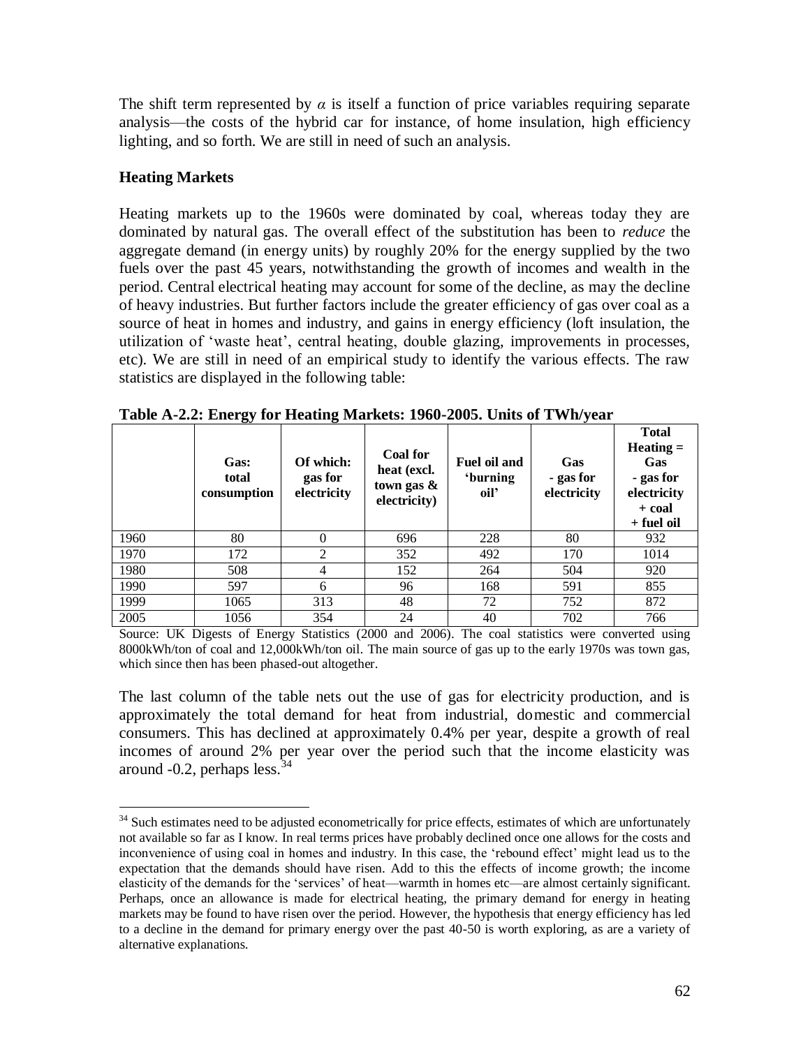The shift term represented by $\alpha$ is itself a function of price variables requiring separate analysis—the costs of the hybrid car for instance, of home insulation, high efficiency lighting, and so forth. We are still in need of such an analysis.

### Heating Markets

Heating markets up to the 1960s were dominated by coal, whereas today they are dominated by natural gas. The overall effect of the substitution has been to *reduce* the aggregate demand (in energy units) by roughly 20% for the energy supplied by the two fuels over the past 45 years, notwithstanding the growth of incomes and wealth in the period. Central electrical heating may account for some of the decline, as may the decline of heavy industries. But further factors include the greater efficiency of gas over coal as a source of heat in homes and industry, and gains in energy efficiency (loft insulation, the utilization of 'waste heat', central heating, double glazing, improvements in processes, etc). We are still in need of an empirical study to identify the various effects. The raw statistics are displayed in the following table:

**Table A-2.2: Energy for Heating Markets: 1960-2005. Units of TWh/year**

| | Gas: total consumption | Of which: gas for electricity | Coal for heat (excl. town gas & electricity) | Fuel oil and 'burning oil' | Gas - gas for electricity | Total Heating = Gas - gas for electricity + coal + fuel oil |
|---|---|---|---|---|---|---|
| 1960 | 80 | 0 | 696 | 228 | 80 | 932 |
| 1970 | 172 | 2 | 352 | 492 | 170 | 1014 |
| 1980 | 508 | 4 | 152 | 264 | 504 | 920 |
| 1990 | 597 | 6 | 96 | 168 | 591 | 855 |
| 1999 | 1065 | 313 | 48 | 72 | 752 | 872 |
| 2005 | 1056 | 354 | 24 | 40 | 702 | 766 |

Source: UK Digests of Energy Statistics (2000 and 2006). The coal statistics were converted using 8000kWh/ton of coal and 12,000kWh/ton oil. The main source of gas up to the early 1970s was town gas, which since then has been phased-out altogether.

The last column of the table nets out the use of gas for electricity production, and is approximately the total demand for heat from industrial, domestic and commercial consumers. This has declined at approximately 0.4% per year, despite a growth of real incomes of around 2% per year over the period such that the income elasticity was around -0.2, perhaps less.[34]

[34] Such estimates need to be adjusted econometrically for price effects, estimates of which are unfortunately not available so far as I know. In real terms prices have probably declined once one allows for the costs and inconvenience of using coal in homes and industry. In this case, the 'rebound effect' might lead us to the expectation that the demands should have risen. Add to this the effects of income growth; the income elasticity of the demands for the 'services' of heat—warmth in homes etc—are almost certainly significant. Perhaps, once an allowance is made for electrical heating, the primary demand for energy in heating markets may be found to have risen over the period. However, the hypothesis that energy efficiency has led to a decline in the demand for primary energy over the past 40-50 is worth exploring, as are a variety of alternative explanations.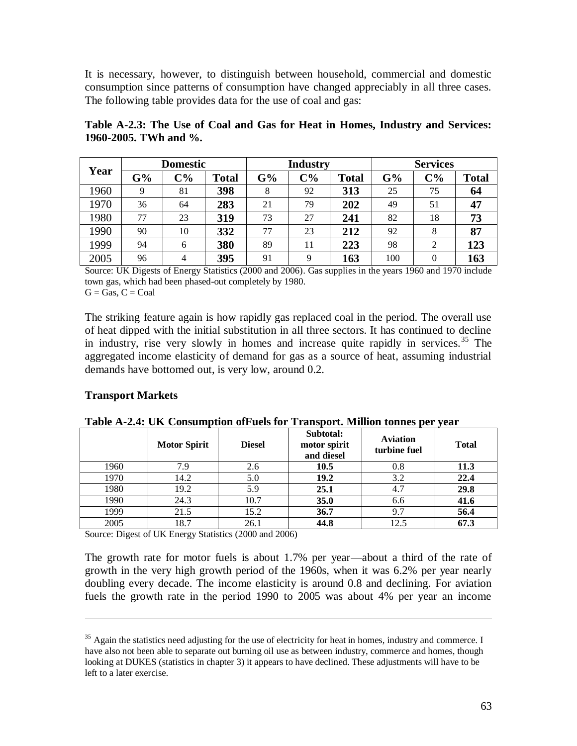It is necessary, however, to distinguish between household, commercial and domestic consumption since patterns of consumption have changed appreciably in all three cases. The following table provides data for the use of coal and gas:

**Table A-2.3: The Use of Coal and Gas for Heat in Homes, Industry and Services: 1960-2005. TWh and %.**

| Year | Domestic | | | Industry | | | Services | | |
|---|---|---|---|---|---|---|---|---|---|
| | G% | C% | Total | G% | C% | Total | G% | C% | Total |
| 1960 | 9 | 81 | **398** | 8 | 92 | **313** | 25 | 75 | **64** |
| 1970 | 36 | 64 | **283** | 21 | 79 | **202** | 49 | 51 | **47** |
| 1980 | 77 | 23 | **319** | 73 | 27 | **241** | 82 | 18 | **73** |
| 1990 | 90 | 10 | **332** | 77 | 23 | **212** | 92 | 8 | **87** |
| 1999 | 94 | 6 | **380** | 89 | 11 | **223** | 98 | 2 | **123** |
| 2005 | 96 | 4 | **395** | 91 | 9 | **163** | 100 | 0 | **163** |

Source: UK Digests of Energy Statistics (2000 and 2006). Gas supplies in the years 1960 and 1970 include town gas, which had been phased-out completely by 1980.
G = Gas, C = Coal

The striking feature again is how rapidly gas replaced coal in the period. The overall use of heat dipped with the initial substitution in all three sectors. It has continued to decline in industry, rise very slowly in homes and increase quite rapidly in services.[35] The aggregated income elasticity of demand for gas as a source of heat, assuming industrial demands have bottomed out, is very low, around 0.2.

**Transport Markets**

**Table A-2.4: UK Consumption ofFuels for Transport. Million tonnes per year**

| | Motor Spirit | Diesel | Subtotal: motor spirit and diesel | Aviation turbine fuel | Total |
|---|---|---|---|---|---|
| 1960 | 7.9 | 2.6 | **10.5** | 0.8 | **11.3** |
| 1970 | 14.2 | 5.0 | **19.2** | 3.2 | **22.4** |
| 1980 | 19.2 | 5.9 | **25.1** | 4.7 | **29.8** |
| 1990 | 24.3 | 10.7 | **35.0** | 6.6 | **41.6** |
| 1999 | 21.5 | 15.2 | **36.7** | 9.7 | **56.4** |
| 2005 | 18.7 | 26.1 | **44.8** | 12.5 | **67.3** |

Source: Digest of UK Energy Statistics (2000 and 2006)

The growth rate for motor fuels is about 1.7% per year—about a third of the rate of growth in the very high growth period of the 1960s, when it was 6.2% per year nearly doubling every decade. The income elasticity is around 0.8 and declining. For aviation fuels the growth rate in the period 1990 to 2005 was about 4% per year an income

[35] Again the statistics need adjusting for the use of electricity for heat in homes, industry and commerce. I have also not been able to separate out burning oil use as between industry, commerce and homes, though looking at DUKES (statistics in chapter 3) it appears to have declined. These adjustments will have to be left to a later exercise.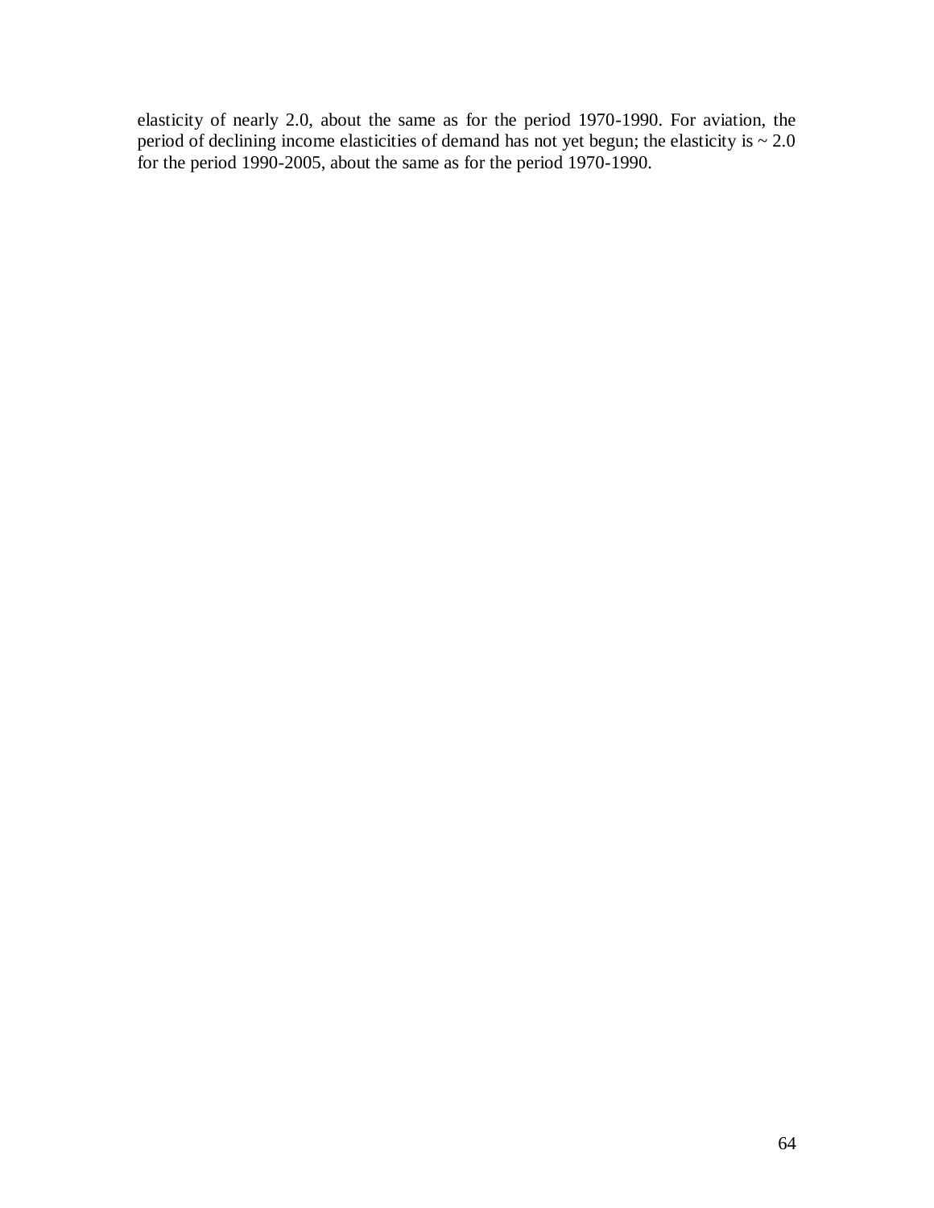elasticity of nearly 2.0, about the same as for the period 1970-1990. For aviation, the period of declining income elasticities of demand has not yet begun; the elasticity is ~ 2.0 for the period 1990-2005, about the same as for the period 1970-1990.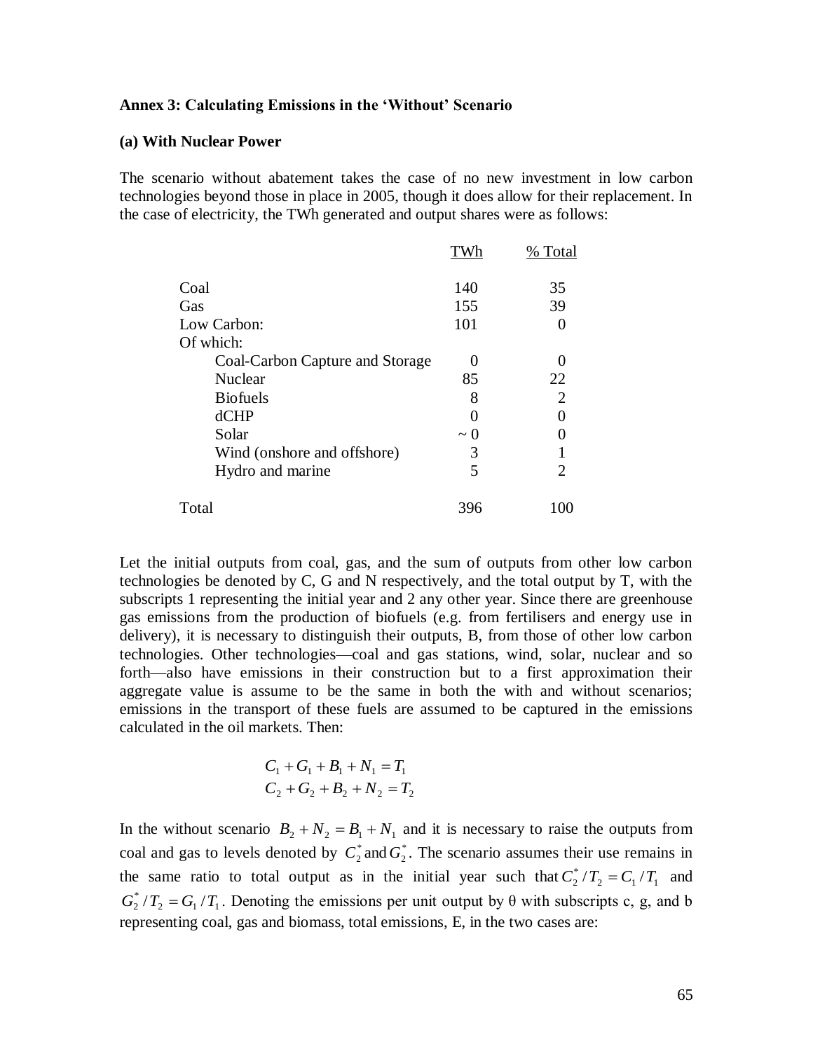**Annex 3: Calculating Emissions in the 'Without' Scenario**

**(a) With Nuclear Power**

The scenario without abatement takes the case of no new investment in low carbon technologies beyond those in place in 2005, though it does allow for their replacement. In the case of electricity, the TWh generated and output shares were as follows:

| | TWh | % Total |
|---|---|---|
| Coal | 140 | 35 |
| Gas | 155 | 39 |
| Low Carbon: | 101 | 0 |
| Of which: | | |
| Coal-Carbon Capture and Storage | 0 | 0 |
| Nuclear | 85 | 22 |
| Biofuels | 8 | 2 |
| dCHP | 0 | 0 |
| Solar | ~ 0 | 0 |
| Wind (onshore and offshore) | 3 | 1 |
| Hydro and marine | 5 | 2 |
| Total | 396 | 100 |

Let the initial outputs from coal, gas, and the sum of outputs from other low carbon technologies be denoted by C, G and N respectively, and the total output by T, with the subscripts 1 representing the initial year and 2 any other year. Since there are greenhouse gas emissions from the production of biofuels (e.g. from fertilisers and energy use in delivery), it is necessary to distinguish their outputs, B, from those of other low carbon technologies. Other technologies—coal and gas stations, wind, solar, nuclear and so forth—also have emissions in their construction but to a first approximation their aggregate value is assume to be the same in both the with and without scenarios; emissions in the transport of these fuels are assumed to be captured in the emissions calculated in the oil markets. Then:

$$C_1 + G_1 + B_1 + N_1 = T_1$$
$$C_2 + G_2 + B_2 + N_2 = T_2$$

In the without scenario $B_2 + N_2 = B_1 + N_1$ and it is necessary to raise the outputs from coal and gas to levels denoted by $C_2^*$ and $G_2^*$. The scenario assumes their use remains in the same ratio to total output as in the initial year such that $C_2^* / T_2 = C_1 / T_1$ and $G_2^* / T_2 = G_1 / T_1$. Denoting the emissions per unit output by θ with subscripts c, g, and b representing coal, gas and biomass, total emissions, E, in the two cases are: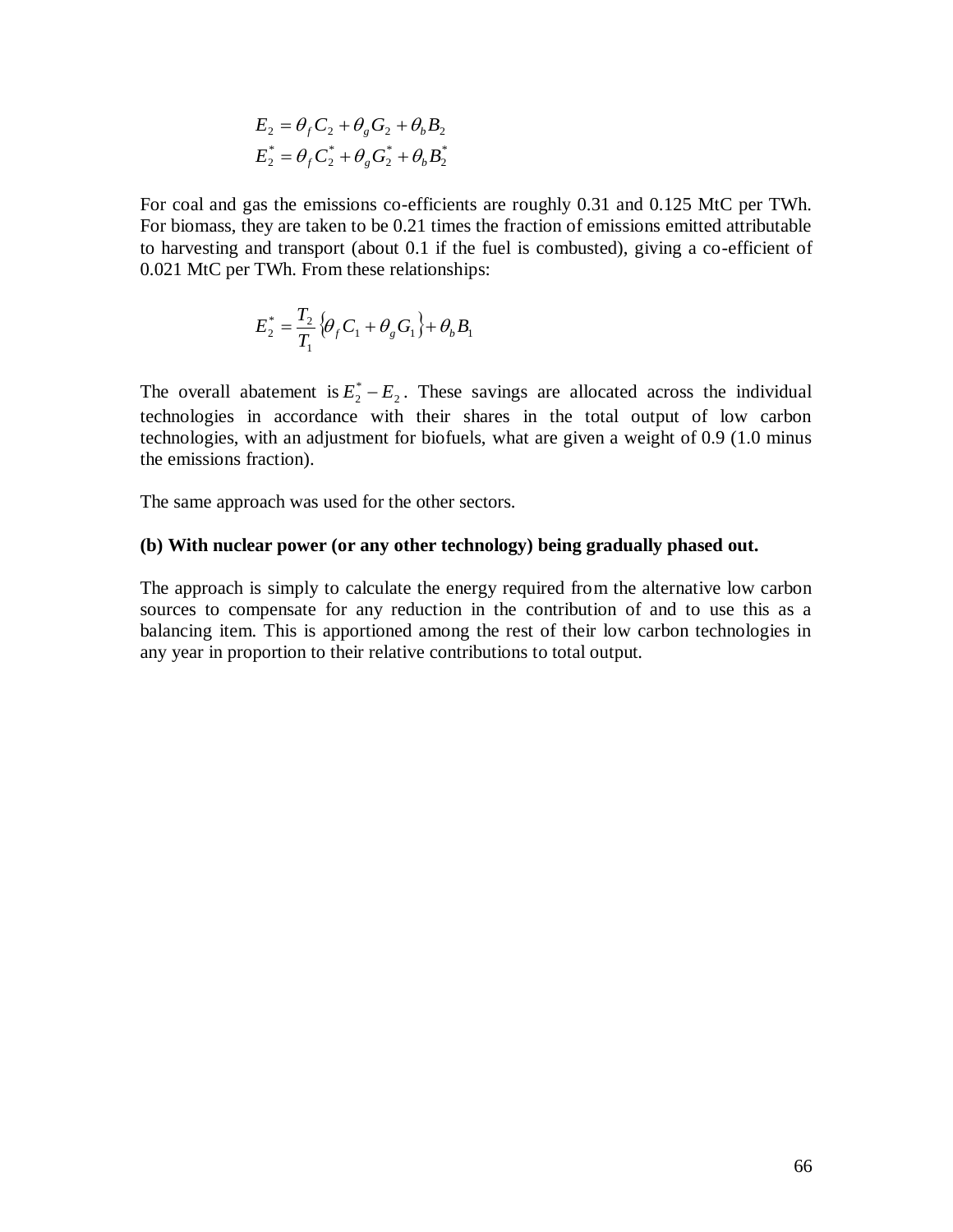$$E_2 = \theta_f C_2 + \theta_g G_2 + \theta_b B_2$$
$$E_2^* = \theta_f C_2^* + \theta_g G_2^* + \theta_b B_2^*$$

For coal and gas the emissions co-efficients are roughly 0.31 and 0.125 MtC per TWh. For biomass, they are taken to be 0.21 times the fraction of emissions emitted attributable to harvesting and transport (about 0.1 if the fuel is combusted), giving a co-efficient of 0.021 MtC per TWh. From these relationships:

$$E_2^* = \frac{T_2}{T_1}\{\theta_f C_1 + \theta_g G_1\} + \theta_b B_1$$

The overall abatement is $E_2^* - E_2$. These savings are allocated across the individual technologies in accordance with their shares in the total output of low carbon technologies, with an adjustment for biofuels, what are given a weight of 0.9 (1.0 minus the emissions fraction).

The same approach was used for the other sectors.

**(b) With nuclear power (or any other technology) being gradually phased out.**

The approach is simply to calculate the energy required from the alternative low carbon sources to compensate for any reduction in the contribution of and to use this as a balancing item. This is apportioned among the rest of their low carbon technologies in any year in proportion to their relative contributions to total output.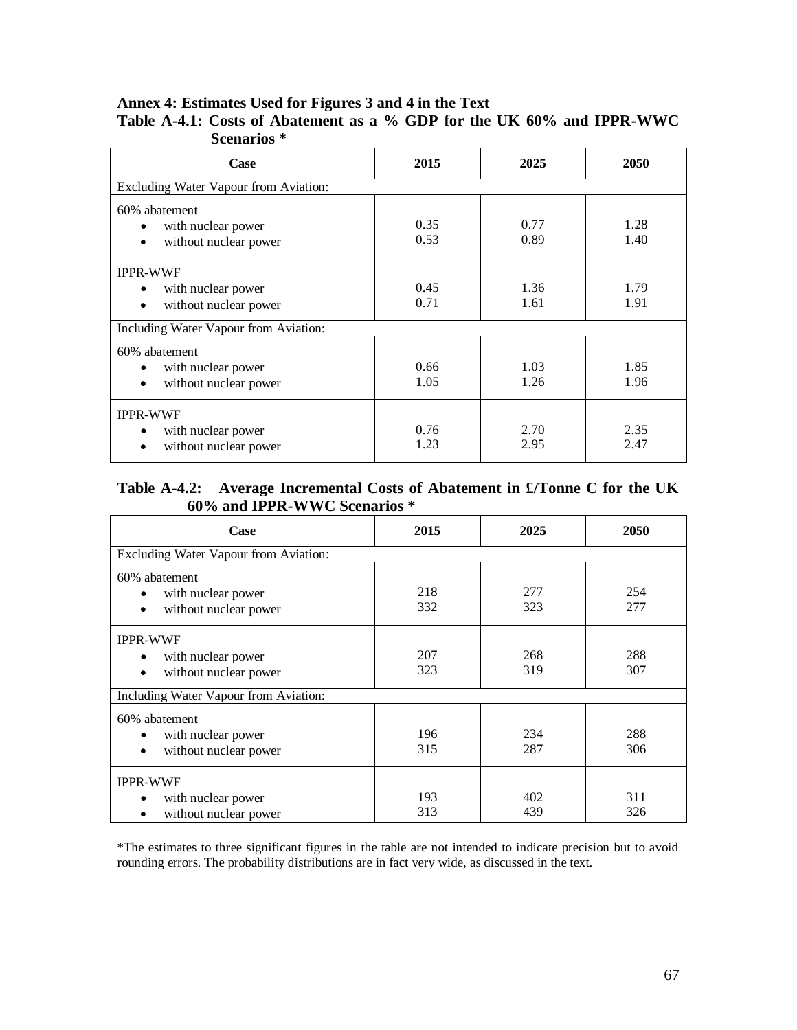## Annex 4: Estimates Used for Figures 3 and 4 in the Text

**Table A-4.1: Costs of Abatement as a % GDP for the UK 60% and IPPR-WWC Scenarios \***

| Case | 2015 | 2025 | 2050 |
|---|---|---|---|
| Excluding Water Vapour from Aviation: | | | |
| 60% abatement | | | |
| • with nuclear power | 0.35 | 0.77 | 1.28 |
| • without nuclear power | 0.53 | 0.89 | 1.40 |
| IPPR-WWF | | | |
| • with nuclear power | 0.45 | 1.36 | 1.79 |
| • without nuclear power | 0.71 | 1.61 | 1.91 |
| Including Water Vapour from Aviation: | | | |
| 60% abatement | | | |
| • with nuclear power | 0.66 | 1.03 | 1.85 |
| • without nuclear power | 1.05 | 1.26 | 1.96 |
| IPPR-WWF | | | |
| • with nuclear power | 0.76 | 2.70 | 2.35 |
| • without nuclear power | 1.23 | 2.95 | 2.47 |

**Table A-4.2: Average Incremental Costs of Abatement in £/Tonne C for the UK 60% and IPPR-WWC Scenarios \***

| Case | 2015 | 2025 | 2050 |
|---|---|---|---|
| Excluding Water Vapour from Aviation: | | | |
| 60% abatement | | | |
| • with nuclear power | 218 | 277 | 254 |
| • without nuclear power | 332 | 323 | 277 |
| IPPR-WWF | | | |
| • with nuclear power | 207 | 268 | 288 |
| • without nuclear power | 323 | 319 | 307 |
| Including Water Vapour from Aviation: | | | |
| 60% abatement | | | |
| • with nuclear power | 196 | 234 | 288 |
| • without nuclear power | 315 | 287 | 306 |
| IPPR-WWF | | | |
| • with nuclear power | 193 | 402 | 311 |
| • without nuclear power | 313 | 439 | 326 |

*The estimates to three significant figures in the table are not intended to indicate precision but to avoid rounding errors. The probability distributions are in fact very wide, as discussed in the text.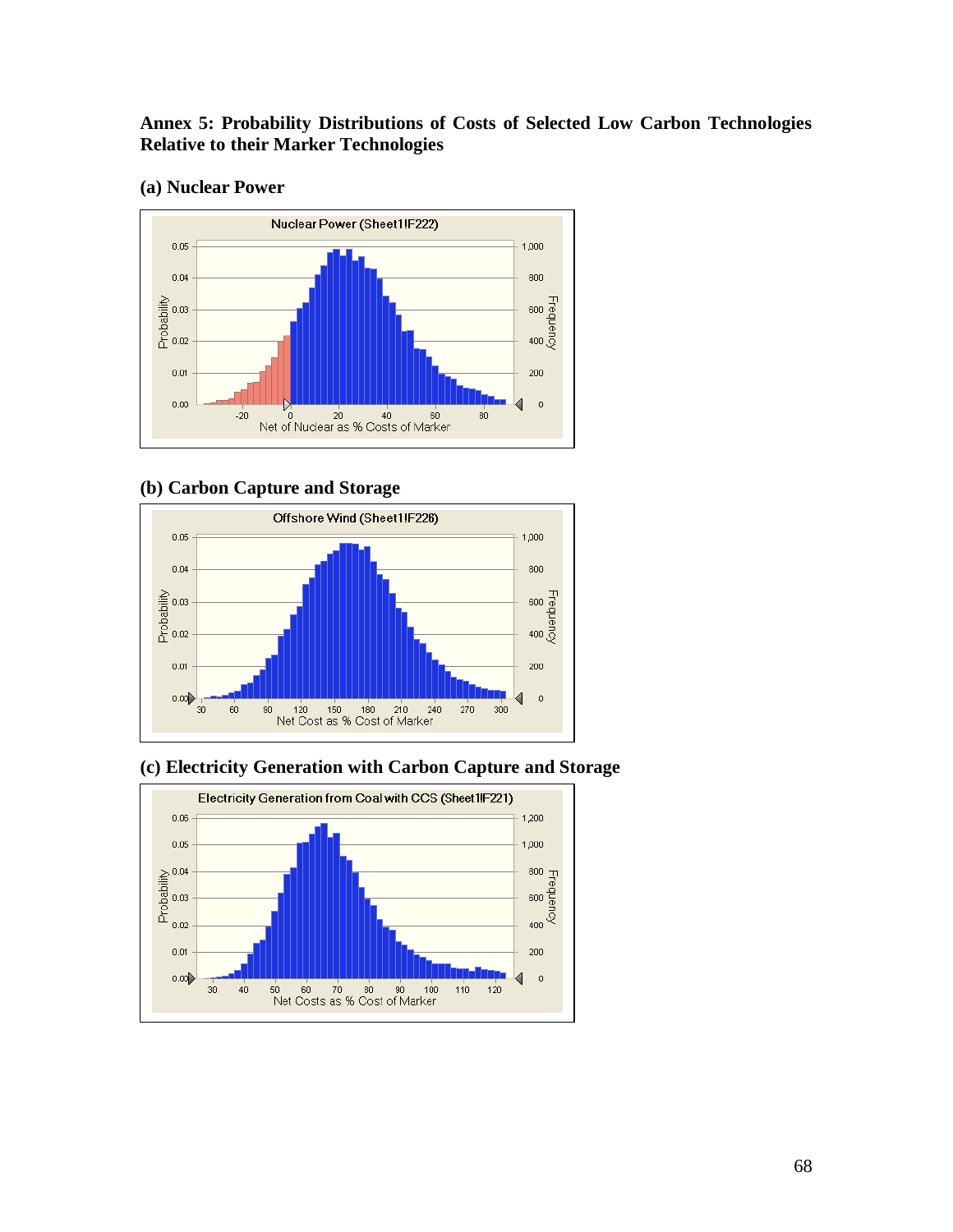**Annex 5: Probability Distributions of Costs of Selected Low Carbon Technologies Relative to their Marker Technologies**

**(a) Nuclear Power**

Nuclear Power (Sheet1!F222)

Probability / Frequency

Net of Nuclear as % Costs of Marker

**(b) Carbon Capture and Storage**

Offshore Wind (Sheet1!F226)

Probability / Frequency

Net Cost as % Cost of Marker

**(c) Electricity Generation with Carbon Capture and Storage**

Electricity Generation from Coal with CCS (Sheet1!F221)

Probability / Frequency

Net Costs as % Cost of Marker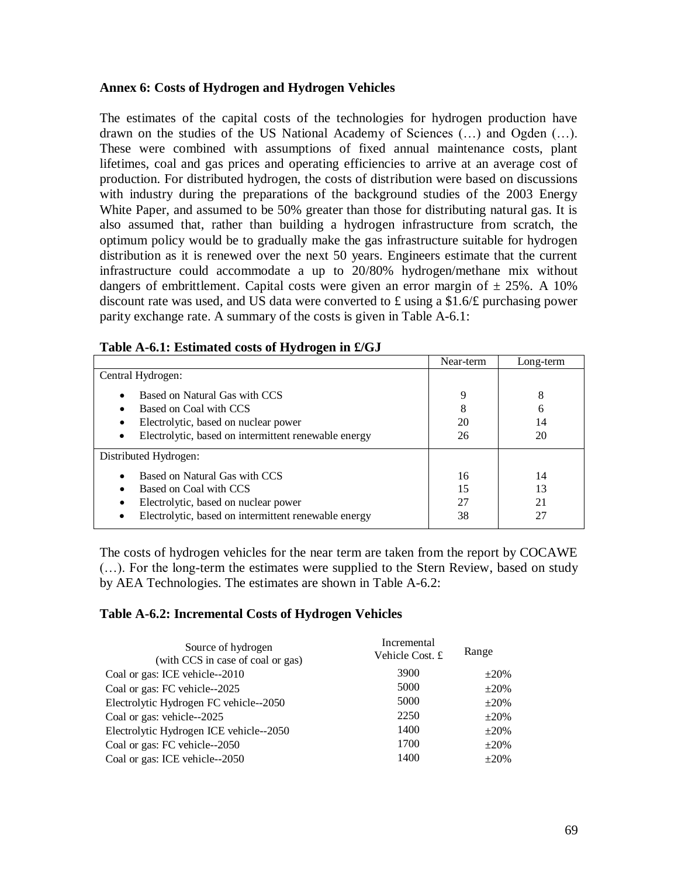**Annex 6: Costs of Hydrogen and Hydrogen Vehicles**

The estimates of the capital costs of the technologies for hydrogen production have drawn on the studies of the US National Academy of Sciences (…) and Ogden (…). These were combined with assumptions of fixed annual maintenance costs, plant lifetimes, coal and gas prices and operating efficiencies to arrive at an average cost of production. For distributed hydrogen, the costs of distribution were based on discussions with industry during the preparations of the background studies of the 2003 Energy White Paper, and assumed to be 50% greater than those for distributing natural gas. It is also assumed that, rather than building a hydrogen infrastructure from scratch, the optimum policy would be to gradually make the gas infrastructure suitable for hydrogen distribution as it is renewed over the next 50 years. Engineers estimate that the current infrastructure could accommodate a up to 20/80% hydrogen/methane mix without dangers of embrittlement. Capital costs were given an error margin of ± 25%. A 10% discount rate was used, and US data were converted to £ using a \$1.6/£ purchasing power parity exchange rate. A summary of the costs is given in Table A-6.1:

**Table A-6.1: Estimated costs of Hydrogen in £/GJ**

| | Near-term | Long-term |
|---|---|---|
| Central Hydrogen: | | |
| • Based on Natural Gas with CCS | 9 | 8 |
| • Based on Coal with CCS | 8 | 6 |
| • Electrolytic, based on nuclear power | 20 | 14 |
| • Electrolytic, based on intermittent renewable energy | 26 | 20 |
| Distributed Hydrogen: | | |
| • Based on Natural Gas with CCS | 16 | 14 |
| • Based on Coal with CCS | 15 | 13 |
| • Electrolytic, based on nuclear power | 27 | 21 |
| • Electrolytic, based on intermittent renewable energy | 38 | 27 |

The costs of hydrogen vehicles for the near term are taken from the report by COCAWE (…). For the long-term the estimates were supplied to the Stern Review, based on study by AEA Technologies. The estimates are shown in Table A-6.2:

**Table A-6.2: Incremental Costs of Hydrogen Vehicles**

| Source of hydrogen (with CCS in case of coal or gas) | Incremental Vehicle Cost. £ | Range |
|---|---|---|
| Coal or gas: ICE vehicle--2010 | 3900 | ±20% |
| Coal or gas: FC vehicle--2025 | 5000 | ±20% |
| Electrolytic Hydrogen FC vehicle--2050 | 5000 | ±20% |
| Coal or gas: vehicle--2025 | 2250 | ±20% |
| Electrolytic Hydrogen ICE vehicle--2050 | 1400 | ±20% |
| Coal or gas: FC vehicle--2050 | 1700 | ±20% |
| Coal or gas: ICE vehicle--2050 | 1400 | ±20% |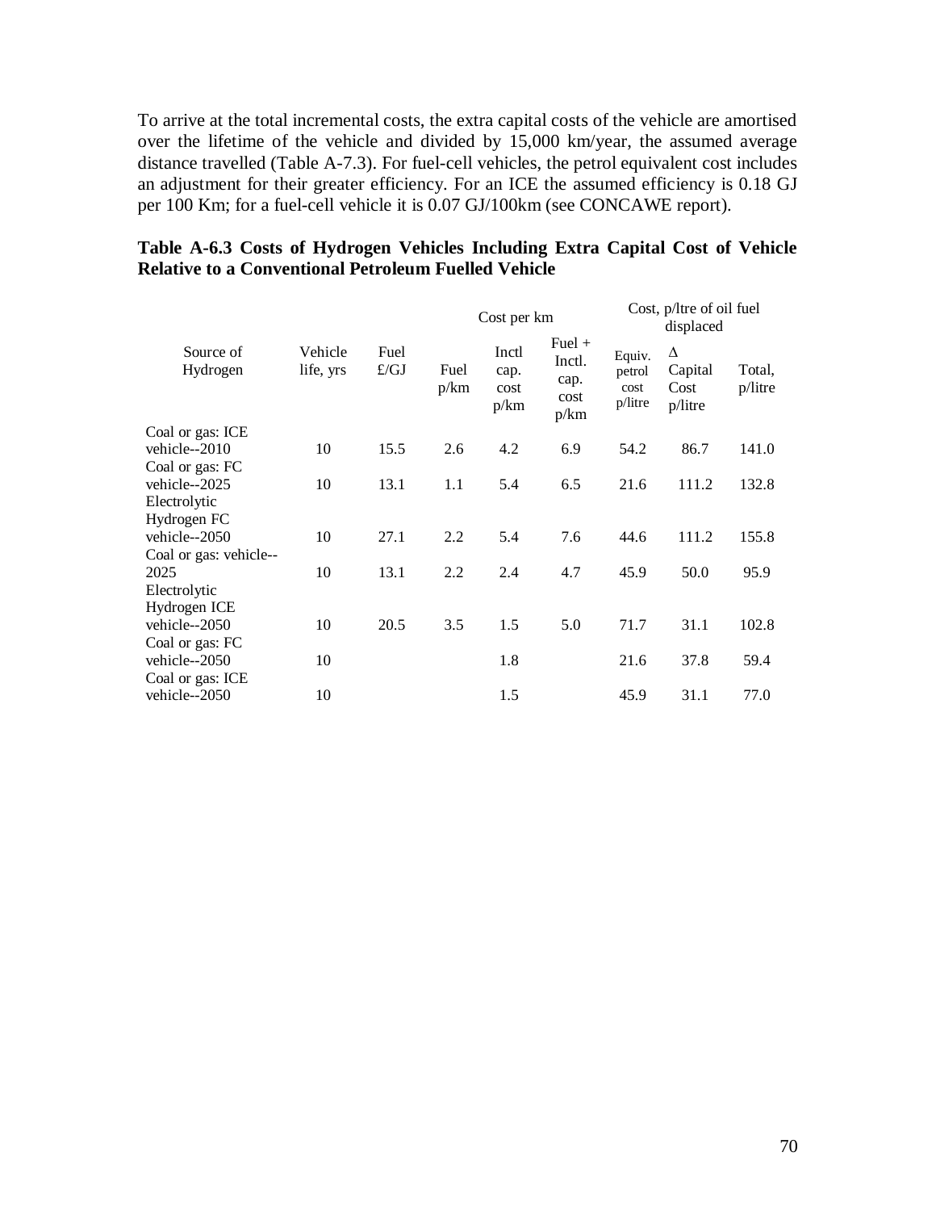To arrive at the total incremental costs, the extra capital costs of the vehicle are amortised over the lifetime of the vehicle and divided by 15,000 km/year, the assumed average distance travelled (Table A-7.3). For fuel-cell vehicles, the petrol equivalent cost includes an adjustment for their greater efficiency. For an ICE the assumed efficiency is 0.18 GJ per 100 Km; for a fuel-cell vehicle it is 0.07 GJ/100km (see CONCAWE report).

**Table A-6.3 Costs of Hydrogen Vehicles Including Extra Capital Cost of Vehicle Relative to a Conventional Petroleum Fuelled Vehicle**

| Source of Hydrogen | Vehicle life, yrs | Fuel £/GJ | Cost per km | | | Cost, p/ltre of oil fuel displaced | | |
|---|---|---|---|---|---|---|---|---|
| | | | Fuel p/km | Inctl cap. cost p/km | Fuel + Inctl. cap. cost p/km | Equiv. petrol cost p/litre | Δ Capital Cost p/litre | Total, p/litre |
| Coal or gas: ICE vehicle--2010 | 10 | 15.5 | 2.6 | 4.2 | 6.9 | 54.2 | 86.7 | 141.0 |
| Coal or gas: FC vehicle--2025 | 10 | 13.1 | 1.1 | 5.4 | 6.5 | 21.6 | 111.2 | 132.8 |
| Electrolytic Hydrogen FC vehicle--2050 | 10 | 27.1 | 2.2 | 5.4 | 7.6 | 44.6 | 111.2 | 155.8 |
| Coal or gas: vehicle--2025 | 10 | 13.1 | 2.2 | 2.4 | 4.7 | 45.9 | 50.0 | 95.9 |
| Electrolytic Hydrogen ICE vehicle--2050 | 10 | 20.5 | 3.5 | 1.5 | 5.0 | 71.7 | 31.1 | 102.8 |
| Coal or gas: FC vehicle--2050 | 10 | | | 1.8 | | 21.6 | 37.8 | 59.4 |
| Coal or gas: ICE vehicle--2050 | 10 | | | 1.5 | | 45.9 | 31.1 | 77.0 |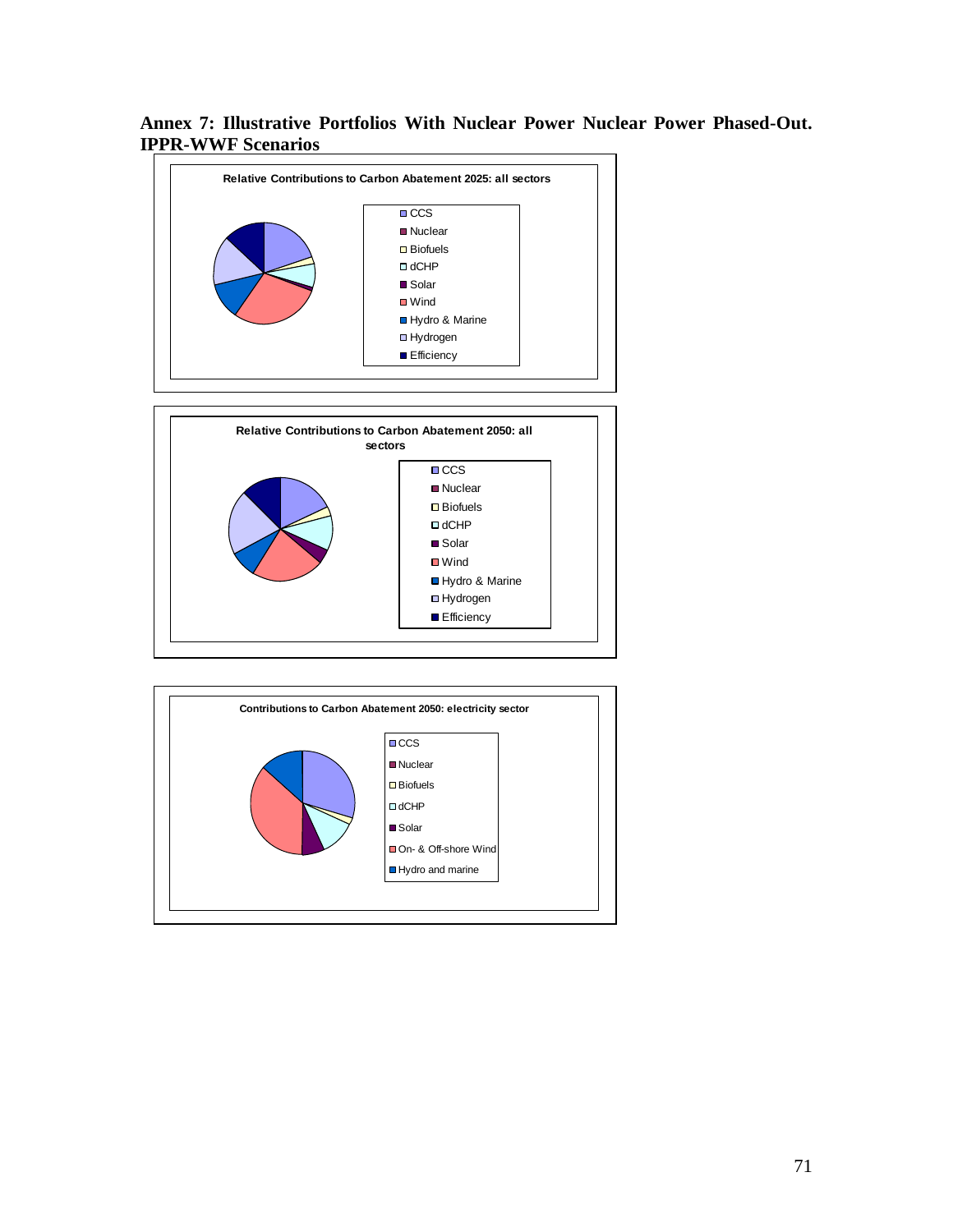**Annex 7: Illustrative Portfolios With Nuclear Power Nuclear Power Phased-Out. IPPR-WWF Scenarios**

Relative Contributions to Carbon Abatement 2025: all sectors

CCS
Nuclear
Biofuels
dCHP
Solar
Wind
Hydro & Marine
Hydrogen
Efficiency

Relative Contributions to Carbon Abatement 2050: all sectors

CCS
Nuclear
Biofuels
dCHP
Solar
Wind
Hydro & Marine
Hydrogen
Efficiency

Contributions to Carbon Abatement 2050: electricity sector

CCS
Nuclear
Biofuels
dCHP
Solar
On- & Off-shore Wind
Hydro and marine